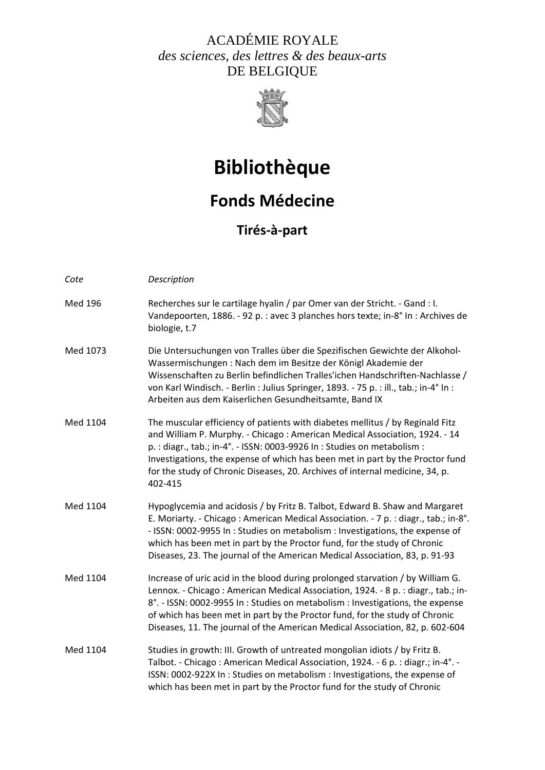ACADÉMIE ROYALE
*des sciences, des lettres & des beaux-arts*
DE BELGIQUE

# Bibliothèque

## Fonds Médecine

### Tirés-à-part

| *Cote* | *Description* |
| --- | --- |
| Med 196 | Recherches sur le cartilage hyalin / par Omer van der Stricht. - Gand : I. Vandepoorten, 1886. - 92 p. : avec 3 planches hors texte; in-8° In : Archives de biologie, t.7 |
| Med 1073 | Die Untersuchungen von Tralles über die Spezifischen Gewichte der Alkohol-Wassermischungen : Nach dem im Besitze der Königl Akademie der Wissenschaften zu Berlin befindlichen Tralles'ichen Handschriften-Nachlasse / von Karl Windisch. - Berlin : Julius Springer, 1893. - 75 p. : ill., tab.; in-4° In : Arbeiten aus dem Kaiserlichen Gesundheitsamte, Band IX |
| Med 1104 | The muscular efficiency of patients with diabetes mellitus / by Reginald Fitz and William P. Murphy. - Chicago : American Medical Association, 1924. - 14 p. : diagr., tab.; in-4°. - ISSN: 0003-9926 In : Studies on metabolism : Investigations, the expense of which has been met in part by the Proctor fund for the study of Chronic Diseases, 20. Archives of internal medicine, 34, p. 402-415 |
| Med 1104 | Hypoglycemia and acidosis / by Fritz B. Talbot, Edward B. Shaw and Margaret E. Moriarty. - Chicago : American Medical Association. - 7 p. : diagr., tab.; in-8°. - ISSN: 0002-9955 In : Studies on metabolism : Investigations, the expense of which has been met in part by the Proctor fund, for the study of Chronic Diseases, 23. The journal of the American Medical Association, 83, p. 91-93 |
| Med 1104 | Increase of uric acid in the blood during prolonged starvation / by William G. Lennox. - Chicago : American Medical Association, 1924. - 8 p. : diagr., tab.; in-8°. - ISSN: 0002-9955 In : Studies on metabolism : Investigations, the expense of which has been met in part by the Proctor fund, for the study of Chronic Diseases, 11. The journal of the American Medical Association, 82, p. 602-604 |
| Med 1104 | Studies in growth: III. Growth of untreated mongolian idiots / by Fritz B. Talbot. - Chicago : American Medical Association, 1924. - 6 p. : diagr.; in-4°. - ISSN: 0002-922X In : Studies on metabolism : Investigations, the expense of which has been met in part by the Proctor fund for the study of Chronic |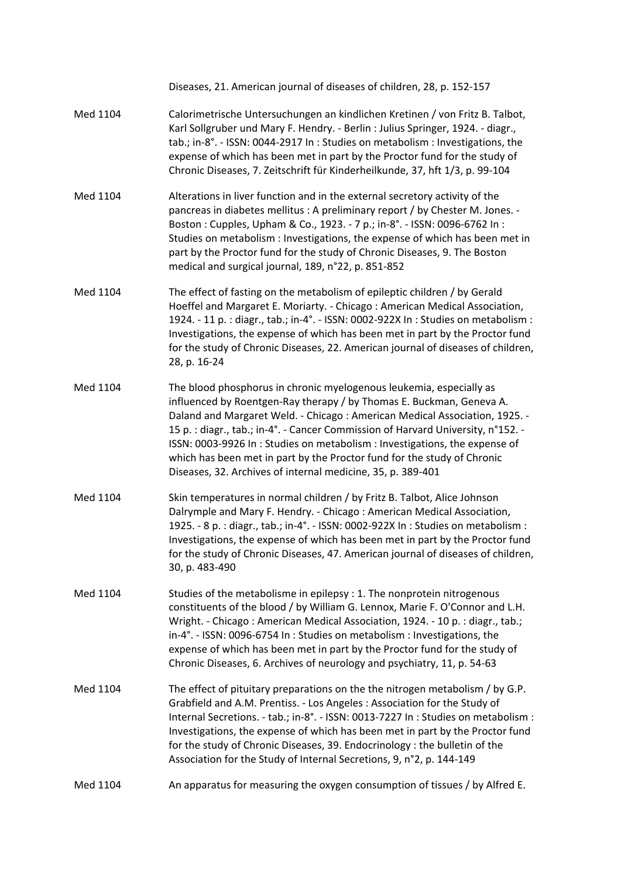Diseases, 21. American journal of diseases of children, 28, p. 152-157

Med 1104 Calorimetrische Untersuchungen an kindlichen Kretinen / von Fritz B. Talbot, Karl Sollgruber und Mary F. Hendry. - Berlin : Julius Springer, 1924. - diagr., tab.; in-8°. - ISSN: 0044-2917 In : Studies on metabolism : Investigations, the expense of which has been met in part by the Proctor fund for the study of Chronic Diseases, 7. Zeitschrift für Kinderheilkunde, 37, hft 1/3, p. 99-104

Med 1104 Alterations in liver function and in the external secretory activity of the pancreas in diabetes mellitus : A preliminary report / by Chester M. Jones. - Boston : Cupples, Upham & Co., 1923. - 7 p.; in-8°. - ISSN: 0096-6762 In : Studies on metabolism : Investigations, the expense of which has been met in part by the Proctor fund for the study of Chronic Diseases, 9. The Boston medical and surgical journal, 189, n°22, p. 851-852

Med 1104 The effect of fasting on the metabolism of epileptic children / by Gerald Hoeffel and Margaret E. Moriarty. - Chicago : American Medical Association, 1924. - 11 p. : diagr., tab.; in-4°. - ISSN: 0002-922X In : Studies on metabolism : Investigations, the expense of which has been met in part by the Proctor fund for the study of Chronic Diseases, 22. American journal of diseases of children, 28, p. 16-24

Med 1104 The blood phosphorus in chronic myelogenous leukemia, especially as influenced by Roentgen-Ray therapy / by Thomas E. Buckman, Geneva A. Daland and Margaret Weld. - Chicago : American Medical Association, 1925. - 15 p. : diagr., tab.; in-4°. - Cancer Commission of Harvard University, n°152. - ISSN: 0003-9926 In : Studies on metabolism : Investigations, the expense of which has been met in part by the Proctor fund for the study of Chronic Diseases, 32. Archives of internal medicine, 35, p. 389-401

Med 1104 Skin temperatures in normal children / by Fritz B. Talbot, Alice Johnson Dalrymple and Mary F. Hendry. - Chicago : American Medical Association, 1925. - 8 p. : diagr., tab.; in-4°. - ISSN: 0002-922X In : Studies on metabolism : Investigations, the expense of which has been met in part by the Proctor fund for the study of Chronic Diseases, 47. American journal of diseases of children, 30, p. 483-490

Med 1104 Studies of the metabolisme in epilepsy : 1. The nonprotein nitrogenous constituents of the blood / by William G. Lennox, Marie F. O'Connor and L.H. Wright. - Chicago : American Medical Association, 1924. - 10 p. : diagr., tab.; in-4°. - ISSN: 0096-6754 In : Studies on metabolism : Investigations, the expense of which has been met in part by the Proctor fund for the study of Chronic Diseases, 6. Archives of neurology and psychiatry, 11, p. 54-63

Med 1104 The effect of pituitary preparations on the the nitrogen metabolism / by G.P. Grabfield and A.M. Prentiss. - Los Angeles : Association for the Study of Internal Secretions. - tab.; in-8°. - ISSN: 0013-7227 In : Studies on metabolism : Investigations, the expense of which has been met in part by the Proctor fund for the study of Chronic Diseases, 39. Endocrinology : the bulletin of the Association for the Study of Internal Secretions, 9, n°2, p. 144-149

Med 1104 An apparatus for measuring the oxygen consumption of tissues / by Alfred E.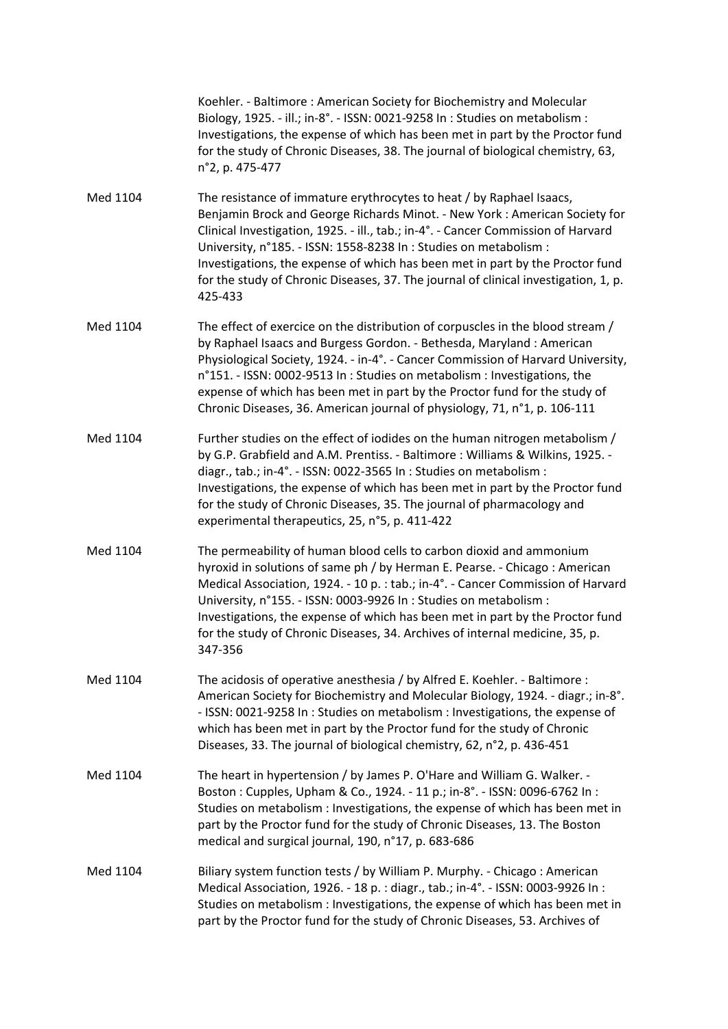Koehler. - Baltimore : American Society for Biochemistry and Molecular Biology, 1925. - ill.; in-8°. - ISSN: 0021-9258 In : Studies on metabolism : Investigations, the expense of which has been met in part by the Proctor fund for the study of Chronic Diseases, 38. The journal of biological chemistry, 63, n°2, p. 475-477

| | |
|---|---|
| Med 1104 | The resistance of immature erythrocytes to heat / by Raphael Isaacs, Benjamin Brock and George Richards Minot. - New York : American Society for Clinical Investigation, 1925. - ill., tab.; in-4°. - Cancer Commission of Harvard University, n°185. - ISSN: 1558-8238 In : Studies on metabolism : Investigations, the expense of which has been met in part by the Proctor fund for the study of Chronic Diseases, 37. The journal of clinical investigation, 1, p. 425-433 |
| Med 1104 | The effect of exercice on the distribution of corpuscles in the blood stream / by Raphael Isaacs and Burgess Gordon. - Bethesda, Maryland : American Physiological Society, 1924. - in-4°. - Cancer Commission of Harvard University, n°151. - ISSN: 0002-9513 In : Studies on metabolism : Investigations, the expense of which has been met in part by the Proctor fund for the study of Chronic Diseases, 36. American journal of physiology, 71, n°1, p. 106-111 |
| Med 1104 | Further studies on the effect of iodides on the human nitrogen metabolism / by G.P. Grabfield and A.M. Prentiss. - Baltimore : Williams & Wilkins, 1925. - diagr., tab.; in-4°. - ISSN: 0022-3565 In : Studies on metabolism : Investigations, the expense of which has been met in part by the Proctor fund for the study of Chronic Diseases, 35. The journal of pharmacology and experimental therapeutics, 25, n°5, p. 411-422 |
| Med 1104 | The permeability of human blood cells to carbon dioxid and ammonium hyroxid in solutions of same ph / by Herman E. Pearse. - Chicago : American Medical Association, 1924. - 10 p. : tab.; in-4°. - Cancer Commission of Harvard University, n°155. - ISSN: 0003-9926 In : Studies on metabolism : Investigations, the expense of which has been met in part by the Proctor fund for the study of Chronic Diseases, 34. Archives of internal medicine, 35, p. 347-356 |
| Med 1104 | The acidosis of operative anesthesia / by Alfred E. Koehler. - Baltimore : American Society for Biochemistry and Molecular Biology, 1924. - diagr.; in-8°. - ISSN: 0021-9258 In : Studies on metabolism : Investigations, the expense of which has been met in part by the Proctor fund for the study of Chronic Diseases, 33. The journal of biological chemistry, 62, n°2, p. 436-451 |
| Med 1104 | The heart in hypertension / by James P. O'Hare and William G. Walker. - Boston : Cupples, Upham & Co., 1924. - 11 p.; in-8°. - ISSN: 0096-6762 In : Studies on metabolism : Investigations, the expense of which has been met in part by the Proctor fund for the study of Chronic Diseases, 13. The Boston medical and surgical journal, 190, n°17, p. 683-686 |
| Med 1104 | Biliary system function tests / by William P. Murphy. - Chicago : American Medical Association, 1926. - 18 p. : diagr., tab.; in-4°. - ISSN: 0003-9926 In : Studies on metabolism : Investigations, the expense of which has been met in part by the Proctor fund for the study of Chronic Diseases, 53. Archives of |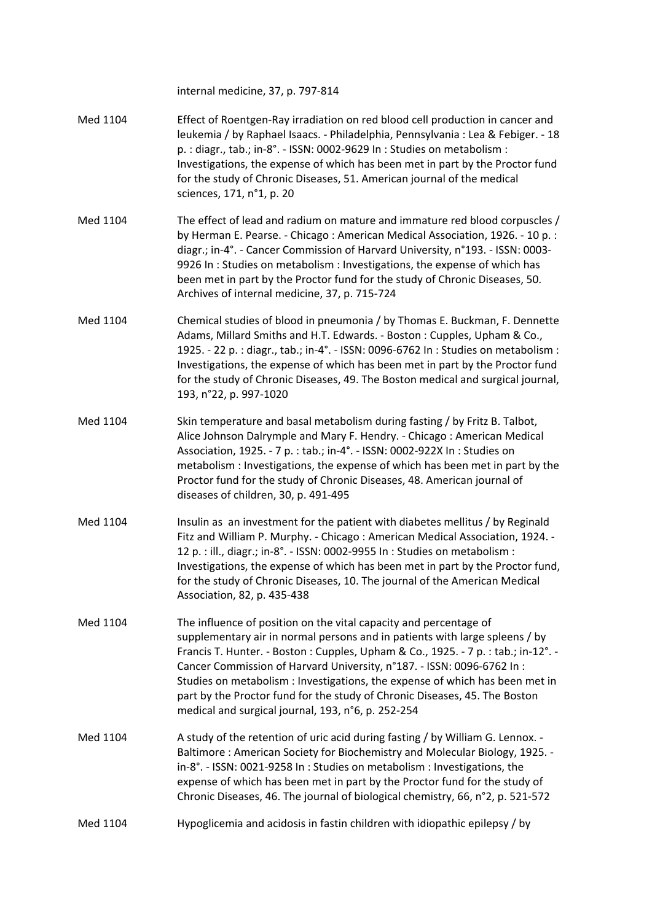internal medicine, 37, p. 797-814

| | |
|---|---|
| Med 1104 | Effect of Roentgen-Ray irradiation on red blood cell production in cancer and leukemia / by Raphael Isaacs. - Philadelphia, Pennsylvania : Lea & Febiger. - 18 p. : diagr., tab.; in-8°. - ISSN: 0002-9629 In : Studies on metabolism : Investigations, the expense of which has been met in part by the Proctor fund for the study of Chronic Diseases, 51. American journal of the medical sciences, 171, n°1, p. 20 |
| Med 1104 | The effect of lead and radium on mature and immature red blood corpuscles / by Herman E. Pearse. - Chicago : American Medical Association, 1926. - 10 p. : diagr.; in-4°. - Cancer Commission of Harvard University, n°193. - ISSN: 0003-9926 In : Studies on metabolism : Investigations, the expense of which has been met in part by the Proctor fund for the study of Chronic Diseases, 50. Archives of internal medicine, 37, p. 715-724 |
| Med 1104 | Chemical studies of blood in pneumonia / by Thomas E. Buckman, F. Dennette Adams, Millard Smiths and H.T. Edwards. - Boston : Cupples, Upham & Co., 1925. - 22 p. : diagr., tab.; in-4°. - ISSN: 0096-6762 In : Studies on metabolism : Investigations, the expense of which has been met in part by the Proctor fund for the study of Chronic Diseases, 49. The Boston medical and surgical journal, 193, n°22, p. 997-1020 |
| Med 1104 | Skin temperature and basal metabolism during fasting / by Fritz B. Talbot, Alice Johnson Dalrymple and Mary F. Hendry. - Chicago : American Medical Association, 1925. - 7 p. : tab.; in-4°. - ISSN: 0002-922X In : Studies on metabolism : Investigations, the expense of which has been met in part by the Proctor fund for the study of Chronic Diseases, 48. American journal of diseases of children, 30, p. 491-495 |
| Med 1104 | Insulin as an investment for the patient with diabetes mellitus / by Reginald Fitz and William P. Murphy. - Chicago : American Medical Association, 1924. - 12 p. : ill., diagr.; in-8°. - ISSN: 0002-9955 In : Studies on metabolism : Investigations, the expense of which has been met in part by the Proctor fund, for the study of Chronic Diseases, 10. The journal of the American Medical Association, 82, p. 435-438 |
| Med 1104 | The influence of position on the vital capacity and percentage of supplementary air in normal persons and in patients with large spleens / by Francis T. Hunter. - Boston : Cupples, Upham & Co., 1925. - 7 p. : tab.; in-12°. - Cancer Commission of Harvard University, n°187. - ISSN: 0096-6762 In : Studies on metabolism : Investigations, the expense of which has been met in part by the Proctor fund for the study of Chronic Diseases, 45. The Boston medical and surgical journal, 193, n°6, p. 252-254 |
| Med 1104 | A study of the retention of uric acid during fasting / by William G. Lennox. - Baltimore : American Society for Biochemistry and Molecular Biology, 1925. - in-8°. - ISSN: 0021-9258 In : Studies on metabolism : Investigations, the expense of which has been met in part by the Proctor fund for the study of Chronic Diseases, 46. The journal of biological chemistry, 66, n°2, p. 521-572 |
| Med 1104 | Hypoglicemia and acidosis in fastin children with idiopathic epilepsy / by |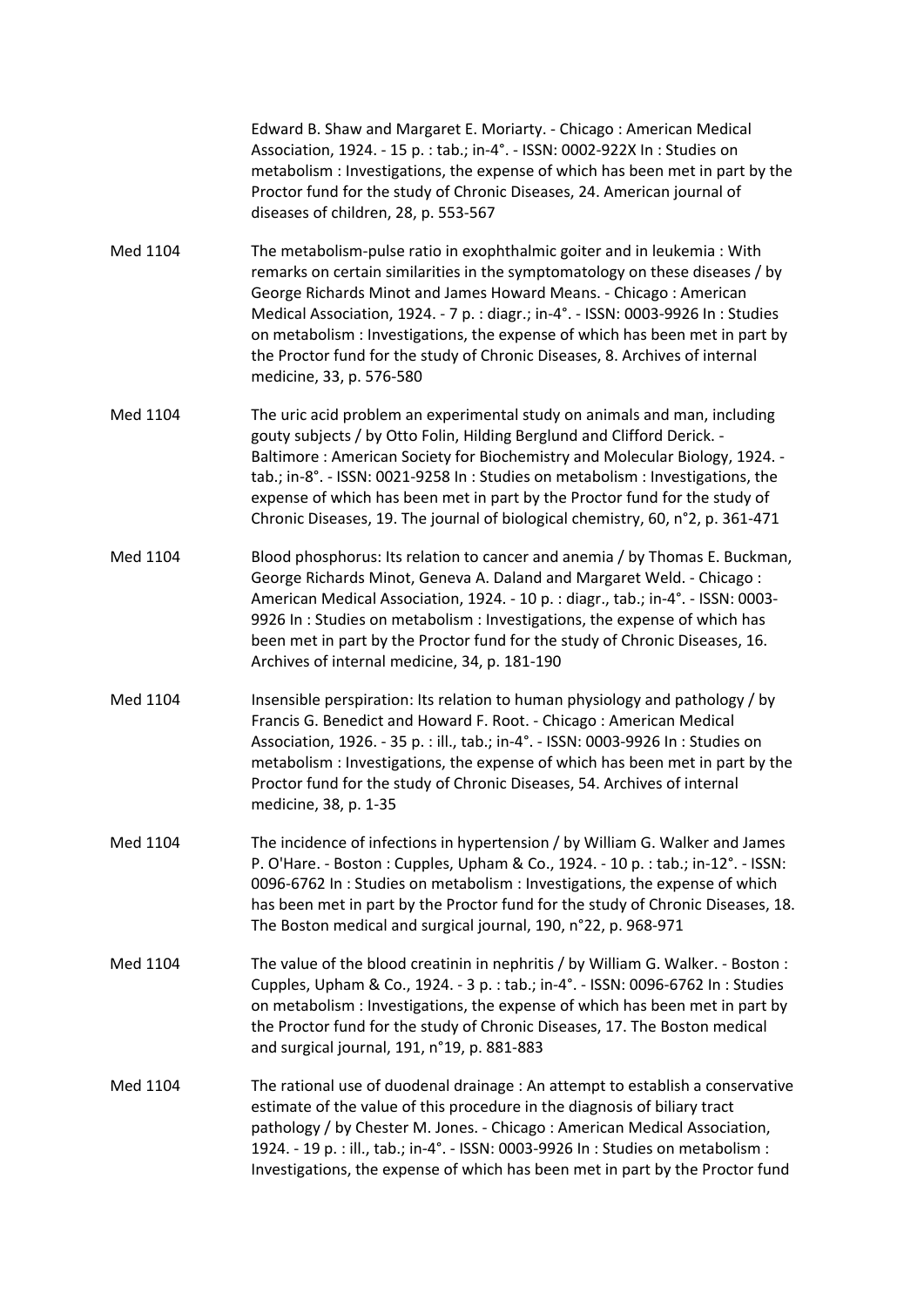Edward B. Shaw and Margaret E. Moriarty. - Chicago : American Medical Association, 1924. - 15 p. : tab.; in-4°. - ISSN: 0002-922X In : Studies on metabolism : Investigations, the expense of which has been met in part by the Proctor fund for the study of Chronic Diseases, 24. American journal of diseases of children, 28, p. 553-567

Med 1104 The metabolism-pulse ratio in exophthalmic goiter and in leukemia : With remarks on certain similarities in the symptomatology on these diseases / by George Richards Minot and James Howard Means. - Chicago : American Medical Association, 1924. - 7 p. : diagr.; in-4°. - ISSN: 0003-9926 In : Studies on metabolism : Investigations, the expense of which has been met in part by the Proctor fund for the study of Chronic Diseases, 8. Archives of internal medicine, 33, p. 576-580

Med 1104 The uric acid problem an experimental study on animals and man, including gouty subjects / by Otto Folin, Hilding Berglund and Clifford Derick. - Baltimore : American Society for Biochemistry and Molecular Biology, 1924. - tab.; in-8°. - ISSN: 0021-9258 In : Studies on metabolism : Investigations, the expense of which has been met in part by the Proctor fund for the study of Chronic Diseases, 19. The journal of biological chemistry, 60, n°2, p. 361-471

Med 1104 Blood phosphorus: Its relation to cancer and anemia / by Thomas E. Buckman, George Richards Minot, Geneva A. Daland and Margaret Weld. - Chicago : American Medical Association, 1924. - 10 p. : diagr., tab.; in-4°. - ISSN: 0003-9926 In : Studies on metabolism : Investigations, the expense of which has been met in part by the Proctor fund for the study of Chronic Diseases, 16. Archives of internal medicine, 34, p. 181-190

Med 1104 Insensible perspiration: Its relation to human physiology and pathology / by Francis G. Benedict and Howard F. Root. - Chicago : American Medical Association, 1926. - 35 p. : ill., tab.; in-4°. - ISSN: 0003-9926 In : Studies on metabolism : Investigations, the expense of which has been met in part by the Proctor fund for the study of Chronic Diseases, 54. Archives of internal medicine, 38, p. 1-35

Med 1104 The incidence of infections in hypertension / by William G. Walker and James P. O'Hare. - Boston : Cupples, Upham & Co., 1924. - 10 p. : tab.; in-12°. - ISSN: 0096-6762 In : Studies on metabolism : Investigations, the expense of which has been met in part by the Proctor fund for the study of Chronic Diseases, 18. The Boston medical and surgical journal, 190, n°22, p. 968-971

Med 1104 The value of the blood creatinin in nephritis / by William G. Walker. - Boston : Cupples, Upham & Co., 1924. - 3 p. : tab.; in-4°. - ISSN: 0096-6762 In : Studies on metabolism : Investigations, the expense of which has been met in part by the Proctor fund for the study of Chronic Diseases, 17. The Boston medical and surgical journal, 191, n°19, p. 881-883

Med 1104 The rational use of duodenal drainage : An attempt to establish a conservative estimate of the value of this procedure in the diagnosis of biliary tract pathology / by Chester M. Jones. - Chicago : American Medical Association, 1924. - 19 p. : ill., tab.; in-4°. - ISSN: 0003-9926 In : Studies on metabolism : Investigations, the expense of which has been met in part by the Proctor fund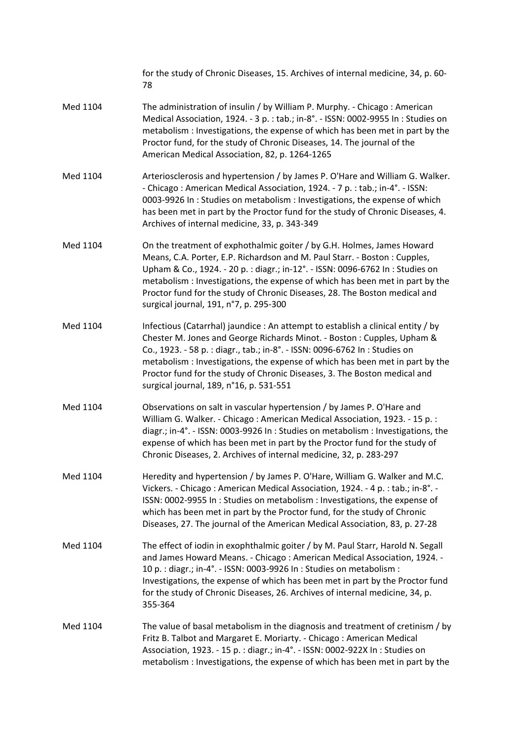for the study of Chronic Diseases, 15. Archives of internal medicine, 34, p. 60-78

Med 1104 The administration of insulin / by William P. Murphy. - Chicago : American Medical Association, 1924. - 3 p. : tab.; in-8°. - ISSN: 0002-9955 In : Studies on metabolism : Investigations, the expense of which has been met in part by the Proctor fund, for the study of Chronic Diseases, 14. The journal of the American Medical Association, 82, p. 1264-1265

Med 1104 Arteriosclerosis and hypertension / by James P. O'Hare and William G. Walker. - Chicago : American Medical Association, 1924. - 7 p. : tab.; in-4°. - ISSN: 0003-9926 In : Studies on metabolism : Investigations, the expense of which has been met in part by the Proctor fund for the study of Chronic Diseases, 4. Archives of internal medicine, 33, p. 343-349

Med 1104 On the treatment of exphothalmic goiter / by G.H. Holmes, James Howard Means, C.A. Porter, E.P. Richardson and M. Paul Starr. - Boston : Cupples, Upham & Co., 1924. - 20 p. : diagr.; in-12°. - ISSN: 0096-6762 In : Studies on metabolism : Investigations, the expense of which has been met in part by the Proctor fund for the study of Chronic Diseases, 28. The Boston medical and surgical journal, 191, n°7, p. 295-300

Med 1104 Infectious (Catarrhal) jaundice : An attempt to establish a clinical entity / by Chester M. Jones and George Richards Minot. - Boston : Cupples, Upham & Co., 1923. - 58 p. : diagr., tab.; in-8°. - ISSN: 0096-6762 In : Studies on metabolism : Investigations, the expense of which has been met in part by the Proctor fund for the study of Chronic Diseases, 3. The Boston medical and surgical journal, 189, n°16, p. 531-551

Med 1104 Observations on salt in vascular hypertension / by James P. O'Hare and William G. Walker. - Chicago : American Medical Association, 1923. - 15 p. : diagr.; in-4°. - ISSN: 0003-9926 In : Studies on metabolism : Investigations, the expense of which has been met in part by the Proctor fund for the study of Chronic Diseases, 2. Archives of internal medicine, 32, p. 283-297

Med 1104 Heredity and hypertension / by James P. O'Hare, William G. Walker and M.C. Vickers. - Chicago : American Medical Association, 1924. - 4 p. : tab.; in-8°. - ISSN: 0002-9955 In : Studies on metabolism : Investigations, the expense of which has been met in part by the Proctor fund, for the study of Chronic Diseases, 27. The journal of the American Medical Association, 83, p. 27-28

Med 1104 The effect of iodin in exophthalmic goiter / by M. Paul Starr, Harold N. Segall and James Howard Means. - Chicago : American Medical Association, 1924. - 10 p. : diagr.; in-4°. - ISSN: 0003-9926 In : Studies on metabolism : Investigations, the expense of which has been met in part by the Proctor fund for the study of Chronic Diseases, 26. Archives of internal medicine, 34, p. 355-364

Med 1104 The value of basal metabolism in the diagnosis and treatment of cretinism / by Fritz B. Talbot and Margaret E. Moriarty. - Chicago : American Medical Association, 1923. - 15 p. : diagr.; in-4°. - ISSN: 0002-922X In : Studies on metabolism : Investigations, the expense of which has been met in part by the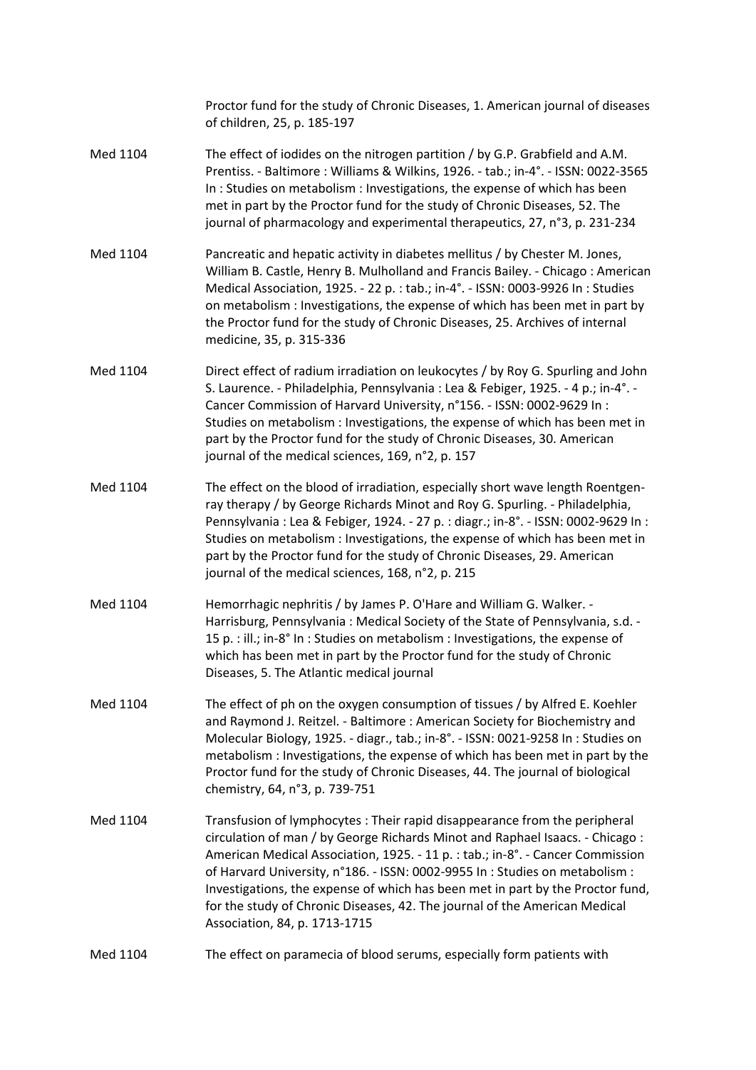Proctor fund for the study of Chronic Diseases, 1. American journal of diseases of children, 25, p. 185-197

Med 1104 The effect of iodides on the nitrogen partition / by G.P. Grabfield and A.M. Prentiss. - Baltimore : Williams & Wilkins, 1926. - tab.; in-4°. - ISSN: 0022-3565 In : Studies on metabolism : Investigations, the expense of which has been met in part by the Proctor fund for the study of Chronic Diseases, 52. The journal of pharmacology and experimental therapeutics, 27, n°3, p. 231-234

Med 1104 Pancreatic and hepatic activity in diabetes mellitus / by Chester M. Jones, William B. Castle, Henry B. Mulholland and Francis Bailey. - Chicago : American Medical Association, 1925. - 22 p. : tab.; in-4°. - ISSN: 0003-9926 In : Studies on metabolism : Investigations, the expense of which has been met in part by the Proctor fund for the study of Chronic Diseases, 25. Archives of internal medicine, 35, p. 315-336

Med 1104 Direct effect of radium irradiation on leukocytes / by Roy G. Spurling and John S. Laurence. - Philadelphia, Pennsylvania : Lea & Febiger, 1925. - 4 p.; in-4°. - Cancer Commission of Harvard University, n°156. - ISSN: 0002-9629 In : Studies on metabolism : Investigations, the expense of which has been met in part by the Proctor fund for the study of Chronic Diseases, 30. American journal of the medical sciences, 169, n°2, p. 157

Med 1104 The effect on the blood of irradiation, especially short wave length Roentgen-ray therapy / by George Richards Minot and Roy G. Spurling. - Philadelphia, Pennsylvania : Lea & Febiger, 1924. - 27 p. : diagr.; in-8°. - ISSN: 0002-9629 In : Studies on metabolism : Investigations, the expense of which has been met in part by the Proctor fund for the study of Chronic Diseases, 29. American journal of the medical sciences, 168, n°2, p. 215

Med 1104 Hemorrhagic nephritis / by James P. O'Hare and William G. Walker. - Harrisburg, Pennsylvania : Medical Society of the State of Pennsylvania, s.d. - 15 p. : ill.; in-8° In : Studies on metabolism : Investigations, the expense of which has been met in part by the Proctor fund for the study of Chronic Diseases, 5. The Atlantic medical journal

Med 1104 The effect of ph on the oxygen consumption of tissues / by Alfred E. Koehler and Raymond J. Reitzel. - Baltimore : American Society for Biochemistry and Molecular Biology, 1925. - diagr., tab.; in-8°. - ISSN: 0021-9258 In : Studies on metabolism : Investigations, the expense of which has been met in part by the Proctor fund for the study of Chronic Diseases, 44. The journal of biological chemistry, 64, n°3, p. 739-751

Med 1104 Transfusion of lymphocytes : Their rapid disappearance from the peripheral circulation of man / by George Richards Minot and Raphael Isaacs. - Chicago : American Medical Association, 1925. - 11 p. : tab.; in-8°. - Cancer Commission of Harvard University, n°186. - ISSN: 0002-9955 In : Studies on metabolism : Investigations, the expense of which has been met in part by the Proctor fund, for the study of Chronic Diseases, 42. The journal of the American Medical Association, 84, p. 1713-1715

Med 1104 The effect on paramecia of blood serums, especially form patients with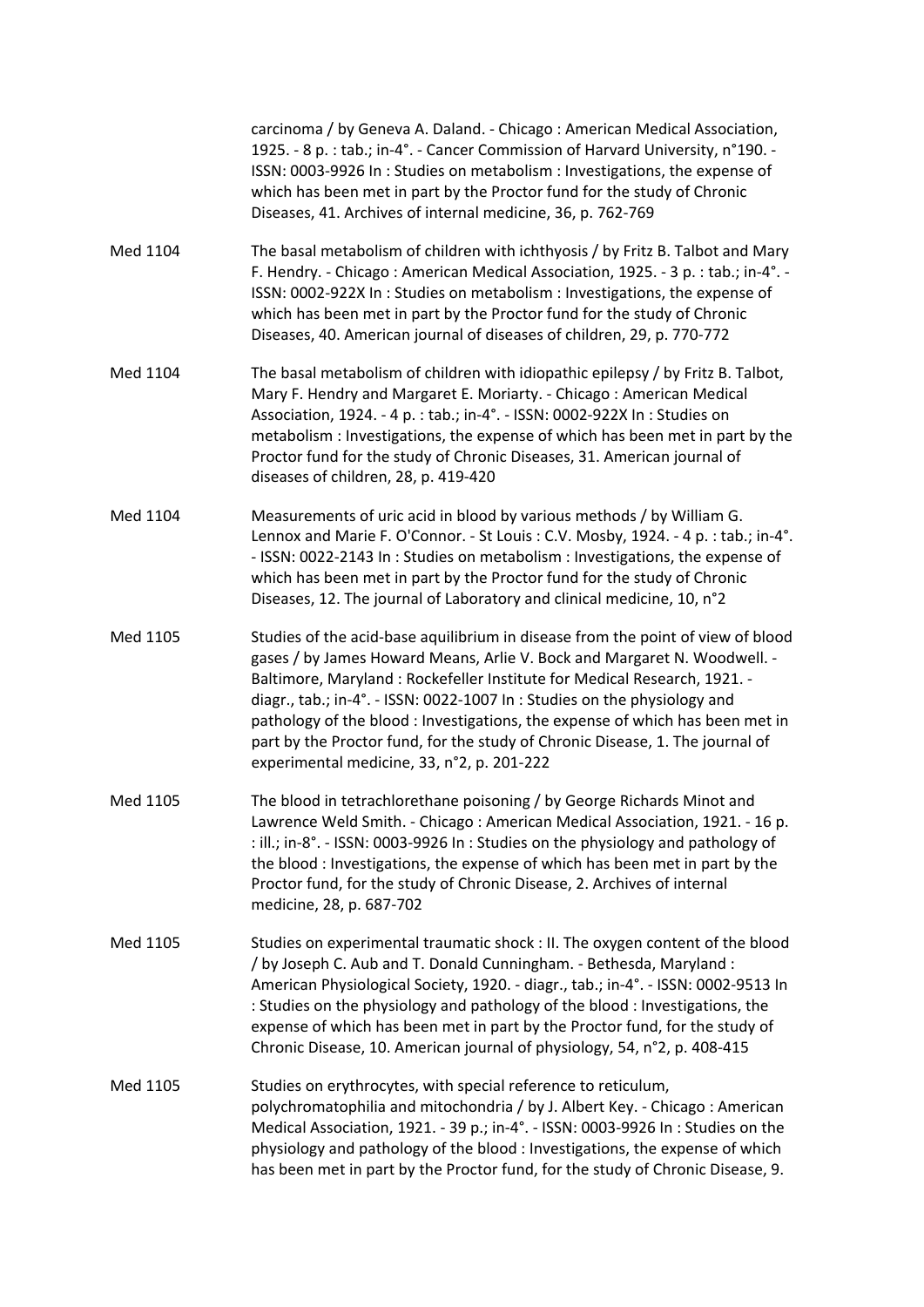carcinoma / by Geneva A. Daland. - Chicago : American Medical Association, 1925. - 8 p. : tab.; in-4°. - Cancer Commission of Harvard University, n°190. - ISSN: 0003-9926 In : Studies on metabolism : Investigations, the expense of which has been met in part by the Proctor fund for the study of Chronic Diseases, 41. Archives of internal medicine, 36, p. 762-769

Med 1104 The basal metabolism of children with ichthyosis / by Fritz B. Talbot and Mary F. Hendry. - Chicago : American Medical Association, 1925. - 3 p. : tab.; in-4°. - ISSN: 0002-922X In : Studies on metabolism : Investigations, the expense of which has been met in part by the Proctor fund for the study of Chronic Diseases, 40. American journal of diseases of children, 29, p. 770-772

Med 1104 The basal metabolism of children with idiopathic epilepsy / by Fritz B. Talbot, Mary F. Hendry and Margaret E. Moriarty. - Chicago : American Medical Association, 1924. - 4 p. : tab.; in-4°. - ISSN: 0002-922X In : Studies on metabolism : Investigations, the expense of which has been met in part by the Proctor fund for the study of Chronic Diseases, 31. American journal of diseases of children, 28, p. 419-420

Med 1104 Measurements of uric acid in blood by various methods / by William G. Lennox and Marie F. O'Connor. - St Louis : C.V. Mosby, 1924. - 4 p. : tab.; in-4°. - ISSN: 0022-2143 In : Studies on metabolism : Investigations, the expense of which has been met in part by the Proctor fund for the study of Chronic Diseases, 12. The journal of Laboratory and clinical medicine, 10, n°2

Med 1105 Studies of the acid-base aquilibrium in disease from the point of view of blood gases / by James Howard Means, Arlie V. Bock and Margaret N. Woodwell. - Baltimore, Maryland : Rockefeller Institute for Medical Research, 1921. - diagr., tab.; in-4°. - ISSN: 0022-1007 In : Studies on the physiology and pathology of the blood : Investigations, the expense of which has been met in part by the Proctor fund, for the study of Chronic Disease, 1. The journal of experimental medicine, 33, n°2, p. 201-222

Med 1105 The blood in tetrachlorethane poisoning / by George Richards Minot and Lawrence Weld Smith. - Chicago : American Medical Association, 1921. - 16 p. : ill.; in-8°. - ISSN: 0003-9926 In : Studies on the physiology and pathology of the blood : Investigations, the expense of which has been met in part by the Proctor fund, for the study of Chronic Disease, 2. Archives of internal medicine, 28, p. 687-702

Med 1105 Studies on experimental traumatic shock : II. The oxygen content of the blood / by Joseph C. Aub and T. Donald Cunningham. - Bethesda, Maryland : American Physiological Society, 1920. - diagr., tab.; in-4°. - ISSN: 0002-9513 In : Studies on the physiology and pathology of the blood : Investigations, the expense of which has been met in part by the Proctor fund, for the study of Chronic Disease, 10. American journal of physiology, 54, n°2, p. 408-415

Med 1105 Studies on erythrocytes, with special reference to reticulum, polychromatophilia and mitochondria / by J. Albert Key. - Chicago : American Medical Association, 1921. - 39 p.; in-4°. - ISSN: 0003-9926 In : Studies on the physiology and pathology of the blood : Investigations, the expense of which has been met in part by the Proctor fund, for the study of Chronic Disease, 9.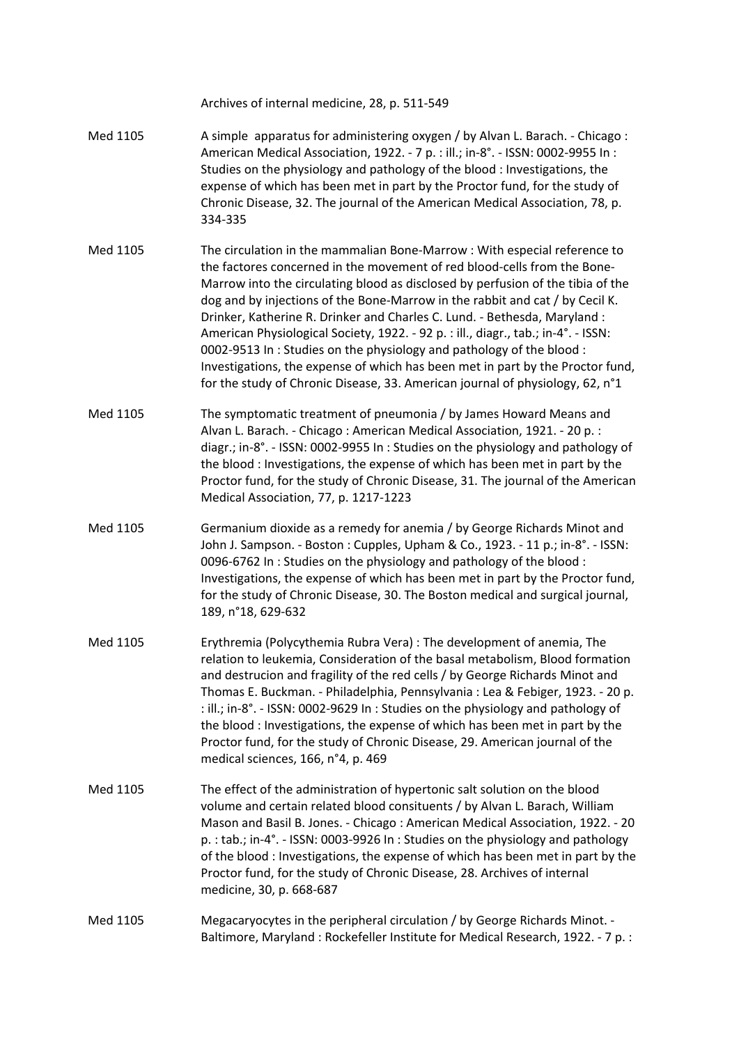Archives of internal medicine, 28, p. 511-549

Med 1105 A simple apparatus for administering oxygen / by Alvan L. Barach. - Chicago : American Medical Association, 1922. - 7 p. : ill.; in-8°. - ISSN: 0002-9955 In : Studies on the physiology and pathology of the blood : Investigations, the expense of which has been met in part by the Proctor fund, for the study of Chronic Disease, 32. The journal of the American Medical Association, 78, p. 334-335

Med 1105 The circulation in the mammalian Bone-Marrow : With especial reference to the factores concerned in the movement of red blood-cells from the Bone-Marrow into the circulating blood as disclosed by perfusion of the tibia of the dog and by injections of the Bone-Marrow in the rabbit and cat / by Cecil K. Drinker, Katherine R. Drinker and Charles C. Lund. - Bethesda, Maryland : American Physiological Society, 1922. - 92 p. : ill., diagr., tab.; in-4°. - ISSN: 0002-9513 In : Studies on the physiology and pathology of the blood : Investigations, the expense of which has been met in part by the Proctor fund, for the study of Chronic Disease, 33. American journal of physiology, 62, n°1

Med 1105 The symptomatic treatment of pneumonia / by James Howard Means and Alvan L. Barach. - Chicago : American Medical Association, 1921. - 20 p. : diagr.; in-8°. - ISSN: 0002-9955 In : Studies on the physiology and pathology of the blood : Investigations, the expense of which has been met in part by the Proctor fund, for the study of Chronic Disease, 31. The journal of the American Medical Association, 77, p. 1217-1223

Med 1105 Germanium dioxide as a remedy for anemia / by George Richards Minot and John J. Sampson. - Boston : Cupples, Upham & Co., 1923. - 11 p.; in-8°. - ISSN: 0096-6762 In : Studies on the physiology and pathology of the blood : Investigations, the expense of which has been met in part by the Proctor fund, for the study of Chronic Disease, 30. The Boston medical and surgical journal, 189, n°18, 629-632

Med 1105 Erythremia (Polycythemia Rubra Vera) : The development of anemia, The relation to leukemia, Consideration of the basal metabolism, Blood formation and destrucion and fragility of the red cells / by George Richards Minot and Thomas E. Buckman. - Philadelphia, Pennsylvania : Lea & Febiger, 1923. - 20 p. : ill.; in-8°. - ISSN: 0002-9629 In : Studies on the physiology and pathology of the blood : Investigations, the expense of which has been met in part by the Proctor fund, for the study of Chronic Disease, 29. American journal of the medical sciences, 166, n°4, p. 469

Med 1105 The effect of the administration of hypertonic salt solution on the blood volume and certain related blood consituents / by Alvan L. Barach, William Mason and Basil B. Jones. - Chicago : American Medical Association, 1922. - 20 p. : tab.; in-4°. - ISSN: 0003-9926 In : Studies on the physiology and pathology of the blood : Investigations, the expense of which has been met in part by the Proctor fund, for the study of Chronic Disease, 28. Archives of internal medicine, 30, p. 668-687

Med 1105 Megacaryocytes in the peripheral circulation / by George Richards Minot. - Baltimore, Maryland : Rockefeller Institute for Medical Research, 1922. - 7 p. :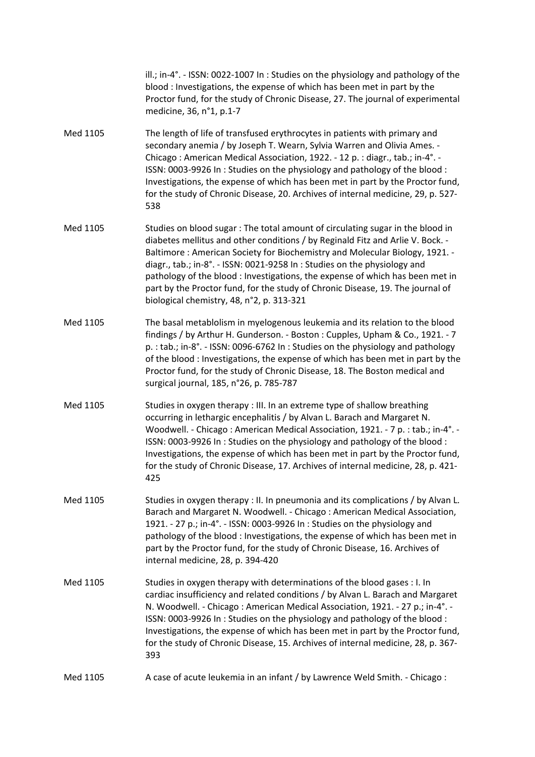ill.; in-4°. - ISSN: 0022-1007 In : Studies on the physiology and pathology of the blood : Investigations, the expense of which has been met in part by the Proctor fund, for the study of Chronic Disease, 27. The journal of experimental medicine, 36, n°1, p.1-7

Med 1105 The length of life of transfused erythrocytes in patients with primary and secondary anemia / by Joseph T. Wearn, Sylvia Warren and Olivia Ames. - Chicago : American Medical Association, 1922. - 12 p. : diagr., tab.; in-4°. - ISSN: 0003-9926 In : Studies on the physiology and pathology of the blood : Investigations, the expense of which has been met in part by the Proctor fund, for the study of Chronic Disease, 20. Archives of internal medicine, 29, p. 527-538

Med 1105 Studies on blood sugar : The total amount of circulating sugar in the blood in diabetes mellitus and other conditions / by Reginald Fitz and Arlie V. Bock. - Baltimore : American Society for Biochemistry and Molecular Biology, 1921. - diagr., tab.; in-8°. - ISSN: 0021-9258 In : Studies on the physiology and pathology of the blood : Investigations, the expense of which has been met in part by the Proctor fund, for the study of Chronic Disease, 19. The journal of biological chemistry, 48, n°2, p. 313-321

Med 1105 The basal metablolism in myelogenous leukemia and its relation to the blood findings / by Arthur H. Gunderson. - Boston : Cupples, Upham & Co., 1921. - 7 p. : tab.; in-8°. - ISSN: 0096-6762 In : Studies on the physiology and pathology of the blood : Investigations, the expense of which has been met in part by the Proctor fund, for the study of Chronic Disease, 18. The Boston medical and surgical journal, 185, n°26, p. 785-787

Med 1105 Studies in oxygen therapy : III. In an extreme type of shallow breathing occurring in lethargic encephalitis / by Alvan L. Barach and Margaret N. Woodwell. - Chicago : American Medical Association, 1921. - 7 p. : tab.; in-4°. - ISSN: 0003-9926 In : Studies on the physiology and pathology of the blood : Investigations, the expense of which has been met in part by the Proctor fund, for the study of Chronic Disease, 17. Archives of internal medicine, 28, p. 421-425

Med 1105 Studies in oxygen therapy : II. In pneumonia and its complications / by Alvan L. Barach and Margaret N. Woodwell. - Chicago : American Medical Association, 1921. - 27 p.; in-4°. - ISSN: 0003-9926 In : Studies on the physiology and pathology of the blood : Investigations, the expense of which has been met in part by the Proctor fund, for the study of Chronic Disease, 16. Archives of internal medicine, 28, p. 394-420

Med 1105 Studies in oxygen therapy with determinations of the blood gases : I. In cardiac insufficiency and related conditions / by Alvan L. Barach and Margaret N. Woodwell. - Chicago : American Medical Association, 1921. - 27 p.; in-4°. - ISSN: 0003-9926 In : Studies on the physiology and pathology of the blood : Investigations, the expense of which has been met in part by the Proctor fund, for the study of Chronic Disease, 15. Archives of internal medicine, 28, p. 367-393

Med 1105 A case of acute leukemia in an infant / by Lawrence Weld Smith. - Chicago :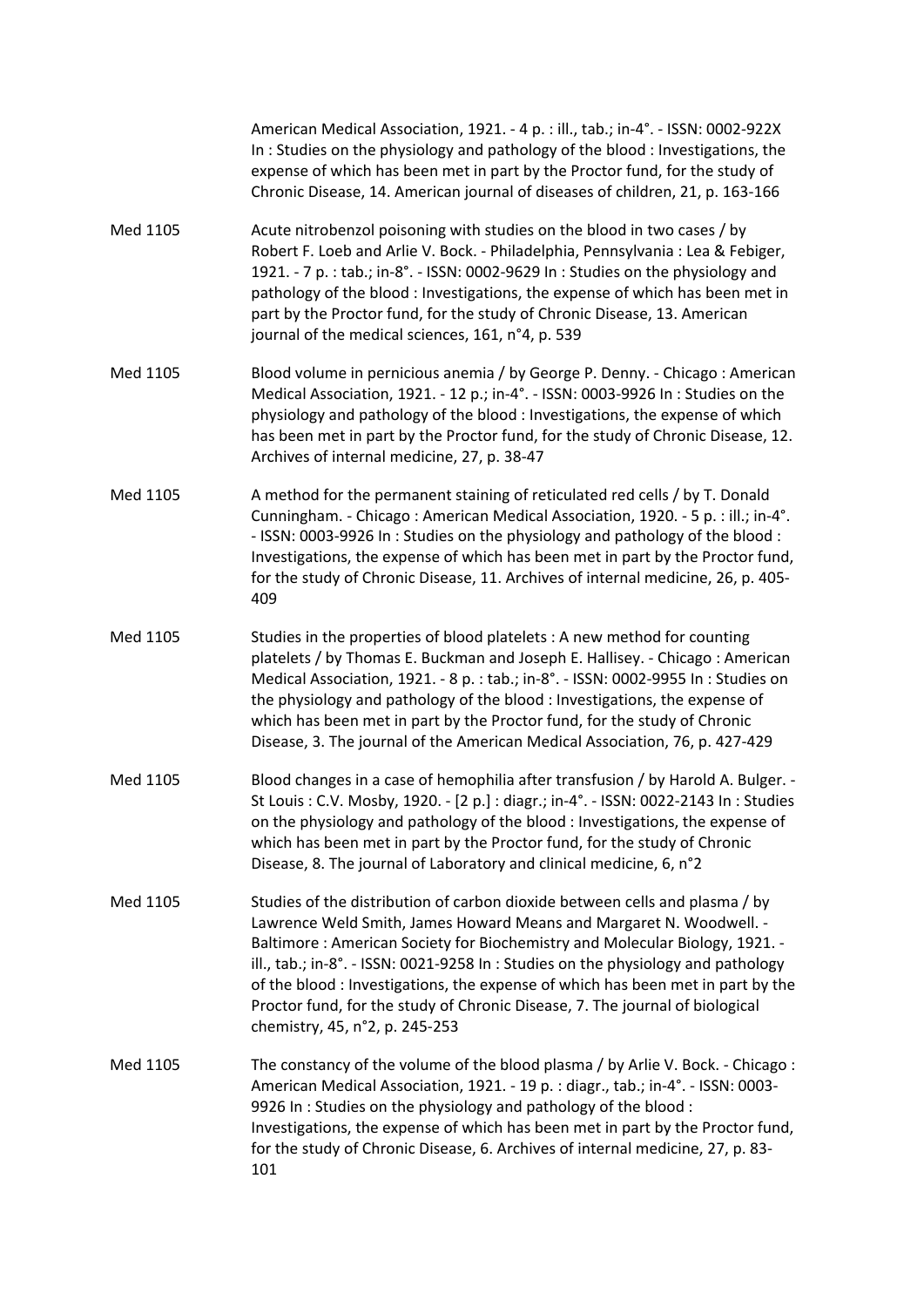American Medical Association, 1921. - 4 p. : ill., tab.; in-4°. - ISSN: 0002-922X In : Studies on the physiology and pathology of the blood : Investigations, the expense of which has been met in part by the Proctor fund, for the study of Chronic Disease, 14. American journal of diseases of children, 21, p. 163-166

Med 1105 Acute nitrobenzol poisoning with studies on the blood in two cases / by Robert F. Loeb and Arlie V. Bock. - Philadelphia, Pennsylvania : Lea & Febiger, 1921. - 7 p. : tab.; in-8°. - ISSN: 0002-9629 In : Studies on the physiology and pathology of the blood : Investigations, the expense of which has been met in part by the Proctor fund, for the study of Chronic Disease, 13. American journal of the medical sciences, 161, n°4, p. 539

Med 1105 Blood volume in pernicious anemia / by George P. Denny. - Chicago : American Medical Association, 1921. - 12 p.; in-4°. - ISSN: 0003-9926 In : Studies on the physiology and pathology of the blood : Investigations, the expense of which has been met in part by the Proctor fund, for the study of Chronic Disease, 12. Archives of internal medicine, 27, p. 38-47

Med 1105 A method for the permanent staining of reticulated red cells / by T. Donald Cunningham. - Chicago : American Medical Association, 1920. - 5 p. : ill.; in-4°. - ISSN: 0003-9926 In : Studies on the physiology and pathology of the blood : Investigations, the expense of which has been met in part by the Proctor fund, for the study of Chronic Disease, 11. Archives of internal medicine, 26, p. 405-409

Med 1105 Studies in the properties of blood platelets : A new method for counting platelets / by Thomas E. Buckman and Joseph E. Hallisey. - Chicago : American Medical Association, 1921. - 8 p. : tab.; in-8°. - ISSN: 0002-9955 In : Studies on the physiology and pathology of the blood : Investigations, the expense of which has been met in part by the Proctor fund, for the study of Chronic Disease, 3. The journal of the American Medical Association, 76, p. 427-429

Med 1105 Blood changes in a case of hemophilia after transfusion / by Harold A. Bulger. - St Louis : C.V. Mosby, 1920. - [2 p.] : diagr.; in-4°. - ISSN: 0022-2143 In : Studies on the physiology and pathology of the blood : Investigations, the expense of which has been met in part by the Proctor fund, for the study of Chronic Disease, 8. The journal of Laboratory and clinical medicine, 6, n°2

Med 1105 Studies of the distribution of carbon dioxide between cells and plasma / by Lawrence Weld Smith, James Howard Means and Margaret N. Woodwell. - Baltimore : American Society for Biochemistry and Molecular Biology, 1921. - ill., tab.; in-8°. - ISSN: 0021-9258 In : Studies on the physiology and pathology of the blood : Investigations, the expense of which has been met in part by the Proctor fund, for the study of Chronic Disease, 7. The journal of biological chemistry, 45, n°2, p. 245-253

Med 1105 The constancy of the volume of the blood plasma / by Arlie V. Bock. - Chicago : American Medical Association, 1921. - 19 p. : diagr., tab.; in-4°. - ISSN: 0003-9926 In : Studies on the physiology and pathology of the blood : Investigations, the expense of which has been met in part by the Proctor fund, for the study of Chronic Disease, 6. Archives of internal medicine, 27, p. 83-101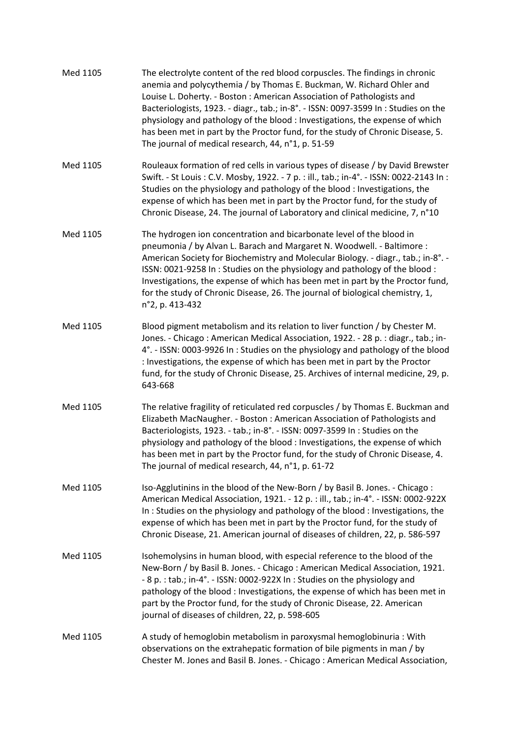| | |
|---|---|
| Med 1105 | The electrolyte content of the red blood corpuscles. The findings in chronic anemia and polycythemia / by Thomas E. Buckman, W. Richard Ohler and Louise L. Doherty. - Boston : American Association of Pathologists and Bacteriologists, 1923. - diagr., tab.; in-8°. - ISSN: 0097-3599 In : Studies on the physiology and pathology of the blood : Investigations, the expense of which has been met in part by the Proctor fund, for the study of Chronic Disease, 5. The journal of medical research, 44, n°1, p. 51-59 |
| Med 1105 | Rouleaux formation of red cells in various types of disease / by David Brewster Swift. - St Louis : C.V. Mosby, 1922. - 7 p. : ill., tab.; in-4°. - ISSN: 0022-2143 In : Studies on the physiology and pathology of the blood : Investigations, the expense of which has been met in part by the Proctor fund, for the study of Chronic Disease, 24. The journal of Laboratory and clinical medicine, 7, n°10 |
| Med 1105 | The hydrogen ion concentration and bicarbonate level of the blood in pneumonia / by Alvan L. Barach and Margaret N. Woodwell. - Baltimore : American Society for Biochemistry and Molecular Biology. - diagr., tab.; in-8°. - ISSN: 0021-9258 In : Studies on the physiology and pathology of the blood : Investigations, the expense of which has been met in part by the Proctor fund, for the study of Chronic Disease, 26. The journal of biological chemistry, 1, n°2, p. 413-432 |
| Med 1105 | Blood pigment metabolism and its relation to liver function / by Chester M. Jones. - Chicago : American Medical Association, 1922. - 28 p. : diagr., tab.; in-4°. - ISSN: 0003-9926 In : Studies on the physiology and pathology of the blood : Investigations, the expense of which has been met in part by the Proctor fund, for the study of Chronic Disease, 25. Archives of internal medicine, 29, p. 643-668 |
| Med 1105 | The relative fragility of reticulated red corpuscles / by Thomas E. Buckman and Elizabeth MacNaugher. - Boston : American Association of Pathologists and Bacteriologists, 1923. - tab.; in-8°. - ISSN: 0097-3599 In : Studies on the physiology and pathology of the blood : Investigations, the expense of which has been met in part by the Proctor fund, for the study of Chronic Disease, 4. The journal of medical research, 44, n°1, p. 61-72 |
| Med 1105 | Iso-Agglutinins in the blood of the New-Born / by Basil B. Jones. - Chicago : American Medical Association, 1921. - 12 p. : ill., tab.; in-4°. - ISSN: 0002-922X In : Studies on the physiology and pathology of the blood : Investigations, the expense of which has been met in part by the Proctor fund, for the study of Chronic Disease, 21. American journal of diseases of children, 22, p. 586-597 |
| Med 1105 | Isohemolysins in human blood, with especial reference to the blood of the New-Born / by Basil B. Jones. - Chicago : American Medical Association, 1921. - 8 p. : tab.; in-4°. - ISSN: 0002-922X In : Studies on the physiology and pathology of the blood : Investigations, the expense of which has been met in part by the Proctor fund, for the study of Chronic Disease, 22. American journal of diseases of children, 22, p. 598-605 |
| Med 1105 | A study of hemoglobin metabolism in paroxysmal hemoglobinuria : With observations on the extrahepatic formation of bile pigments in man / by Chester M. Jones and Basil B. Jones. - Chicago : American Medical Association, |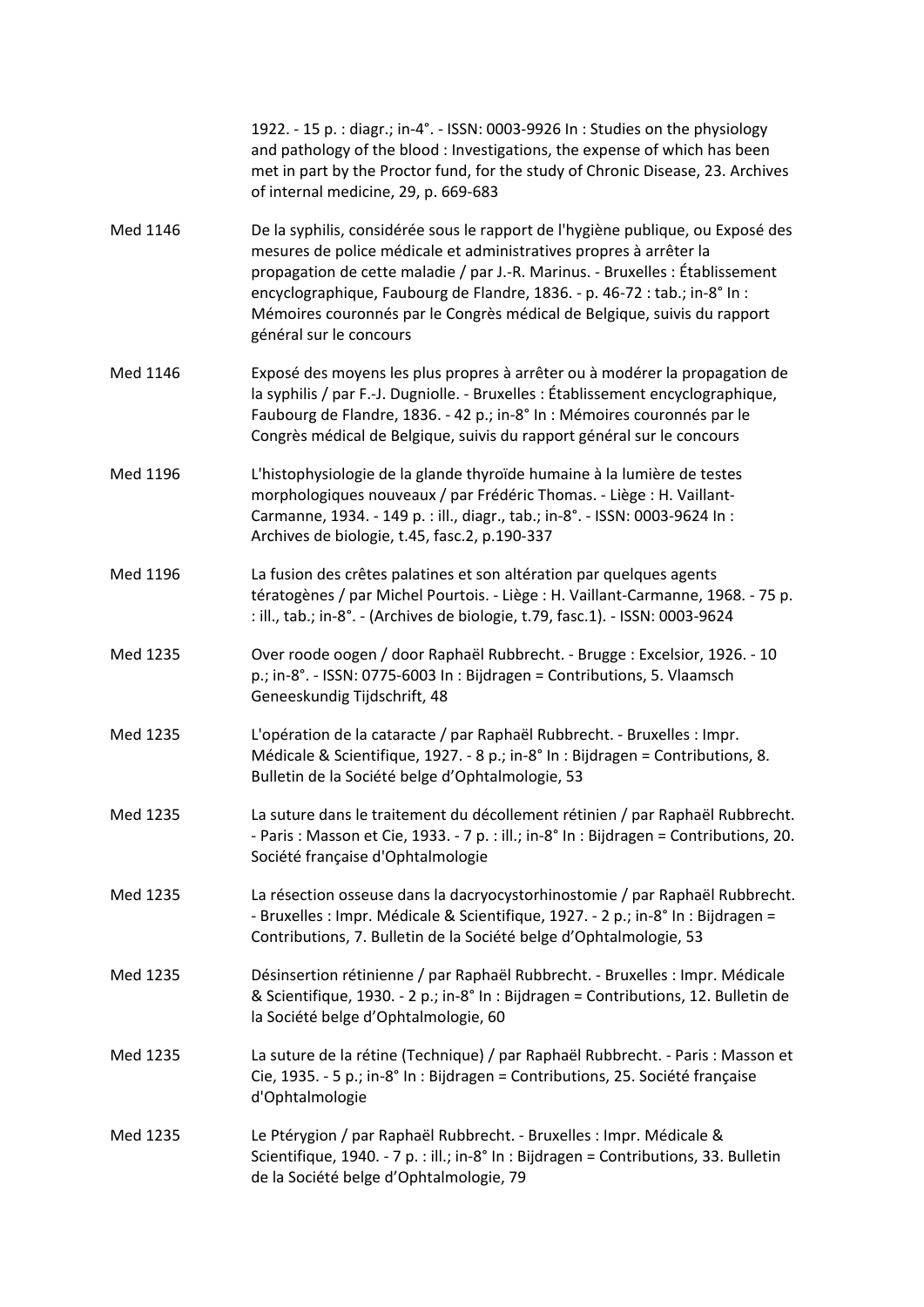|  |  |
|---|---|
|  | 1922. - 15 p. : diagr.; in-4°. - ISSN: 0003-9926 In : Studies on the physiology and pathology of the blood : Investigations, the expense of which has been met in part by the Proctor fund, for the study of Chronic Disease, 23. Archives of internal medicine, 29, p. 669-683 |
| Med 1146 | De la syphilis, considérée sous le rapport de l'hygiène publique, ou Exposé des mesures de police médicale et administratives propres à arrêter la propagation de cette maladie / par J.-R. Marinus. - Bruxelles : Établissement encyclographique, Faubourg de Flandre, 1836. - p. 46-72 : tab.; in-8° In : Mémoires couronnés par le Congrès médical de Belgique, suivis du rapport général sur le concours |
| Med 1146 | Exposé des moyens les plus propres à arrêter ou à modérer la propagation de la syphilis / par F.-J. Dugniolle. - Bruxelles : Établissement encyclographique, Faubourg de Flandre, 1836. - 42 p.; in-8° In : Mémoires couronnés par le Congrès médical de Belgique, suivis du rapport général sur le concours |
| Med 1196 | L'histophysiologie de la glande thyroïde humaine à la lumière de testes morphologiques nouveaux / par Frédéric Thomas. - Liège : H. Vaillant-Carmanne, 1934. - 149 p. : ill., diagr., tab.; in-8°. - ISSN: 0003-9624 In : Archives de biologie, t.45, fasc.2, p.190-337 |
| Med 1196 | La fusion des crêtes palatines et son altération par quelques agents tératogènes / par Michel Pourtois. - Liège : H. Vaillant-Carmanne, 1968. - 75 p. : ill., tab.; in-8°. - (Archives de biologie, t.79, fasc.1). - ISSN: 0003-9624 |
| Med 1235 | Over roode oogen / door Raphaël Rubbrecht. - Brugge : Excelsior, 1926. - 10 p.; in-8°. - ISSN: 0775-6003 In : Bijdragen = Contributions, 5. Vlaamsch Geneeskundig Tijdschrift, 48 |
| Med 1235 | L'opération de la cataracte / par Raphaël Rubbrecht. - Bruxelles : Impr. Médicale & Scientifique, 1927. - 8 p.; in-8° In : Bijdragen = Contributions, 8. Bulletin de la Société belge d'Ophtalmologie, 53 |
| Med 1235 | La suture dans le traitement du décollement rétinien / par Raphaël Rubbrecht. - Paris : Masson et Cie, 1933. - 7 p. : ill.; in-8° In : Bijdragen = Contributions, 20. Société française d'Ophtalmologie |
| Med 1235 | La résection osseuse dans la dacryocystorhinostomie / par Raphaël Rubbrecht. - Bruxelles : Impr. Médicale & Scientifique, 1927. - 2 p.; in-8° In : Bijdragen = Contributions, 7. Bulletin de la Société belge d'Ophtalmologie, 53 |
| Med 1235 | Désinsertion rétinienne / par Raphaël Rubbrecht. - Bruxelles : Impr. Médicale & Scientifique, 1930. - 2 p.; in-8° In : Bijdragen = Contributions, 12. Bulletin de la Société belge d'Ophtalmologie, 60 |
| Med 1235 | La suture de la rétine (Technique) / par Raphaël Rubbrecht. - Paris : Masson et Cie, 1935. - 5 p.; in-8° In : Bijdragen = Contributions, 25. Société française d'Ophtalmologie |
| Med 1235 | Le Ptérygion / par Raphaël Rubbrecht. - Bruxelles : Impr. Médicale & Scientifique, 1940. - 7 p. : ill.; in-8° In : Bijdragen = Contributions, 33. Bulletin de la Société belge d'Ophtalmologie, 79 |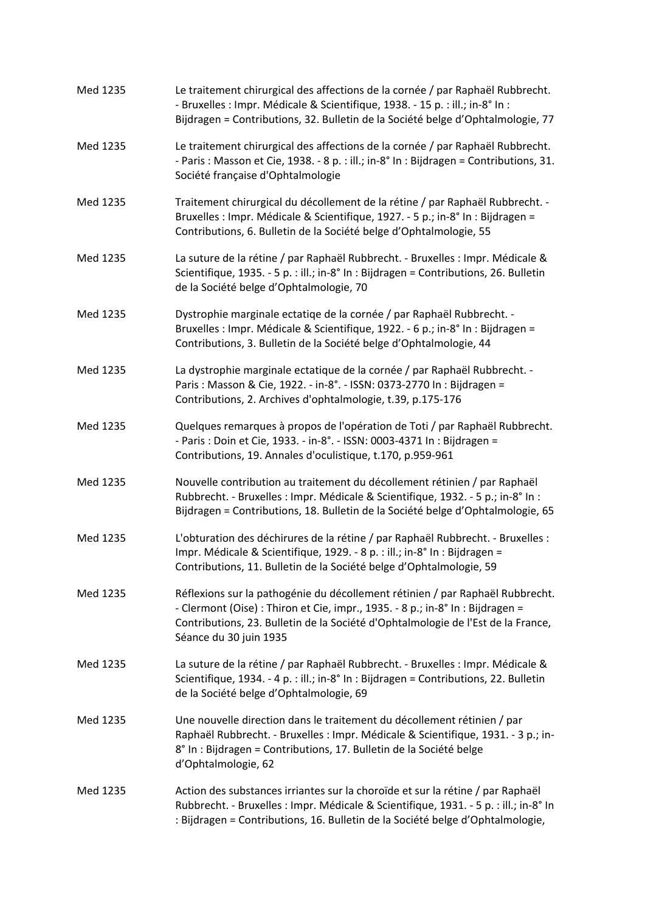| | |
|---|---|
| Med 1235 | Le traitement chirurgical des affections de la cornée / par Raphaël Rubbrecht. - Bruxelles : Impr. Médicale & Scientifique, 1938. - 15 p. : ill.; in-8° In : Bijdragen = Contributions, 32. Bulletin de la Société belge d'Ophtalmologie, 77 |
| Med 1235 | Le traitement chirurgical des affections de la cornée / par Raphaël Rubbrecht. - Paris : Masson et Cie, 1938. - 8 p. : ill.; in-8° In : Bijdragen = Contributions, 31. Société française d'Ophtalmologie |
| Med 1235 | Traitement chirurgical du décollement de la rétine / par Raphaël Rubbrecht. - Bruxelles : Impr. Médicale & Scientifique, 1927. - 5 p.; in-8° In : Bijdragen = Contributions, 6. Bulletin de la Société belge d'Ophtalmologie, 55 |
| Med 1235 | La suture de la rétine / par Raphaël Rubbrecht. - Bruxelles : Impr. Médicale & Scientifique, 1935. - 5 p. : ill.; in-8° In : Bijdragen = Contributions, 26. Bulletin de la Société belge d'Ophtalmologie, 70 |
| Med 1235 | Dystrophie marginale ectatiqe de la cornée / par Raphaël Rubbrecht. - Bruxelles : Impr. Médicale & Scientifique, 1922. - 6 p.; in-8° In : Bijdragen = Contributions, 3. Bulletin de la Société belge d'Ophtalmologie, 44 |
| Med 1235 | La dystrophie marginale ectatique de la cornée / par Raphaël Rubbrecht. - Paris : Masson & Cie, 1922. - in-8°. - ISSN: 0373-2770 In : Bijdragen = Contributions, 2. Archives d'ophtalmologie, t.39, p.175-176 |
| Med 1235 | Quelques remarques à propos de l'opération de Toti / par Raphaël Rubbrecht. - Paris : Doin et Cie, 1933. - in-8°. - ISSN: 0003-4371 In : Bijdragen = Contributions, 19. Annales d'oculistique, t.170, p.959-961 |
| Med 1235 | Nouvelle contribution au traitement du décollement rétinien / par Raphaël Rubbrecht. - Bruxelles : Impr. Médicale & Scientifique, 1932. - 5 p.; in-8° In : Bijdragen = Contributions, 18. Bulletin de la Société belge d'Ophtalmologie, 65 |
| Med 1235 | L'obturation des déchirures de la rétine / par Raphaël Rubbrecht. - Bruxelles : Impr. Médicale & Scientifique, 1929. - 8 p. : ill.; in-8° In : Bijdragen = Contributions, 11. Bulletin de la Société belge d'Ophtalmologie, 59 |
| Med 1235 | Réflexions sur la pathogénie du décollement rétinien / par Raphaël Rubbrecht. - Clermont (Oise) : Thiron et Cie, impr., 1935. - 8 p.; in-8° In : Bijdragen = Contributions, 23. Bulletin de la Société d'Ophtalmologie de l'Est de la France, Séance du 30 juin 1935 |
| Med 1235 | La suture de la rétine / par Raphaël Rubbrecht. - Bruxelles : Impr. Médicale & Scientifique, 1934. - 4 p. : ill.; in-8° In : Bijdragen = Contributions, 22. Bulletin de la Société belge d'Ophtalmologie, 69 |
| Med 1235 | Une nouvelle direction dans le traitement du décollement rétinien / par Raphaël Rubbrecht. - Bruxelles : Impr. Médicale & Scientifique, 1931. - 3 p.; in-8° In : Bijdragen = Contributions, 17. Bulletin de la Société belge d'Ophtalmologie, 62 |
| Med 1235 | Action des substances irriantes sur la choroïde et sur la rétine / par Raphaël Rubbrecht. - Bruxelles : Impr. Médicale & Scientifique, 1931. - 5 p. : ill.; in-8° In : Bijdragen = Contributions, 16. Bulletin de la Société belge d'Ophtalmologie, |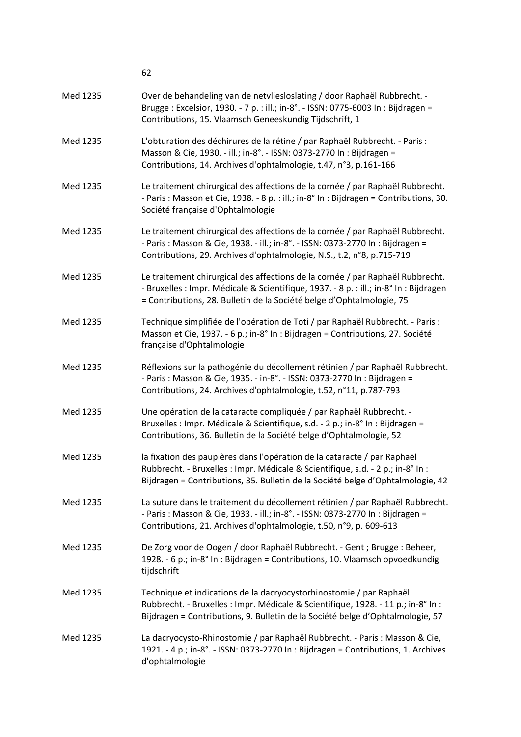| | |
|---|---|
| Med 1235 | Over de behandeling van de netvliesloslating / door Raphaël Rubbrecht. - Brugge : Excelsior, 1930. - 7 p. : ill.; in-8°. - ISSN: 0775-6003 In : Bijdragen = Contributions, 15. Vlaamsch Geneeskundig Tijdschrift, 1 |
| Med 1235 | L'obturation des déchirures de la rétine / par Raphaël Rubbrecht. - Paris : Masson & Cie, 1930. - ill.; in-8°. - ISSN: 0373-2770 In : Bijdragen = Contributions, 14. Archives d'ophtalmologie, t.47, n°3, p.161-166 |
| Med 1235 | Le traitement chirurgical des affections de la cornée / par Raphaël Rubbrecht. - Paris : Masson et Cie, 1938. - 8 p. : ill.; in-8° In : Bijdragen = Contributions, 30. Société française d'Ophtalmologie |
| Med 1235 | Le traitement chirurgical des affections de la cornée / par Raphaël Rubbrecht. - Paris : Masson & Cie, 1938. - ill.; in-8°. - ISSN: 0373-2770 In : Bijdragen = Contributions, 29. Archives d'ophtalmologie, N.S., t.2, n°8, p.715-719 |
| Med 1235 | Le traitement chirurgical des affections de la cornée / par Raphaël Rubbrecht. - Bruxelles : Impr. Médicale & Scientifique, 1937. - 8 p. : ill.; in-8° In : Bijdragen = Contributions, 28. Bulletin de la Société belge d'Ophtalmologie, 75 |
| Med 1235 | Technique simplifiée de l'opération de Toti / par Raphaël Rubbrecht. - Paris : Masson et Cie, 1937. - 6 p.; in-8° In : Bijdragen = Contributions, 27. Société française d'Ophtalmologie |
| Med 1235 | Réflexions sur la pathogénie du décollement rétinien / par Raphaël Rubbrecht. - Paris : Masson & Cie, 1935. - in-8°. - ISSN: 0373-2770 In : Bijdragen = Contributions, 24. Archives d'ophtalmologie, t.52, n°11, p.787-793 |
| Med 1235 | Une opération de la cataracte compliquée / par Raphaël Rubbrecht. - Bruxelles : Impr. Médicale & Scientifique, s.d. - 2 p.; in-8° In : Bijdragen = Contributions, 36. Bulletin de la Société belge d'Ophtalmologie, 52 |
| Med 1235 | la fixation des paupières dans l'opération de la cataracte / par Raphaël Rubbrecht. - Bruxelles : Impr. Médicale & Scientifique, s.d. - 2 p.; in-8° In : Bijdragen = Contributions, 35. Bulletin de la Société belge d'Ophtalmologie, 42 |
| Med 1235 | La suture dans le traitement du décollement rétinien / par Raphaël Rubbrecht. - Paris : Masson & Cie, 1933. - ill.; in-8°. - ISSN: 0373-2770 In : Bijdragen = Contributions, 21. Archives d'ophtalmologie, t.50, n°9, p. 609-613 |
| Med 1235 | De Zorg voor de Oogen / door Raphaël Rubbrecht. - Gent ; Brugge : Beheer, 1928. - 6 p.; in-8° In : Bijdragen = Contributions, 10. Vlaamsch opvoedkundig tijdschrift |
| Med 1235 | Technique et indications de la dacryocystorhinostomie / par Raphaël Rubbrecht. - Bruxelles : Impr. Médicale & Scientifique, 1928. - 11 p.; in-8° In : Bijdragen = Contributions, 9. Bulletin de la Société belge d'Ophtalmologie, 57 |
| Med 1235 | La dacryocysto-Rhinostomie / par Raphaël Rubbrecht. - Paris : Masson & Cie, 1921. - 4 p.; in-8°. - ISSN: 0373-2770 In : Bijdragen = Contributions, 1. Archives d'ophtalmologie |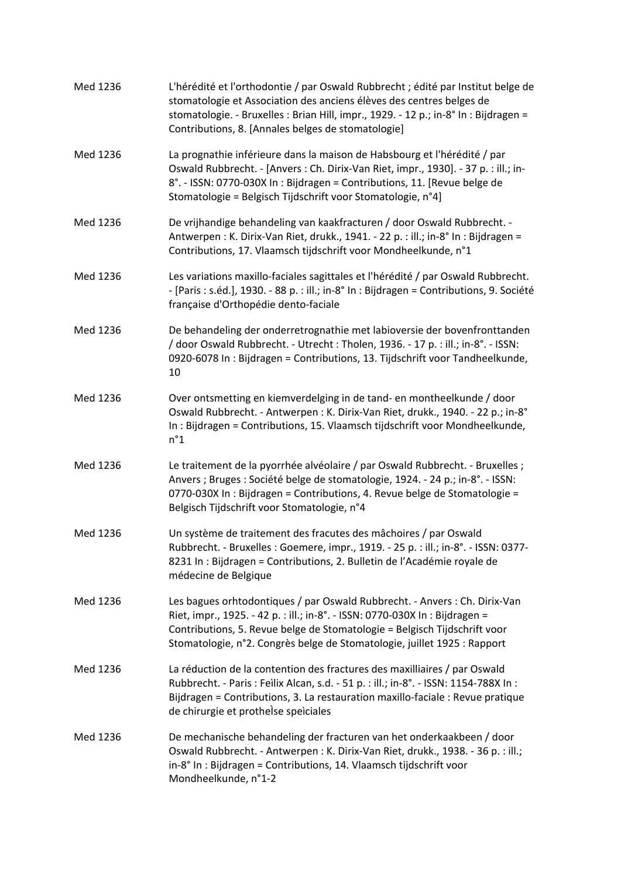| | |
|---|---|
| Med 1236 | L'hérédité et l'orthodontie / par Oswald Rubbrecht ; édité par Institut belge de stomatologie et Association des anciens élèves des centres belges de stomatologie. - Bruxelles : Brian Hill, impr., 1929. - 12 p.; in-8° In : Bijdragen = Contributions, 8. [Annales belges de stomatologie] |
| Med 1236 | La prognathie inférieure dans la maison de Habsbourg et l'hérédité / par Oswald Rubbrecht. - [Anvers : Ch. Dirix-Van Riet, impr., 1930]. - 37 p. : ill.; in-8°. - ISSN: 0770-030X In : Bijdragen = Contributions, 11. [Revue belge de Stomatologie = Belgisch Tijdschrift voor Stomatologie, n°4] |
| Med 1236 | De vrijhandige behandeling van kaakfracturen / door Oswald Rubbrecht. - Antwerpen : K. Dirix-Van Riet, drukk., 1941. - 22 p. : ill.; in-8° In : Bijdragen = Contributions, 17. Vlaamsch tijdschrift voor Mondheelkunde, n°1 |
| Med 1236 | Les variations maxillo-faciales sagittales et l'hérédité / par Oswald Rubbrecht. - [Paris : s.éd.], 1930. - 88 p. : ill.; in-8° In : Bijdragen = Contributions, 9. Société française d'Orthopédie dento-faciale |
| Med 1236 | De behandeling der onderretrognathie met labioversie der bovenfronttanden / door Oswald Rubbrecht. - Utrecht : Tholen, 1936. - 17 p. : ill.; in-8°. - ISSN: 0920-6078 In : Bijdragen = Contributions, 13. Tijdschrift voor Tandheelkunde, 10 |
| Med 1236 | Over ontsmetting en kiemverdelging in de tand- en montheelkunde / door Oswald Rubbrecht. - Antwerpen : K. Dirix-Van Riet, drukk., 1940. - 22 p.; in-8° In : Bijdragen = Contributions, 15. Vlaamsch tijdschrift voor Mondheelkunde, n°1 |
| Med 1236 | Le traitement de la pyorrhée alvéolaire / par Oswald Rubbrecht. - Bruxelles ; Anvers ; Bruges : Société belge de stomatologie, 1924. - 24 p.; in-8°. - ISSN: 0770-030X In : Bijdragen = Contributions, 4. Revue belge de Stomatologie = Belgisch Tijdschrift voor Stomatologie, n°4 |
| Med 1236 | Un système de traitement des fracutes des mâchoires / par Oswald Rubbrecht. - Bruxelles : Goemere, impr., 1919. - 25 p. : ill.; in-8°. - ISSN: 0377-8231 In : Bijdragen = Contributions, 2. Bulletin de l'Académie royale de médecine de Belgique |
| Med 1236 | Les bagues orhtodontiques / par Oswald Rubbrecht. - Anvers : Ch. Dirix-Van Riet, impr., 1925. - 42 p. : ill.; in-8°. - ISSN: 0770-030X In : Bijdragen = Contributions, 5. Revue belge de Stomatologie = Belgisch Tijdschrift voor Stomatologie, n°2. Congrès belge de Stomatologie, juillet 1925 : Rapport |
| Med 1236 | La réduction de la contention des fractures des maxilliaires / par Oswald Rubbrecht. - Paris : Feìlix Alcan, s.d. - 51 p. : ill.; in-8°. - ISSN: 1154-788X In : Bijdragen = Contributions, 3. La restauration maxillo-faciale : Revue pratique de chirurgie et protheìse speìciales |
| Med 1236 | De mechanische behandeling der fracturen van het onderkaakbeen / door Oswald Rubbrecht. - Antwerpen : K. Dirix-Van Riet, drukk., 1938. - 36 p. : ill.; in-8° In : Bijdragen = Contributions, 14. Vlaamsch tijdschrift voor Mondheelkunde, n°1-2 |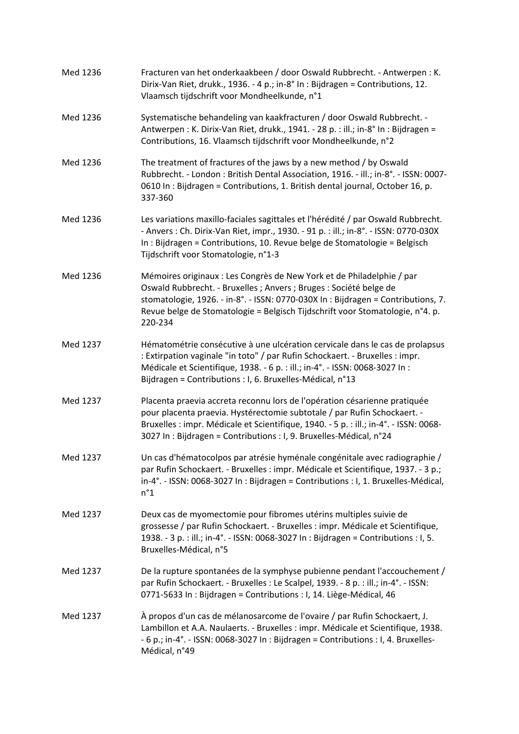| | |
|---|---|
| Med 1236 | Fracturen van het onderkaakbeen / door Oswald Rubbrecht. - Antwerpen : K. Dirix-Van Riet, drukk., 1936. - 4 p.; in-8° In : Bijdragen = Contributions, 12. Vlaamsch tijdschrift voor Mondheelkunde, n°1 |
| Med 1236 | Systematische behandeling van kaakfracturen / door Oswald Rubbrecht. - Antwerpen : K. Dirix-Van Riet, drukk., 1941. - 28 p. : ill.; in-8° In : Bijdragen = Contributions, 16. Vlaamsch tijdschrift voor Mondheelkunde, n°2 |
| Med 1236 | The treatment of fractures of the jaws by a new method / by Oswald Rubbrecht. - London : British Dental Association, 1916. - ill.; in-8°. - ISSN: 0007-0610 In : Bijdragen = Contributions, 1. British dental journal, October 16, p. 337-360 |
| Med 1236 | Les variations maxillo-faciales sagittales et l'hérédité / par Oswald Rubbrecht. - Anvers : Ch. Dirix-Van Riet, impr., 1930. - 91 p. : ill.; in-8°. - ISSN: 0770-030X In : Bijdragen = Contributions, 10. Revue belge de Stomatologie = Belgisch Tijdschrift voor Stomatologie, n°1-3 |
| Med 1236 | Mémoires originaux : Les Congrès de New York et de Philadelphie / par Oswald Rubbrecht. - Bruxelles ; Anvers ; Bruges : Société belge de stomatologie, 1926. - in-8°. - ISSN: 0770-030X In : Bijdragen = Contributions, 7. Revue belge de Stomatologie = Belgisch Tijdschrift voor Stomatologie, n°4. p. 220-234 |
| Med 1237 | Hématométrie consécutive à une ulcération cervicale dans le cas de prolapsus : Extirpation vaginale "in toto" / par Rufin Schockaert. - Bruxelles : impr. Médicale et Scientifique, 1938. - 6 p. : ill.; in-4°. - ISSN: 0068-3027 In : Bijdragen = Contributions : I, 6. Bruxelles-Médical, n°13 |
| Med 1237 | Placenta praevia accreta reconnu lors de l'opération césarienne pratiquée pour placenta praevia. Hystérectomie subtotale / par Rufin Schockaert. - Bruxelles : impr. Médicale et Scientifique, 1940. - 5 p. : ill.; in-4°. - ISSN: 0068-3027 In : Bijdragen = Contributions : I, 9. Bruxelles-Médical, n°24 |
| Med 1237 | Un cas d'hématocolpos par atrésie hyménale congénitale avec radiographie / par Rufin Schockaert. - Bruxelles : impr. Médicale et Scientifique, 1937. - 3 p.; in-4°. - ISSN: 0068-3027 In : Bijdragen = Contributions : I, 1. Bruxelles-Médical, n°1 |
| Med 1237 | Deux cas de myomectomie pour fibromes utérins multiples suivie de grossesse / par Rufin Schockaert. - Bruxelles : impr. Médicale et Scientifique, 1938. - 3 p. : ill.; in-4°. - ISSN: 0068-3027 In : Bijdragen = Contributions : I, 5. Bruxelles-Médical, n°5 |
| Med 1237 | De la rupture spontanées de la symphyse pubienne pendant l'accouchement / par Rufin Schockaert. - Bruxelles : Le Scalpel, 1939. - 8 p. : ill.; in-4°. - ISSN: 0771-5633 In : Bijdragen = Contributions : I, 14. Liège-Médical, 46 |
| Med 1237 | À propos d'un cas de mélanosarcome de l'ovaire / par Rufin Schockaert, J. Lambillon et A.A. Naulaerts. - Bruxelles : impr. Médicale et Scientifique, 1938. - 6 p.; in-4°. - ISSN: 0068-3027 In : Bijdragen = Contributions : I, 4. Bruxelles-Médical, n°49 |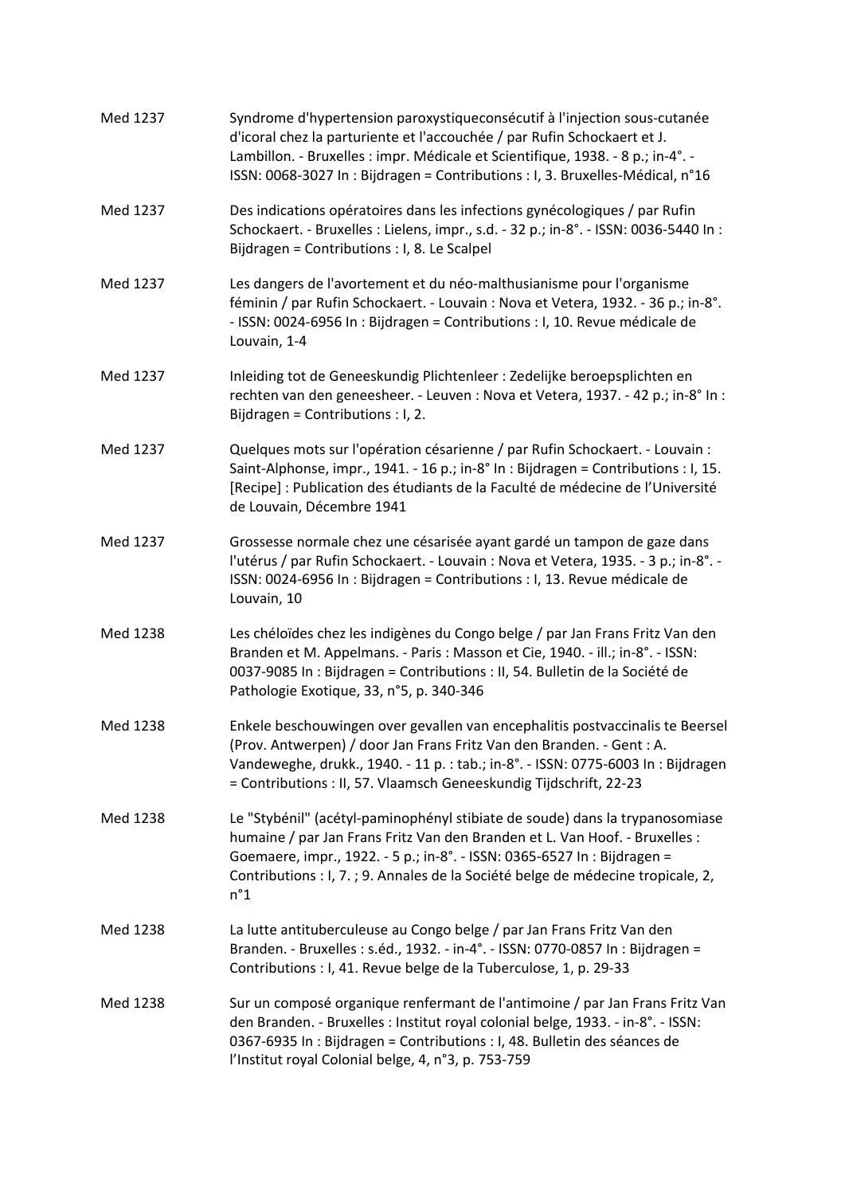| | |
|---|---|
| Med 1237 | Syndrome d'hypertension paroxystiqueconsécutif à l'injection sous-cutanée d'icoral chez la parturiente et l'accouchée / par Rufin Schockaert et J. Lambillon. - Bruxelles : impr. Médicale et Scientifique, 1938. - 8 p.; in-4°. - ISSN: 0068-3027 In : Bijdragen = Contributions : I, 3. Bruxelles-Médical, n°16 |
| Med 1237 | Des indications opératoires dans les infections gynécologiques / par Rufin Schockaert. - Bruxelles : Lielens, impr., s.d. - 32 p.; in-8°. - ISSN: 0036-5440 In : Bijdragen = Contributions : I, 8. Le Scalpel |
| Med 1237 | Les dangers de l'avortement et du néo-malthusianisme pour l'organisme féminin / par Rufin Schockaert. - Louvain : Nova et Vetera, 1932. - 36 p.; in-8°. - ISSN: 0024-6956 In : Bijdragen = Contributions : I, 10. Revue médicale de Louvain, 1-4 |
| Med 1237 | Inleiding tot de Geneeskundig Plichtenleer : Zedelijke beroepsplichten en rechten van den geneesheer. - Leuven : Nova et Vetera, 1937. - 42 p.; in-8° In : Bijdragen = Contributions : I, 2. |
| Med 1237 | Quelques mots sur l'opération césarienne / par Rufin Schockaert. - Louvain : Saint-Alphonse, impr., 1941. - 16 p.; in-8° In : Bijdragen = Contributions : I, 15. [Recipe] : Publication des étudiants de la Faculté de médecine de l'Université de Louvain, Décembre 1941 |
| Med 1237 | Grossesse normale chez une césarisée ayant gardé un tampon de gaze dans l'utérus / par Rufin Schockaert. - Louvain : Nova et Vetera, 1935. - 3 p.; in-8°. - ISSN: 0024-6956 In : Bijdragen = Contributions : I, 13. Revue médicale de Louvain, 10 |
| Med 1238 | Les chéloïdes chez les indigènes du Congo belge / par Jan Frans Fritz Van den Branden et M. Appelmans. - Paris : Masson et Cie, 1940. - ill.; in-8°. - ISSN: 0037-9085 In : Bijdragen = Contributions : II, 54. Bulletin de la Société de Pathologie Exotique, 33, n°5, p. 340-346 |
| Med 1238 | Enkele beschouwingen over gevallen van encephalitis postvaccinalis te Beersel (Prov. Antwerpen) / door Jan Frans Fritz Van den Branden. - Gent : A. Vandeweghe, drukk., 1940. - 11 p. : tab.; in-8°. - ISSN: 0775-6003 In : Bijdragen = Contributions : II, 57. Vlaamsch Geneeskundig Tijdschrift, 22-23 |
| Med 1238 | Le "Stybénil" (acétyl-paminophényl stibiate de soude) dans la trypanosomiase humaine / par Jan Frans Fritz Van den Branden et L. Van Hoof. - Bruxelles : Goemaere, impr., 1922. - 5 p.; in-8°. - ISSN: 0365-6527 In : Bijdragen = Contributions : I, 7. ; 9. Annales de la Société belge de médecine tropicale, 2, n°1 |
| Med 1238 | La lutte antituberculeuse au Congo belge / par Jan Frans Fritz Van den Branden. - Bruxelles : s.éd., 1932. - in-4°. - ISSN: 0770-0857 In : Bijdragen = Contributions : I, 41. Revue belge de la Tuberculose, 1, p. 29-33 |
| Med 1238 | Sur un composé organique renfermant de l'antimoine / par Jan Frans Fritz Van den Branden. - Bruxelles : Institut royal colonial belge, 1933. - in-8°. - ISSN: 0367-6935 In : Bijdragen = Contributions : I, 48. Bulletin des séances de l'Institut royal Colonial belge, 4, n°3, p. 753-759 |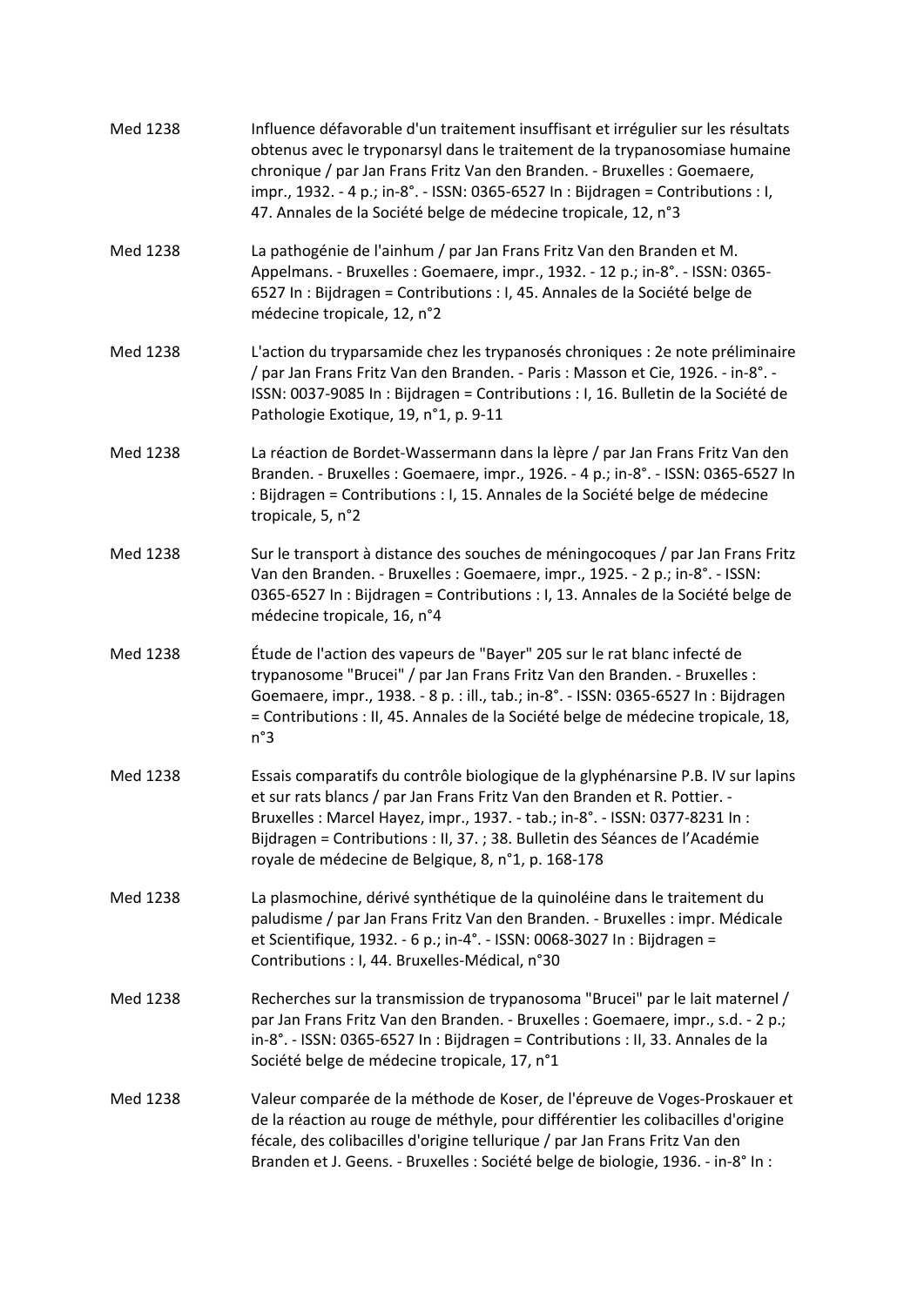Med 1238 Influence défavorable d'un traitement insuffisant et irrégulier sur les résultats obtenus avec le tryponarsyl dans le traitement de la trypanosomiase humaine chronique / par Jan Frans Fritz Van den Branden. - Bruxelles : Goemaere, impr., 1932. - 4 p.; in-8°. - ISSN: 0365-6527 In : Bijdragen = Contributions : I, 47. Annales de la Société belge de médecine tropicale, 12, n°3

Med 1238 La pathogénie de l'ainhum / par Jan Frans Fritz Van den Branden et M. Appelmans. - Bruxelles : Goemaere, impr., 1932. - 12 p.; in-8°. - ISSN: 0365-6527 In : Bijdragen = Contributions : I, 45. Annales de la Société belge de médecine tropicale, 12, n°2

Med 1238 L'action du tryparsamide chez les trypanosés chroniques : 2e note préliminaire / par Jan Frans Fritz Van den Branden. - Paris : Masson et Cie, 1926. - in-8°. - ISSN: 0037-9085 In : Bijdragen = Contributions : I, 16. Bulletin de la Société de Pathologie Exotique, 19, n°1, p. 9-11

Med 1238 La réaction de Bordet-Wassermann dans la lèpre / par Jan Frans Fritz Van den Branden. - Bruxelles : Goemaere, impr., 1926. - 4 p.; in-8°. - ISSN: 0365-6527 In : Bijdragen = Contributions : I, 15. Annales de la Société belge de médecine tropicale, 5, n°2

Med 1238 Sur le transport à distance des souches de méningocoques / par Jan Frans Fritz Van den Branden. - Bruxelles : Goemaere, impr., 1925. - 2 p.; in-8°. - ISSN: 0365-6527 In : Bijdragen = Contributions : I, 13. Annales de la Société belge de médecine tropicale, 16, n°4

Med 1238 Étude de l'action des vapeurs de "Bayer" 205 sur le rat blanc infecté de trypanosome "Brucei" / par Jan Frans Fritz Van den Branden. - Bruxelles : Goemaere, impr., 1938. - 8 p. : ill., tab.; in-8°. - ISSN: 0365-6527 In : Bijdragen = Contributions : II, 45. Annales de la Société belge de médecine tropicale, 18, n°3

Med 1238 Essais comparatifs du contrôle biologique de la glyphénarsine P.B. IV sur lapins et sur rats blancs / par Jan Frans Fritz Van den Branden et R. Pottier. - Bruxelles : Marcel Hayez, impr., 1937. - tab.; in-8°. - ISSN: 0377-8231 In : Bijdragen = Contributions : II, 37. ; 38. Bulletin des Séances de l'Académie royale de médecine de Belgique, 8, n°1, p. 168-178

Med 1238 La plasmochine, dérivé synthétique de la quinoléine dans le traitement du paludisme / par Jan Frans Fritz Van den Branden. - Bruxelles : impr. Médicale et Scientifique, 1932. - 6 p.; in-4°. - ISSN: 0068-3027 In : Bijdragen = Contributions : I, 44. Bruxelles-Médical, n°30

Med 1238 Recherches sur la transmission de trypanosoma "Brucei" par le lait maternel / par Jan Frans Fritz Van den Branden. - Bruxelles : Goemaere, impr., s.d. - 2 p.; in-8°. - ISSN: 0365-6527 In : Bijdragen = Contributions : II, 33. Annales de la Société belge de médecine tropicale, 17, n°1

Med 1238 Valeur comparée de la méthode de Koser, de l'épreuve de Voges-Proskauer et de la réaction au rouge de méthyle, pour différentier les colibacilles d'origine fécale, des colibacilles d'origine tellurique / par Jan Frans Fritz Van den Branden et J. Geens. - Bruxelles : Société belge de biologie, 1936. - in-8° In :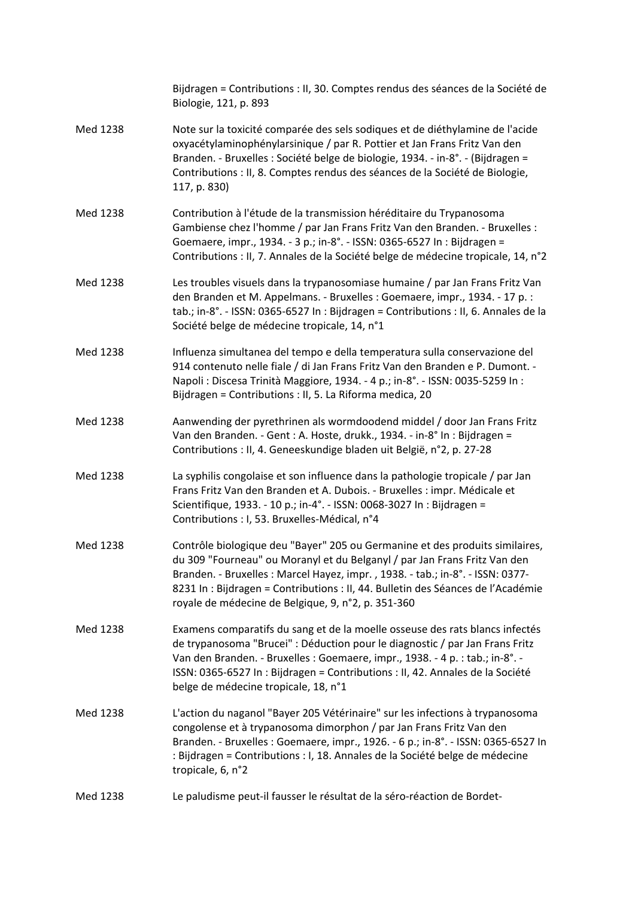Bijdragen = Contributions : II, 30. Comptes rendus des séances de la Société de Biologie, 121, p. 893

Med 1238 Note sur la toxicité comparée des sels sodiques et de diéthylamine de l'acide oxyacétylaminophénylarsinique / par R. Pottier et Jan Frans Fritz Van den Branden. - Bruxelles : Société belge de biologie, 1934. - in-8°. - (Bijdragen = Contributions : II, 8. Comptes rendus des séances de la Société de Biologie, 117, p. 830)

Med 1238 Contribution à l'étude de la transmission héréditaire du Trypanosoma Gambiense chez l'homme / par Jan Frans Fritz Van den Branden. - Bruxelles : Goemaere, impr., 1934. - 3 p.; in-8°. - ISSN: 0365-6527 In : Bijdragen = Contributions : II, 7. Annales de la Société belge de médecine tropicale, 14, n°2

Med 1238 Les troubles visuels dans la trypanosomiase humaine / par Jan Frans Fritz Van den Branden et M. Appelmans. - Bruxelles : Goemaere, impr., 1934. - 17 p. : tab.; in-8°. - ISSN: 0365-6527 In : Bijdragen = Contributions : II, 6. Annales de la Société belge de médecine tropicale, 14, n°1

Med 1238 Influenza simultanea del tempo e della temperatura sulla conservazione del 914 contenuto nelle fiale / di Jan Frans Fritz Van den Branden e P. Dumont. - Napoli : Discesa Trinità Maggiore, 1934. - 4 p.; in-8°. - ISSN: 0035-5259 In : Bijdragen = Contributions : II, 5. La Riforma medica, 20

Med 1238 Aanwending der pyrethrinen als wormdoodend middel / door Jan Frans Fritz Van den Branden. - Gent : A. Hoste, drukk., 1934. - in-8° In : Bijdragen = Contributions : II, 4. Geneeskundige bladen uit België, n°2, p. 27-28

Med 1238 La syphilis congolaise et son influence dans la pathologie tropicale / par Jan Frans Fritz Van den Branden et A. Dubois. - Bruxelles : impr. Médicale et Scientifique, 1933. - 10 p.; in-4°. - ISSN: 0068-3027 In : Bijdragen = Contributions : I, 53. Bruxelles-Médical, n°4

Med 1238 Contrôle biologique deu "Bayer" 205 ou Germanine et des produits similaires, du 309 "Fourneau" ou Moranyl et du Belganyl / par Jan Frans Fritz Van den Branden. - Bruxelles : Marcel Hayez, impr. , 1938. - tab.; in-8°. - ISSN: 0377-8231 In : Bijdragen = Contributions : II, 44. Bulletin des Séances de l'Académie royale de médecine de Belgique, 9, n°2, p. 351-360

Med 1238 Examens comparatifs du sang et de la moelle osseuse des rats blancs infectés de trypanosoma "Brucei" : Déduction pour le diagnostic / par Jan Frans Fritz Van den Branden. - Bruxelles : Goemaere, impr., 1938. - 4 p. : tab.; in-8°. - ISSN: 0365-6527 In : Bijdragen = Contributions : II, 42. Annales de la Société belge de médecine tropicale, 18, n°1

Med 1238 L'action du naganol "Bayer 205 Vétérinaire" sur les infections à trypanosoma congolense et à trypanosoma dimorphon / par Jan Frans Fritz Van den Branden. - Bruxelles : Goemaere, impr., 1926. - 6 p.; in-8°. - ISSN: 0365-6527 In : Bijdragen = Contributions : I, 18. Annales de la Société belge de médecine tropicale, 6, n°2

Med 1238 Le paludisme peut-il fausser le résultat de la séro-réaction de Bordet-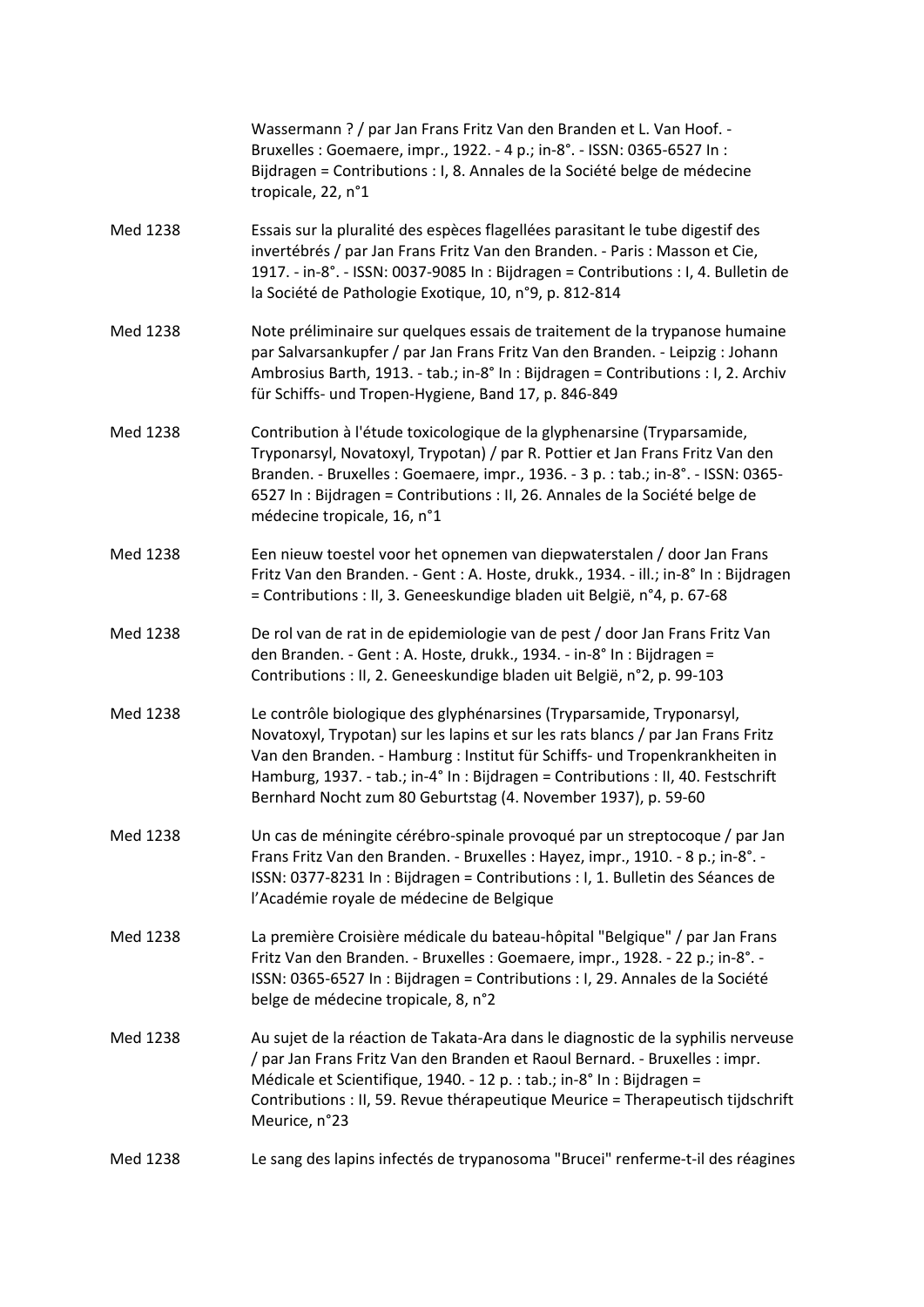Wassermann ? / par Jan Frans Fritz Van den Branden et L. Van Hoof. - Bruxelles : Goemaere, impr., 1922. - 4 p.; in-8°. - ISSN: 0365-6527 In : Bijdragen = Contributions : I, 8. Annales de la Société belge de médecine tropicale, 22, n°1

| | |
|---|---|
| Med 1238 | Essais sur la pluralité des espèces flagellées parasitant le tube digestif des invertébrés / par Jan Frans Fritz Van den Branden. - Paris : Masson et Cie, 1917. - in-8°. - ISSN: 0037-9085 In : Bijdragen = Contributions : I, 4. Bulletin de la Société de Pathologie Exotique, 10, n°9, p. 812-814 |
| Med 1238 | Note préliminaire sur quelques essais de traitement de la trypanose humaine par Salvarsankupfer / par Jan Frans Fritz Van den Branden. - Leipzig : Johann Ambrosius Barth, 1913. - tab.; in-8° In : Bijdragen = Contributions : I, 2. Archiv für Schiffs- und Tropen-Hygiene, Band 17, p. 846-849 |
| Med 1238 | Contribution à l'étude toxicologique de la glyphenarsine (Tryparsamide, Tryponarsyl, Novatoxyl, Trypotan) / par R. Pottier et Jan Frans Fritz Van den Branden. - Bruxelles : Goemaere, impr., 1936. - 3 p. : tab.; in-8°. - ISSN: 0365-6527 In : Bijdragen = Contributions : II, 26. Annales de la Société belge de médecine tropicale, 16, n°1 |
| Med 1238 | Een nieuw toestel voor het opnemen van diepwaterstalen / door Jan Frans Fritz Van den Branden. - Gent : A. Hoste, drukk., 1934. - ill.; in-8° In : Bijdragen = Contributions : II, 3. Geneeskundige bladen uit België, n°4, p. 67-68 |
| Med 1238 | De rol van de rat in de epidemiologie van de pest / door Jan Frans Fritz Van den Branden. - Gent : A. Hoste, drukk., 1934. - in-8° In : Bijdragen = Contributions : II, 2. Geneeskundige bladen uit België, n°2, p. 99-103 |
| Med 1238 | Le contrôle biologique des glyphénarsines (Tryparsamide, Tryponarsyl, Novatoxyl, Trypotan) sur les lapins et sur les rats blancs / par Jan Frans Fritz Van den Branden. - Hamburg : Institut für Schiffs- und Tropenkrankheiten in Hamburg, 1937. - tab.; in-4° In : Bijdragen = Contributions : II, 40. Festschrift Bernhard Nocht zum 80 Geburtstag (4. November 1937), p. 59-60 |
| Med 1238 | Un cas de méningite cérébro-spinale provoqué par un streptocoque / par Jan Frans Fritz Van den Branden. - Bruxelles : Hayez, impr., 1910. - 8 p.; in-8°. - ISSN: 0377-8231 In : Bijdragen = Contributions : I, 1. Bulletin des Séances de l'Académie royale de médecine de Belgique |
| Med 1238 | La première Croisière médicale du bateau-hôpital "Belgique" / par Jan Frans Fritz Van den Branden. - Bruxelles : Goemaere, impr., 1928. - 22 p.; in-8°. - ISSN: 0365-6527 In : Bijdragen = Contributions : I, 29. Annales de la Société belge de médecine tropicale, 8, n°2 |
| Med 1238 | Au sujet de la réaction de Takata-Ara dans le diagnostic de la syphilis nerveuse / par Jan Frans Fritz Van den Branden et Raoul Bernard. - Bruxelles : impr. Médicale et Scientifique, 1940. - 12 p. : tab.; in-8° In : Bijdragen = Contributions : II, 59. Revue thérapeutique Meurice = Therapeutisch tijdschrift Meurice, n°23 |
| Med 1238 | Le sang des lapins infectés de trypanosoma "Brucei" renferme-t-il des réagines |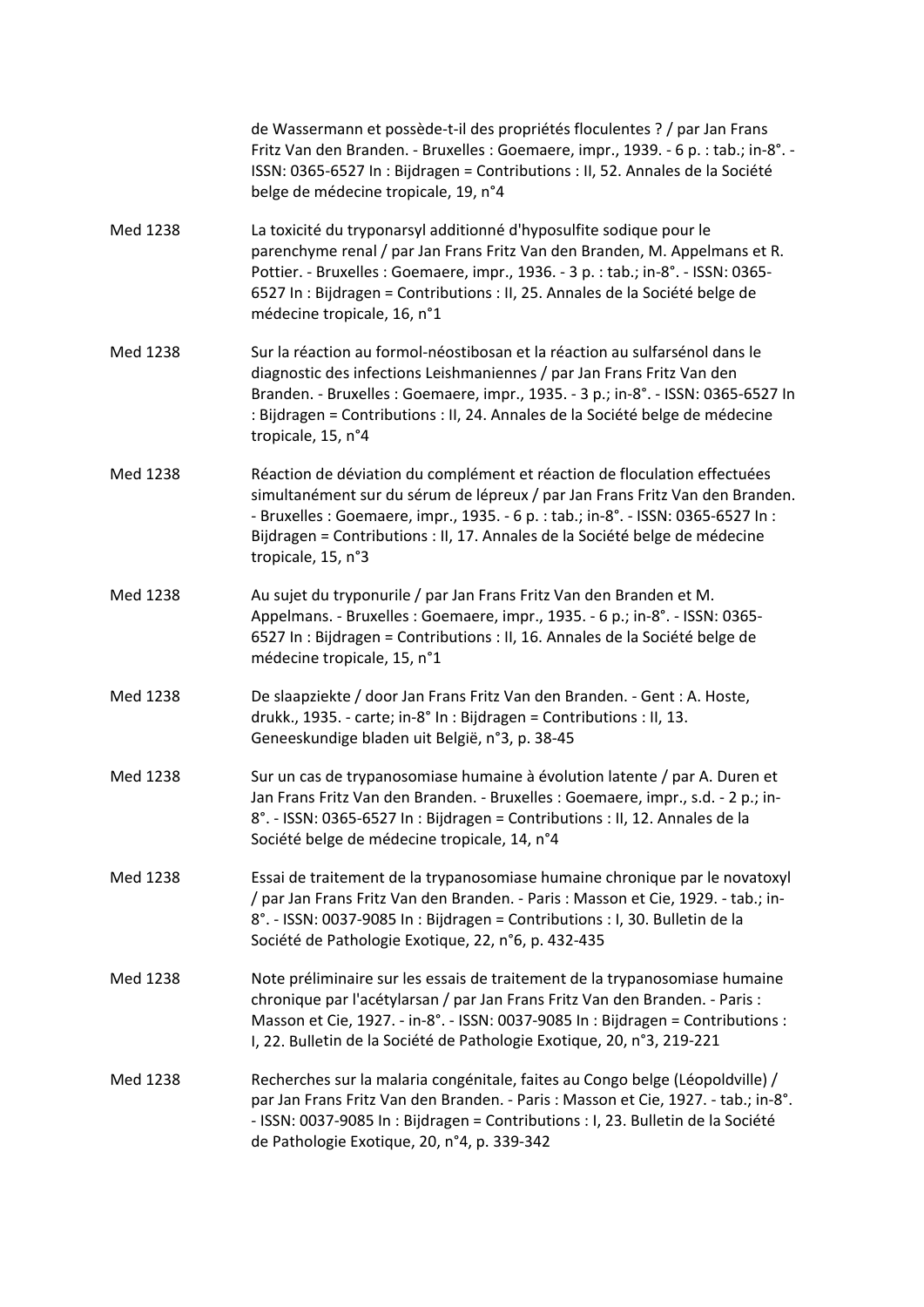| | |
|---|---|
| | de Wassermann et possède-t-il des propriétés floculentes ? / par Jan Frans Fritz Van den Branden. - Bruxelles : Goemaere, impr., 1939. - 6 p. : tab.; in-8°. - ISSN: 0365-6527 In : Bijdragen = Contributions : II, 52. Annales de la Société belge de médecine tropicale, 19, n°4 |
| Med 1238 | La toxicité du tryponarsyl additionné d'hyposulfite sodique pour le parenchyme renal / par Jan Frans Fritz Van den Branden, M. Appelmans et R. Pottier. - Bruxelles : Goemaere, impr., 1936. - 3 p. : tab.; in-8°. - ISSN: 0365-6527 In : Bijdragen = Contributions : II, 25. Annales de la Société belge de médecine tropicale, 16, n°1 |
| Med 1238 | Sur la réaction au formol-néostibosan et la réaction au sulfarsénol dans le diagnostic des infections Leishmaniennes / par Jan Frans Fritz Van den Branden. - Bruxelles : Goemaere, impr., 1935. - 3 p.; in-8°. - ISSN: 0365-6527 In : Bijdragen = Contributions : II, 24. Annales de la Société belge de médecine tropicale, 15, n°4 |
| Med 1238 | Réaction de déviation du complément et réaction de floculation effectuées simultanément sur du sérum de lépreux / par Jan Frans Fritz Van den Branden. - Bruxelles : Goemaere, impr., 1935. - 6 p. : tab.; in-8°. - ISSN: 0365-6527 In : Bijdragen = Contributions : II, 17. Annales de la Société belge de médecine tropicale, 15, n°3 |
| Med 1238 | Au sujet du tryponurile / par Jan Frans Fritz Van den Branden et M. Appelmans. - Bruxelles : Goemaere, impr., 1935. - 6 p.; in-8°. - ISSN: 0365-6527 In : Bijdragen = Contributions : II, 16. Annales de la Société belge de médecine tropicale, 15, n°1 |
| Med 1238 | De slaapziekte / door Jan Frans Fritz Van den Branden. - Gent : A. Hoste, drukk., 1935. - carte; in-8° In : Bijdragen = Contributions : II, 13. Geneeskundige bladen uit België, n°3, p. 38-45 |
| Med 1238 | Sur un cas de trypanosomiase humaine à évolution latente / par A. Duren et Jan Frans Fritz Van den Branden. - Bruxelles : Goemaere, impr., s.d. - 2 p.; in-8°. - ISSN: 0365-6527 In : Bijdragen = Contributions : II, 12. Annales de la Société belge de médecine tropicale, 14, n°4 |
| Med 1238 | Essai de traitement de la trypanosomiase humaine chronique par le novatoxyl / par Jan Frans Fritz Van den Branden. - Paris : Masson et Cie, 1929. - tab.; in-8°. - ISSN: 0037-9085 In : Bijdragen = Contributions : I, 30. Bulletin de la Société de Pathologie Exotique, 22, n°6, p. 432-435 |
| Med 1238 | Note préliminaire sur les essais de traitement de la trypanosomiase humaine chronique par l'acétylarsan / par Jan Frans Fritz Van den Branden. - Paris : Masson et Cie, 1927. - in-8°. - ISSN: 0037-9085 In : Bijdragen = Contributions : I, 22. Bulletin de la Société de Pathologie Exotique, 20, n°3, 219-221 |
| Med 1238 | Recherches sur la malaria congénitale, faites au Congo belge (Léopoldville) / par Jan Frans Fritz Van den Branden. - Paris : Masson et Cie, 1927. - tab.; in-8°. - ISSN: 0037-9085 In : Bijdragen = Contributions : I, 23. Bulletin de la Société de Pathologie Exotique, 20, n°4, p. 339-342 |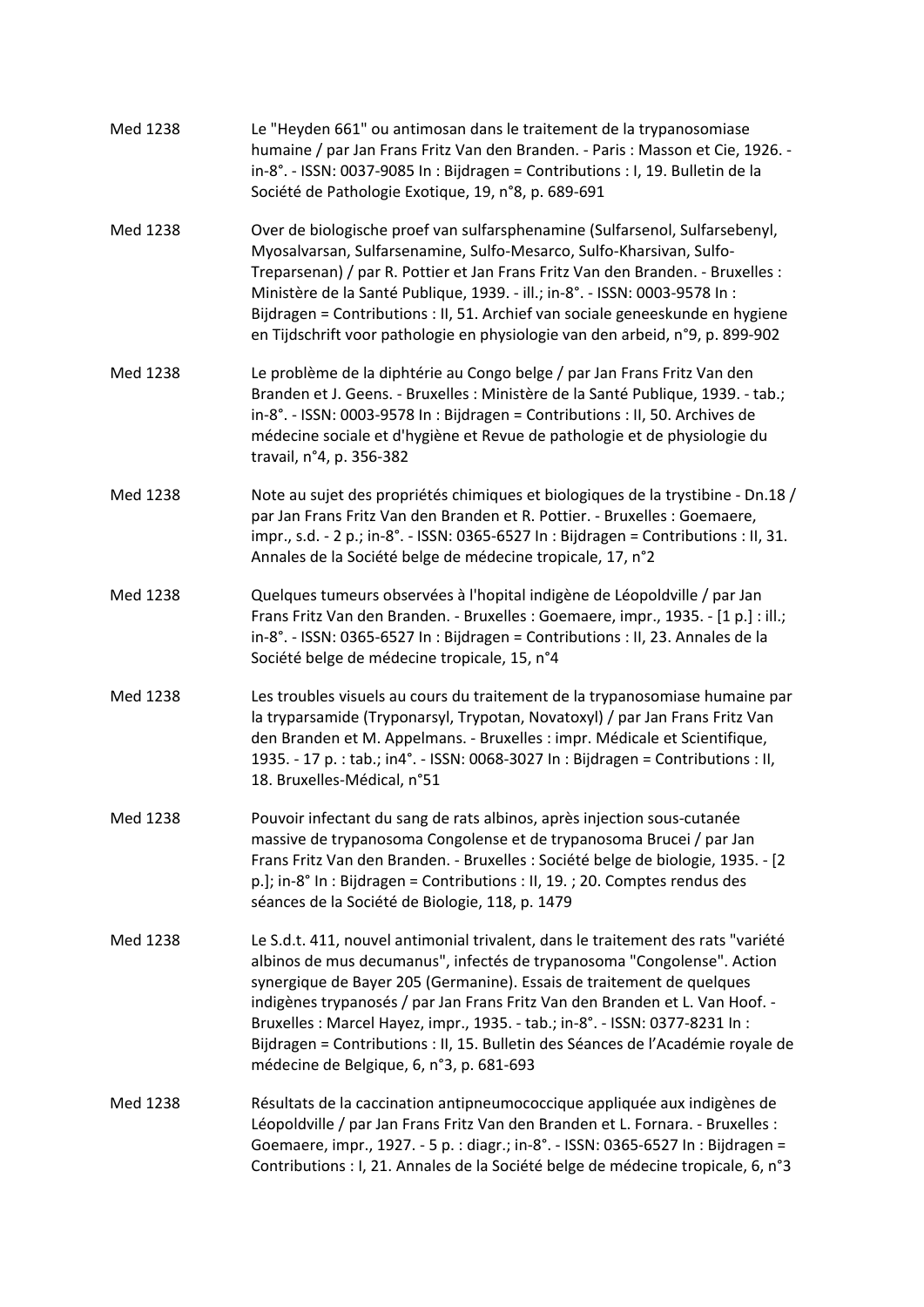| | |
|---|---|
| Med 1238 | Le "Heyden 661" ou antimosan dans le traitement de la trypanosomiase humaine / par Jan Frans Fritz Van den Branden. - Paris : Masson et Cie, 1926. - in-8°. - ISSN: 0037-9085 In : Bijdragen = Contributions : I, 19. Bulletin de la Société de Pathologie Exotique, 19, n°8, p. 689-691 |
| Med 1238 | Over de biologische proef van sulfarsphenamine (Sulfarsenol, Sulfarsebenyl, Myosalvarsan, Sulfarsenamine, Sulfo-Mesarco, Sulfo-Kharsivan, Sulfo-Treparsenan) / par R. Pottier et Jan Frans Fritz Van den Branden. - Bruxelles : Ministère de la Santé Publique, 1939. - ill.; in-8°. - ISSN: 0003-9578 In : Bijdragen = Contributions : II, 51. Archief van sociale geneeskunde en hygiene en Tijdschrift voor pathologie en physiologie van den arbeid, n°9, p. 899-902 |
| Med 1238 | Le problème de la diphtérie au Congo belge / par Jan Frans Fritz Van den Branden et J. Geens. - Bruxelles : Ministère de la Santé Publique, 1939. - tab.; in-8°. - ISSN: 0003-9578 In : Bijdragen = Contributions : II, 50. Archives de médecine sociale et d'hygiène et Revue de pathologie et de physiologie du travail, n°4, p. 356-382 |
| Med 1238 | Note au sujet des propriétés chimiques et biologiques de la trystibine - Dn.18 / par Jan Frans Fritz Van den Branden et R. Pottier. - Bruxelles : Goemaere, impr., s.d. - 2 p.; in-8°. - ISSN: 0365-6527 In : Bijdragen = Contributions : II, 31. Annales de la Société belge de médecine tropicale, 17, n°2 |
| Med 1238 | Quelques tumeurs observées à l'hopital indigène de Léopoldville / par Jan Frans Fritz Van den Branden. - Bruxelles : Goemaere, impr., 1935. - [1 p.] : ill.; in-8°. - ISSN: 0365-6527 In : Bijdragen = Contributions : II, 23. Annales de la Société belge de médecine tropicale, 15, n°4 |
| Med 1238 | Les troubles visuels au cours du traitement de la trypanosomiase humaine par la tryparsamide (Tryponarsyl, Trypotan, Novatoxyl) / par Jan Frans Fritz Van den Branden et M. Appelmans. - Bruxelles : impr. Médicale et Scientifique, 1935. - 17 p. : tab.; in4°. - ISSN: 0068-3027 In : Bijdragen = Contributions : II, 18. Bruxelles-Médical, n°51 |
| Med 1238 | Pouvoir infectant du sang de rats albinos, après injection sous-cutanée massive de trypanosoma Congolense et de trypanosoma Brucei / par Jan Frans Fritz Van den Branden. - Bruxelles : Société belge de biologie, 1935. - [2 p.]; in-8° In : Bijdragen = Contributions : II, 19. ; 20. Comptes rendus des séances de la Société de Biologie, 118, p. 1479 |
| Med 1238 | Le S.d.t. 411, nouvel antimonial trivalent, dans le traitement des rats "variété albinos de mus decumanus", infectés de trypanosoma "Congolense". Action synergique de Bayer 205 (Germanine). Essais de traitement de quelques indigènes trypanosés / par Jan Frans Fritz Van den Branden et L. Van Hoof. - Bruxelles : Marcel Hayez, impr., 1935. - tab.; in-8°. - ISSN: 0377-8231 In : Bijdragen = Contributions : II, 15. Bulletin des Séances de l'Académie royale de médecine de Belgique, 6, n°3, p. 681-693 |
| Med 1238 | Résultats de la caccination antipneumococcique appliquée aux indigènes de Léopoldville / par Jan Frans Fritz Van den Branden et L. Fornara. - Bruxelles : Goemaere, impr., 1927. - 5 p. : diagr.; in-8°. - ISSN: 0365-6527 In : Bijdragen = Contributions : I, 21. Annales de la Société belge de médecine tropicale, 6, n°3 |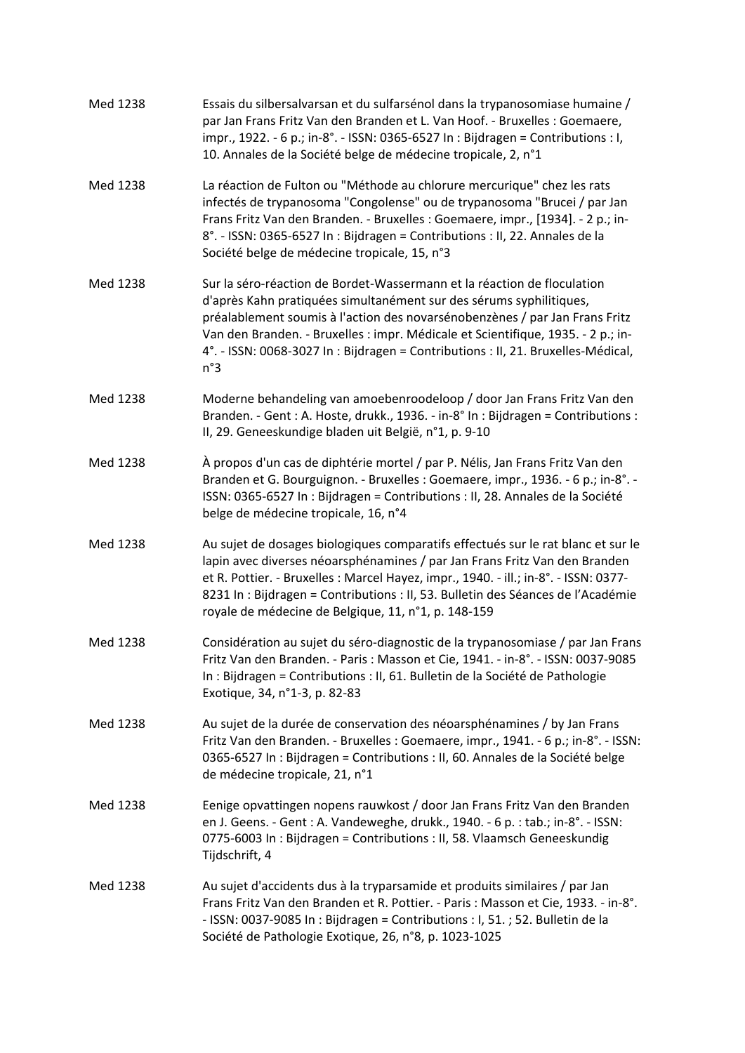Med 1238 Essais du silbersalvarsan et du sulfarsénol dans la trypanosomiase humaine / par Jan Frans Fritz Van den Branden et L. Van Hoof. - Bruxelles : Goemaere, impr., 1922. - 6 p.; in-8°. - ISSN: 0365-6527 In : Bijdragen = Contributions : I, 10. Annales de la Société belge de médecine tropicale, 2, n°1

Med 1238 La réaction de Fulton ou "Méthode au chlorure mercurique" chez les rats infectés de trypanosoma "Congolense" ou de trypanosoma "Brucei / par Jan Frans Fritz Van den Branden. - Bruxelles : Goemaere, impr., [1934]. - 2 p.; in-8°. - ISSN: 0365-6527 In : Bijdragen = Contributions : II, 22. Annales de la Société belge de médecine tropicale, 15, n°3

Med 1238 Sur la séro-réaction de Bordet-Wassermann et la réaction de floculation d'après Kahn pratiquées simultanément sur des sérums syphilitiques, préalablement soumis à l'action des novarsénobenzènes / par Jan Frans Fritz Van den Branden. - Bruxelles : impr. Médicale et Scientifique, 1935. - 2 p.; in-4°. - ISSN: 0068-3027 In : Bijdragen = Contributions : II, 21. Bruxelles-Médical, n°3

Med 1238 Moderne behandeling van amoebenroodeloop / door Jan Frans Fritz Van den Branden. - Gent : A. Hoste, drukk., 1936. - in-8° In : Bijdragen = Contributions : II, 29. Geneeskundige bladen uit België, n°1, p. 9-10

Med 1238 À propos d'un cas de diphtérie mortel / par P. Nélis, Jan Frans Fritz Van den Branden et G. Bourguignon. - Bruxelles : Goemaere, impr., 1936. - 6 p.; in-8°. - ISSN: 0365-6527 In : Bijdragen = Contributions : II, 28. Annales de la Société belge de médecine tropicale, 16, n°4

Med 1238 Au sujet de dosages biologiques comparatifs effectués sur le rat blanc et sur le lapin avec diverses néoarsphénamines / par Jan Frans Fritz Van den Branden et R. Pottier. - Bruxelles : Marcel Hayez, impr., 1940. - ill.; in-8°. - ISSN: 0377-8231 In : Bijdragen = Contributions : II, 53. Bulletin des Séances de l'Académie royale de médecine de Belgique, 11, n°1, p. 148-159

Med 1238 Considération au sujet du séro-diagnostic de la trypanosomiase / par Jan Frans Fritz Van den Branden. - Paris : Masson et Cie, 1941. - in-8°. - ISSN: 0037-9085 In : Bijdragen = Contributions : II, 61. Bulletin de la Société de Pathologie Exotique, 34, n°1-3, p. 82-83

Med 1238 Au sujet de la durée de conservation des néoarsphénamines / by Jan Frans Fritz Van den Branden. - Bruxelles : Goemaere, impr., 1941. - 6 p.; in-8°. - ISSN: 0365-6527 In : Bijdragen = Contributions : II, 60. Annales de la Société belge de médecine tropicale, 21, n°1

Med 1238 Eenige opvattingen nopens rauwkost / door Jan Frans Fritz Van den Branden en J. Geens. - Gent : A. Vandeweghe, drukk., 1940. - 6 p. : tab.; in-8°. - ISSN: 0775-6003 In : Bijdragen = Contributions : II, 58. Vlaamsch Geneeskundig Tijdschrift, 4

Med 1238 Au sujet d'accidents dus à la tryparsamide et produits similaires / par Jan Frans Fritz Van den Branden et R. Pottier. - Paris : Masson et Cie, 1933. - in-8°. - ISSN: 0037-9085 In : Bijdragen = Contributions : I, 51. ; 52. Bulletin de la Société de Pathologie Exotique, 26, n°8, p. 1023-1025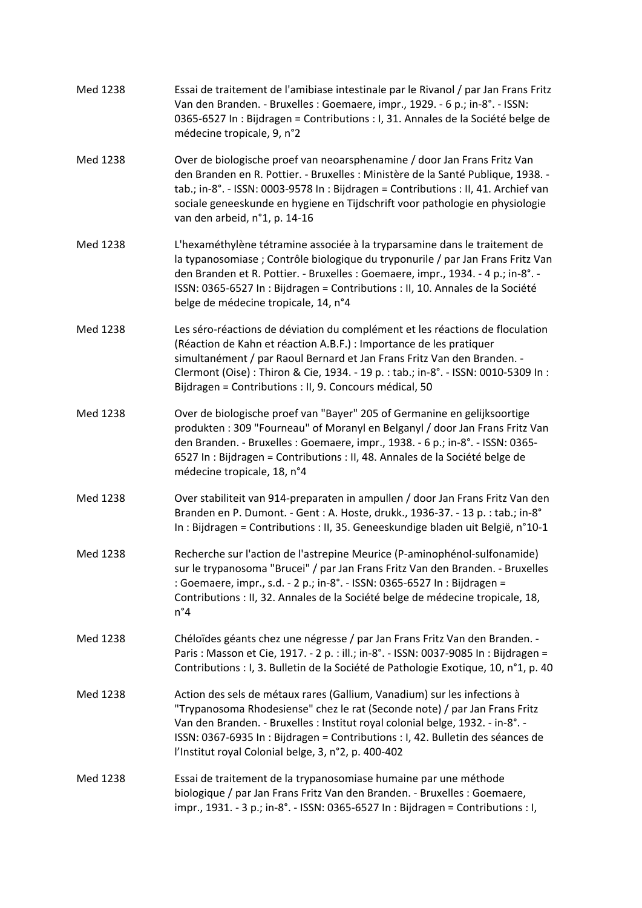| | |
|---|---|
| Med 1238 | Essai de traitement de l'amibiase intestinale par le Rivanol / par Jan Frans Fritz Van den Branden. - Bruxelles : Goemaere, impr., 1929. - 6 p.; in-8°. - ISSN: 0365-6527 In : Bijdragen = Contributions : I, 31. Annales de la Société belge de médecine tropicale, 9, n°2 |
| Med 1238 | Over de biologische proef van neoarsphenamine / door Jan Frans Fritz Van den Branden en R. Pottier. - Bruxelles : Ministère de la Santé Publique, 1938. - tab.; in-8°. - ISSN: 0003-9578 In : Bijdragen = Contributions : II, 41. Archief van sociale geneeskunde en hygiene en Tijdschrift voor pathologie en physiologie van den arbeid, n°1, p. 14-16 |
| Med 1238 | L'hexaméthylène tétramine associée à la tryparsamine dans le traitement de la typanosomiase ; Contrôle biologique du tryponurile / par Jan Frans Fritz Van den Branden et R. Pottier. - Bruxelles : Goemaere, impr., 1934. - 4 p.; in-8°. - ISSN: 0365-6527 In : Bijdragen = Contributions : II, 10. Annales de la Société belge de médecine tropicale, 14, n°4 |
| Med 1238 | Les séro-réactions de déviation du complément et les réactions de floculation (Réaction de Kahn et réaction A.B.F.) : Importance de les pratiquer simultanément / par Raoul Bernard et Jan Frans Fritz Van den Branden. - Clermont (Oise) : Thiron & Cie, 1934. - 19 p. : tab.; in-8°. - ISSN: 0010-5309 In : Bijdragen = Contributions : II, 9. Concours médical, 50 |
| Med 1238 | Over de biologische proef van "Bayer" 205 of Germanine en gelijksoortige produkten : 309 "Fourneau" of Moranyl en Belganyl / door Jan Frans Fritz Van den Branden. - Bruxelles : Goemaere, impr., 1938. - 6 p.; in-8°. - ISSN: 0365-6527 In : Bijdragen = Contributions : II, 48. Annales de la Société belge de médecine tropicale, 18, n°4 |
| Med 1238 | Over stabiliteit van 914-preparaten in ampullen / door Jan Frans Fritz Van den Branden en P. Dumont. - Gent : A. Hoste, drukk., 1936-37. - 13 p. : tab.; in-8° In : Bijdragen = Contributions : II, 35. Geneeskundige bladen uit België, n°10-1 |
| Med 1238 | Recherche sur l'action de l'astrepine Meurice (P-aminophénol-sulfonamide) sur le trypanosoma "Brucei" / par Jan Frans Fritz Van den Branden. - Bruxelles : Goemaere, impr., s.d. - 2 p.; in-8°. - ISSN: 0365-6527 In : Bijdragen = Contributions : II, 32. Annales de la Société belge de médecine tropicale, 18, n°4 |
| Med 1238 | Chéloïdes géants chez une négresse / par Jan Frans Fritz Van den Branden. - Paris : Masson et Cie, 1917. - 2 p. : ill.; in-8°. - ISSN: 0037-9085 In : Bijdragen = Contributions : I, 3. Bulletin de la Société de Pathologie Exotique, 10, n°1, p. 40 |
| Med 1238 | Action des sels de métaux rares (Gallium, Vanadium) sur les infections à "Trypanosoma Rhodesiense" chez le rat (Seconde note) / par Jan Frans Fritz Van den Branden. - Bruxelles : Institut royal colonial belge, 1932. - in-8°. - ISSN: 0367-6935 In : Bijdragen = Contributions : I, 42. Bulletin des séances de l'Institut royal Colonial belge, 3, n°2, p. 400-402 |
| Med 1238 | Essai de traitement de la trypanosomiase humaine par une méthode biologique / par Jan Frans Fritz Van den Branden. - Bruxelles : Goemaere, impr., 1931. - 3 p.; in-8°. - ISSN: 0365-6527 In : Bijdragen = Contributions : I, |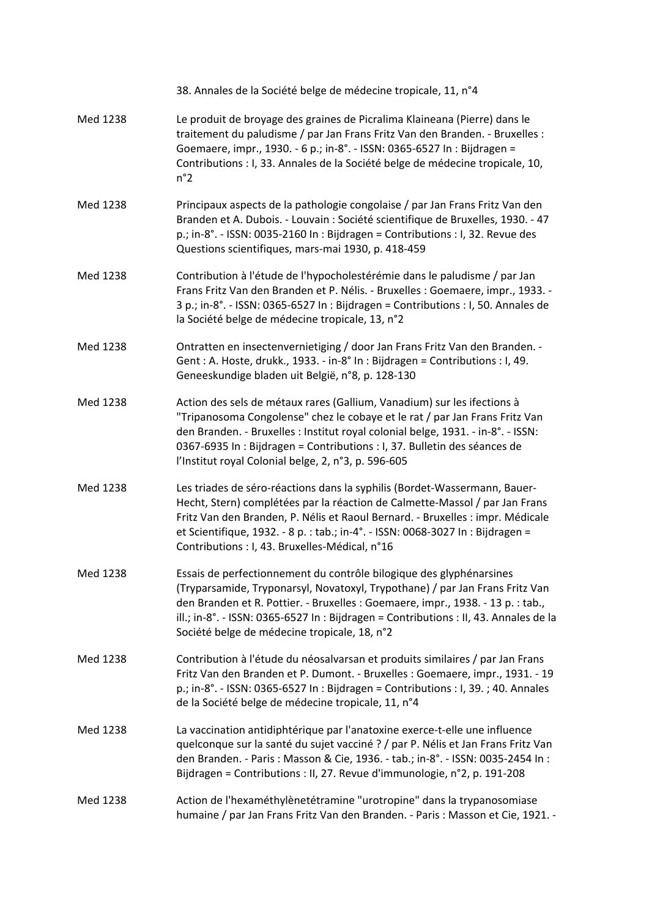38. Annales de la Société belge de médecine tropicale, 11, n°4

| | |
|---|---|
| Med 1238 | Le produit de broyage des graines de Picralima Klaineana (Pierre) dans le traitement du paludisme / par Jan Frans Fritz Van den Branden. - Bruxelles : Goemaere, impr., 1930. - 6 p.; in-8°. - ISSN: 0365-6527 In : Bijdragen = Contributions : I, 33. Annales de la Société belge de médecine tropicale, 10, n°2 |
| Med 1238 | Principaux aspects de la pathologie congolaise / par Jan Frans Fritz Van den Branden et A. Dubois. - Louvain : Société scientifique de Bruxelles, 1930. - 47 p.; in-8°. - ISSN: 0035-2160 In : Bijdragen = Contributions : I, 32. Revue des Questions scientifiques, mars-mai 1930, p. 418-459 |
| Med 1238 | Contribution à l'étude de l'hypocholestérémie dans le paludisme / par Jan Frans Fritz Van den Branden et P. Nélis. - Bruxelles : Goemaere, impr., 1933. - 3 p.; in-8°. - ISSN: 0365-6527 In : Bijdragen = Contributions : I, 50. Annales de la Société belge de médecine tropicale, 13, n°2 |
| Med 1238 | Ontratten en insectenvernietiging / door Jan Frans Fritz Van den Branden. - Gent : A. Hoste, drukk., 1933. - in-8° In : Bijdragen = Contributions : I, 49. Geneeskundige bladen uit België, n°8, p. 128-130 |
| Med 1238 | Action des sels de métaux rares (Gallium, Vanadium) sur les ifections à "Tripanosoma Congolense" chez le cobaye et le rat / par Jan Frans Fritz Van den Branden. - Bruxelles : Institut royal colonial belge, 1931. - in-8°. - ISSN: 0367-6935 In : Bijdragen = Contributions : I, 37. Bulletin des séances de l'Institut royal Colonial belge, 2, n°3, p. 596-605 |
| Med 1238 | Les triades de séro-réactions dans la syphilis (Bordet-Wassermann, Bauer-Hecht, Stern) complétées par la réaction de Calmette-Massol / par Jan Frans Fritz Van den Branden, P. Nélis et Raoul Bernard. - Bruxelles : impr. Médicale et Scientifique, 1932. - 8 p. : tab.; in-4°. - ISSN: 0068-3027 In : Bijdragen = Contributions : I, 43. Bruxelles-Médical, n°16 |
| Med 1238 | Essais de perfectionnement du contrôle bilogique des glyphénarsines (Tryparsamide, Tryponarsyl, Novatoxyl, Trypothane) / par Jan Frans Fritz Van den Branden et R. Pottier. - Bruxelles : Goemaere, impr., 1938. - 13 p. : tab., ill.; in-8°. - ISSN: 0365-6527 In : Bijdragen = Contributions : II, 43. Annales de la Société belge de médecine tropicale, 18, n°2 |
| Med 1238 | Contribution à l'étude du néosalvarsan et produits similaires / par Jan Frans Fritz Van den Branden et P. Dumont. - Bruxelles : Goemaere, impr., 1931. - 19 p.; in-8°. - ISSN: 0365-6527 In : Bijdragen = Contributions : I, 39. ; 40. Annales de la Société belge de médecine tropicale, 11, n°4 |
| Med 1238 | La vaccination antidiphtérique par l'anatoxine exerce-t-elle une influence quelconque sur la santé du sujet vacciné ? / par P. Nélis et Jan Frans Fritz Van den Branden. - Paris : Masson & Cie, 1936. - tab.; in-8°. - ISSN: 0035-2454 In : Bijdragen = Contributions : II, 27. Revue d'immunologie, n°2, p. 191-208 |
| Med 1238 | Action de l'hexaméthylènetétramine "urotropine" dans la trypanosomiase humaine / par Jan Frans Fritz Van den Branden. - Paris : Masson et Cie, 1921. - |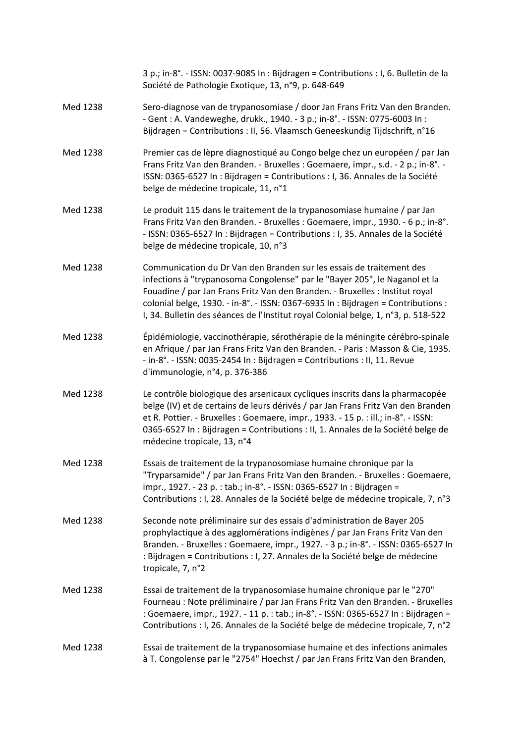3 p.; in-8°. - ISSN: 0037-9085 In : Bijdragen = Contributions : I, 6. Bulletin de la Société de Pathologie Exotique, 13, n°9, p. 648-649

| | |
|---|---|
| Med 1238 | Sero-diagnose van de trypanosomiase / door Jan Frans Fritz Van den Branden. - Gent : A. Vandeweghe, drukk., 1940. - 3 p.; in-8°. - ISSN: 0775-6003 In : Bijdragen = Contributions : II, 56. Vlaamsch Geneeskundig Tijdschrift, n°16 |
| Med 1238 | Premier cas de lèpre diagnostiqué au Congo belge chez un européen / par Jan Frans Fritz Van den Branden. - Bruxelles : Goemaere, impr., s.d. - 2 p.; in-8°. - ISSN: 0365-6527 In : Bijdragen = Contributions : I, 36. Annales de la Société belge de médecine tropicale, 11, n°1 |
| Med 1238 | Le produit 115 dans le traitement de la trypanosomiase humaine / par Jan Frans Fritz Van den Branden. - Bruxelles : Goemaere, impr., 1930. - 6 p.; in-8°. - ISSN: 0365-6527 In : Bijdragen = Contributions : I, 35. Annales de la Société belge de médecine tropicale, 10, n°3 |
| Med 1238 | Communication du Dr Van den Branden sur les essais de traitement des infections à "trypanosoma Congolense" par le "Bayer 205", le Naganol et la Fouadine / par Jan Frans Fritz Van den Branden. - Bruxelles : Institut royal colonial belge, 1930. - in-8°. - ISSN: 0367-6935 In : Bijdragen = Contributions : I, 34. Bulletin des séances de l'Institut royal Colonial belge, 1, n°3, p. 518-522 |
| Med 1238 | Épidémiologie, vaccinothérapie, sérothérapie de la méningite cérébro-spinale en Afrique / par Jan Frans Fritz Van den Branden. - Paris : Masson & Cie, 1935. - in-8°. - ISSN: 0035-2454 In : Bijdragen = Contributions : II, 11. Revue d'immunologie, n°4, p. 376-386 |
| Med 1238 | Le contrôle biologique des arsenicaux cycliques inscrits dans la pharmacopée belge (IV) et de certains de leurs dérivés / par Jan Frans Fritz Van den Branden et R. Pottier. - Bruxelles : Goemaere, impr., 1933. - 15 p. : ill.; in-8°. - ISSN: 0365-6527 In : Bijdragen = Contributions : II, 1. Annales de la Société belge de médecine tropicale, 13, n°4 |
| Med 1238 | Essais de traitement de la trypanosomiase humaine chronique par la "Tryparsamide" / par Jan Frans Fritz Van den Branden. - Bruxelles : Goemaere, impr., 1927. - 23 p. : tab.; in-8°. - ISSN: 0365-6527 In : Bijdragen = Contributions : I, 28. Annales de la Société belge de médecine tropicale, 7, n°3 |
| Med 1238 | Seconde note préliminaire sur des essais d'administration de Bayer 205 prophylactique à des agglomérations indigènes / par Jan Frans Fritz Van den Branden. - Bruxelles : Goemaere, impr., 1927. - 3 p.; in-8°. - ISSN: 0365-6527 In : Bijdragen = Contributions : I, 27. Annales de la Société belge de médecine tropicale, 7, n°2 |
| Med 1238 | Essai de traitement de la trypanosomiase humaine chronique par le "270" Fourneau : Note préliminaire / par Jan Frans Fritz Van den Branden. - Bruxelles : Goemaere, impr., 1927. - 11 p. : tab.; in-8°. - ISSN: 0365-6527 In : Bijdragen = Contributions : I, 26. Annales de la Société belge de médecine tropicale, 7, n°2 |
| Med 1238 | Essai de traitement de la trypanosomiase humaine et des infections animales à T. Congolense par le "2754" Hoechst / par Jan Frans Fritz Van den Branden, |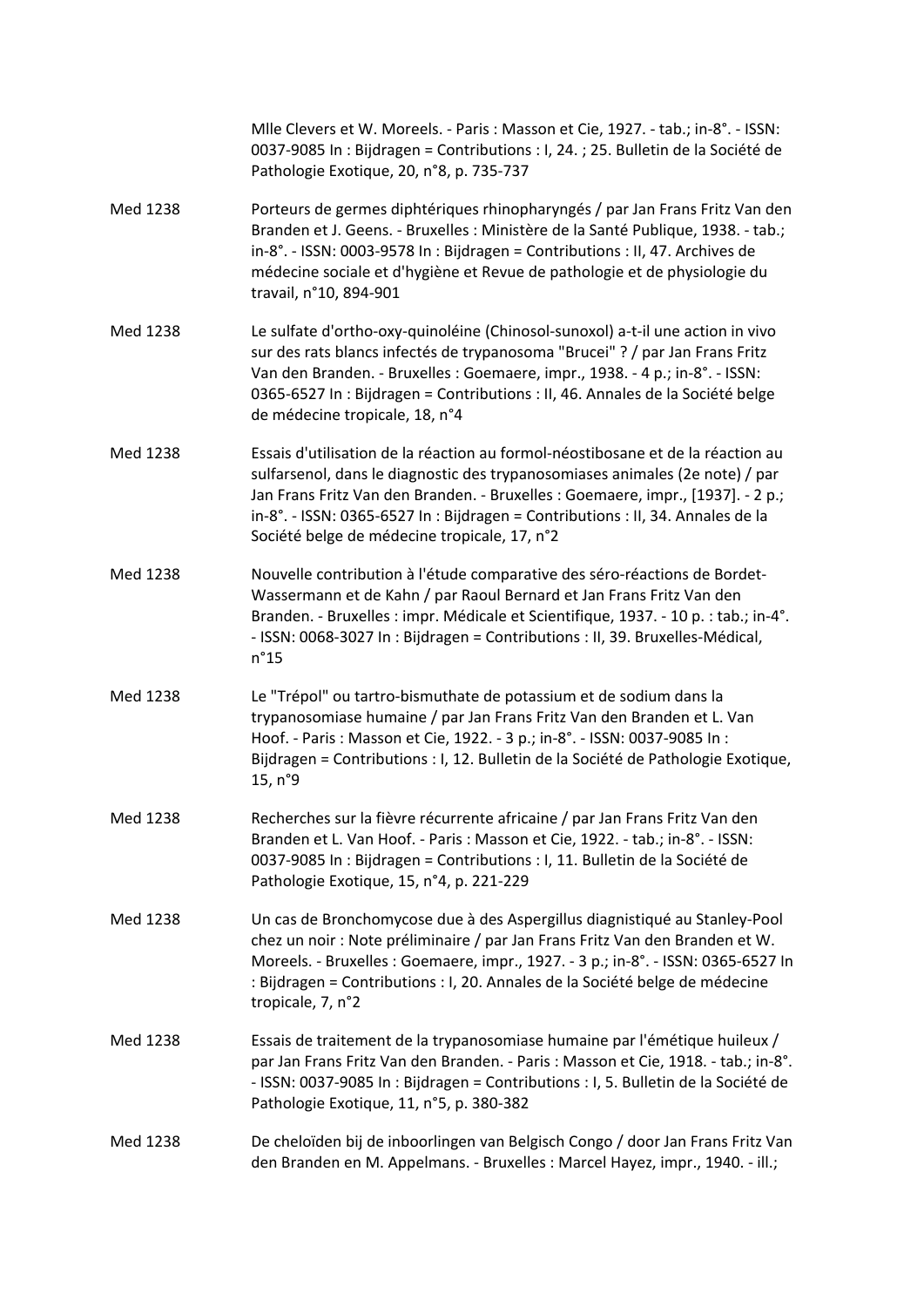Mlle Clevers et W. Moreels. - Paris : Masson et Cie, 1927. - tab.; in-8°. - ISSN: 0037-9085 In : Bijdragen = Contributions : I, 24. ; 25. Bulletin de la Société de Pathologie Exotique, 20, n°8, p. 735-737

Med 1238 Porteurs de germes diphtériques rhinopharyngés / par Jan Frans Fritz Van den Branden et J. Geens. - Bruxelles : Ministère de la Santé Publique, 1938. - tab.; in-8°. - ISSN: 0003-9578 In : Bijdragen = Contributions : II, 47. Archives de médecine sociale et d'hygiène et Revue de pathologie et de physiologie du travail, n°10, 894-901

Med 1238 Le sulfate d'ortho-oxy-quinoléine (Chinosol-sunoxol) a-t-il une action in vivo sur des rats blancs infectés de trypanosoma "Brucei" ? / par Jan Frans Fritz Van den Branden. - Bruxelles : Goemaere, impr., 1938. - 4 p.; in-8°. - ISSN: 0365-6527 In : Bijdragen = Contributions : II, 46. Annales de la Société belge de médecine tropicale, 18, n°4

Med 1238 Essais d'utilisation de la réaction au formol-néostibosane et de la réaction au sulfarsenol, dans le diagnostic des trypanosomiases animales (2e note) / par Jan Frans Fritz Van den Branden. - Bruxelles : Goemaere, impr., [1937]. - 2 p.; in-8°. - ISSN: 0365-6527 In : Bijdragen = Contributions : II, 34. Annales de la Société belge de médecine tropicale, 17, n°2

Med 1238 Nouvelle contribution à l'étude comparative des séro-réactions de Bordet-Wassermann et de Kahn / par Raoul Bernard et Jan Frans Fritz Van den Branden. - Bruxelles : impr. Médicale et Scientifique, 1937. - 10 p. : tab.; in-4°. - ISSN: 0068-3027 In : Bijdragen = Contributions : II, 39. Bruxelles-Médical, n°15

Med 1238 Le "Trépol" ou tartro-bismuthate de potassium et de sodium dans la trypanosomiase humaine / par Jan Frans Fritz Van den Branden et L. Van Hoof. - Paris : Masson et Cie, 1922. - 3 p.; in-8°. - ISSN: 0037-9085 In : Bijdragen = Contributions : I, 12. Bulletin de la Société de Pathologie Exotique, 15, n°9

Med 1238 Recherches sur la fièvre récurrente africaine / par Jan Frans Fritz Van den Branden et L. Van Hoof. - Paris : Masson et Cie, 1922. - tab.; in-8°. - ISSN: 0037-9085 In : Bijdragen = Contributions : I, 11. Bulletin de la Société de Pathologie Exotique, 15, n°4, p. 221-229

Med 1238 Un cas de Bronchomycose due à des Aspergillus diagnistiqué au Stanley-Pool chez un noir : Note préliminaire / par Jan Frans Fritz Van den Branden et W. Moreels. - Bruxelles : Goemaere, impr., 1927. - 3 p.; in-8°. - ISSN: 0365-6527 In : Bijdragen = Contributions : I, 20. Annales de la Société belge de médecine tropicale, 7, n°2

Med 1238 Essais de traitement de la trypanosomiase humaine par l'émétique huileux / par Jan Frans Fritz Van den Branden. - Paris : Masson et Cie, 1918. - tab.; in-8°. - ISSN: 0037-9085 In : Bijdragen = Contributions : I, 5. Bulletin de la Société de Pathologie Exotique, 11, n°5, p. 380-382

Med 1238 De cheloïden bij de inboorlingen van Belgisch Congo / door Jan Frans Fritz Van den Branden en M. Appelmans. - Bruxelles : Marcel Hayez, impr., 1940. - ill.;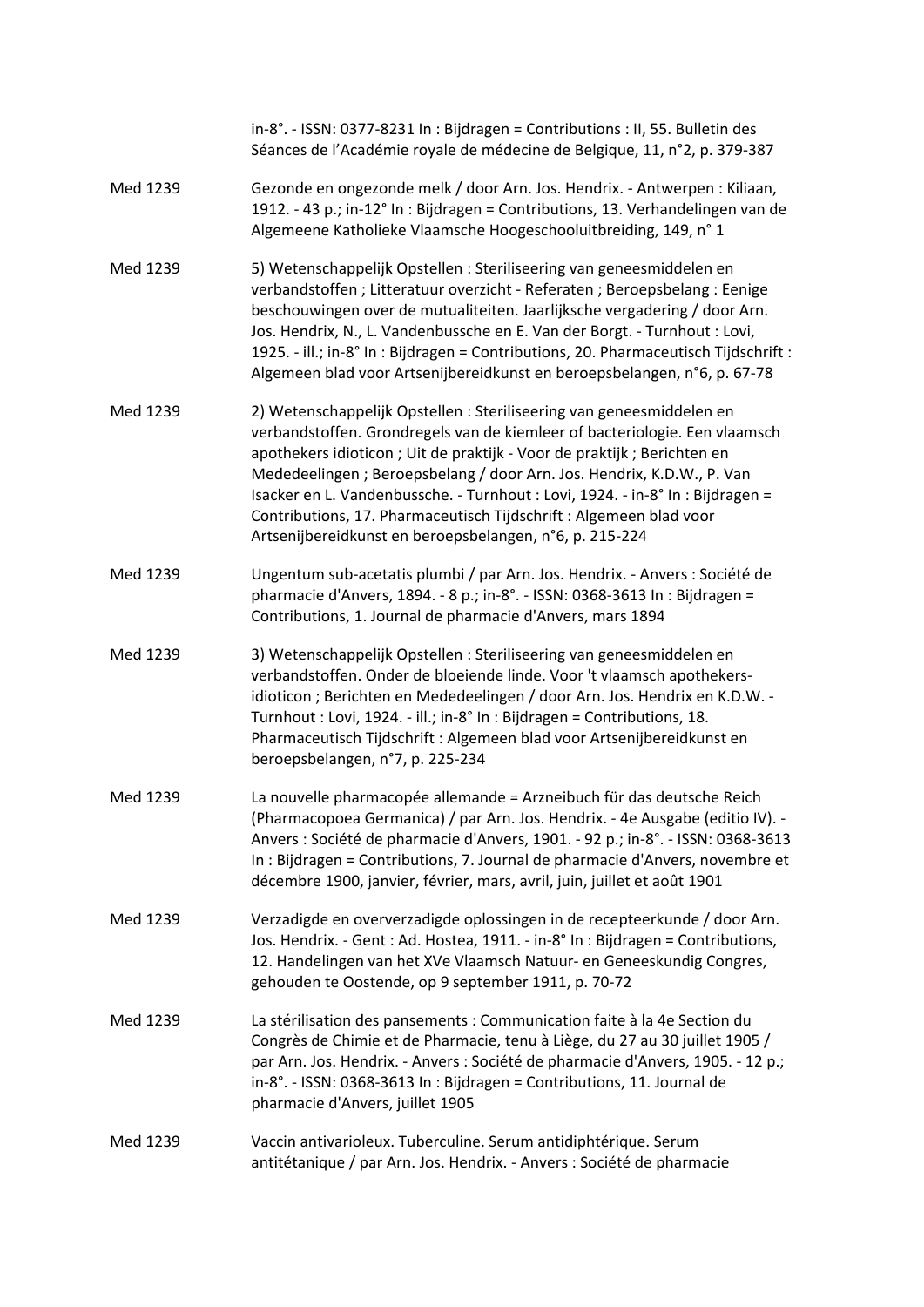in-8°. - ISSN: 0377-8231 In : Bijdragen = Contributions : II, 55. Bulletin des Séances de l'Académie royale de médecine de Belgique, 11, n°2, p. 379-387

Med 1239 Gezonde en ongezonde melk / door Arn. Jos. Hendrix. - Antwerpen : Kiliaan, 1912. - 43 p.; in-12° In : Bijdragen = Contributions, 13. Verhandelingen van de Algemeene Katholieke Vlaamsche Hoogeschooluitbreiding, 149, n° 1

Med 1239 5) Wetenschappelijk Opstellen : Steriliseering van geneesmiddelen en verbandstoffen ; Litteratuur overzicht - Referaten ; Beroepsbelang : Eenige beschouwingen over de mutualiteiten. Jaarlijksche vergadering / door Arn. Jos. Hendrix, N., L. Vandenbussche en E. Van der Borgt. - Turnhout : Lovi, 1925. - ill.; in-8° In : Bijdragen = Contributions, 20. Pharmaceutisch Tijdschrift : Algemeen blad voor Artsenijbereidkunst en beroepsbelangen, n°6, p. 67-78

Med 1239 2) Wetenschappelijk Opstellen : Steriliseering van geneesmiddelen en verbandstoffen. Grondregels van de kiemleer of bacteriologie. Een vlaamsch apothekers idioticon ; Uit de praktijk - Voor de praktijk ; Berichten en Mededeelingen ; Beroepsbelang / door Arn. Jos. Hendrix, K.D.W., P. Van Isacker en L. Vandenbussche. - Turnhout : Lovi, 1924. - in-8° In : Bijdragen = Contributions, 17. Pharmaceutisch Tijdschrift : Algemeen blad voor Artsenijbereidkunst en beroepsbelangen, n°6, p. 215-224

Med 1239 Ungentum sub-acetatis plumbi / par Arn. Jos. Hendrix. - Anvers : Société de pharmacie d'Anvers, 1894. - 8 p.; in-8°. - ISSN: 0368-3613 In : Bijdragen = Contributions, 1. Journal de pharmacie d'Anvers, mars 1894

Med 1239 3) Wetenschappelijk Opstellen : Steriliseering van geneesmiddelen en verbandstoffen. Onder de bloeiende linde. Voor 't vlaamsch apothekers-idioticon ; Berichten en Mededeelingen / door Arn. Jos. Hendrix en K.D.W. - Turnhout : Lovi, 1924. - ill.; in-8° In : Bijdragen = Contributions, 18. Pharmaceutisch Tijdschrift : Algemeen blad voor Artsenijbereidkunst en beroepsbelangen, n°7, p. 225-234

Med 1239 La nouvelle pharmacopée allemande = Arzneibuch für das deutsche Reich (Pharmacopoea Germanica) / par Arn. Jos. Hendrix. - 4e Ausgabe (editio IV). - Anvers : Société de pharmacie d'Anvers, 1901. - 92 p.; in-8°. - ISSN: 0368-3613 In : Bijdragen = Contributions, 7. Journal de pharmacie d'Anvers, novembre et décembre 1900, janvier, février, mars, avril, juin, juillet et août 1901

Med 1239 Verzadigde en oververzadigde oplossingen in de recepteerkunde / door Arn. Jos. Hendrix. - Gent : Ad. Hostea, 1911. - in-8° In : Bijdragen = Contributions, 12. Handelingen van het XVe Vlaamsch Natuur- en Geneeskundig Congres, gehouden te Oostende, op 9 september 1911, p. 70-72

Med 1239 La stérilisation des pansements : Communication faite à la 4e Section du Congrès de Chimie et de Pharmacie, tenu à Liège, du 27 au 30 juillet 1905 / par Arn. Jos. Hendrix. - Anvers : Société de pharmacie d'Anvers, 1905. - 12 p.; in-8°. - ISSN: 0368-3613 In : Bijdragen = Contributions, 11. Journal de pharmacie d'Anvers, juillet 1905

Med 1239 Vaccin antivarioleux. Tuberculine. Serum antidiphtérique. Serum antitétanique / par Arn. Jos. Hendrix. - Anvers : Société de pharmacie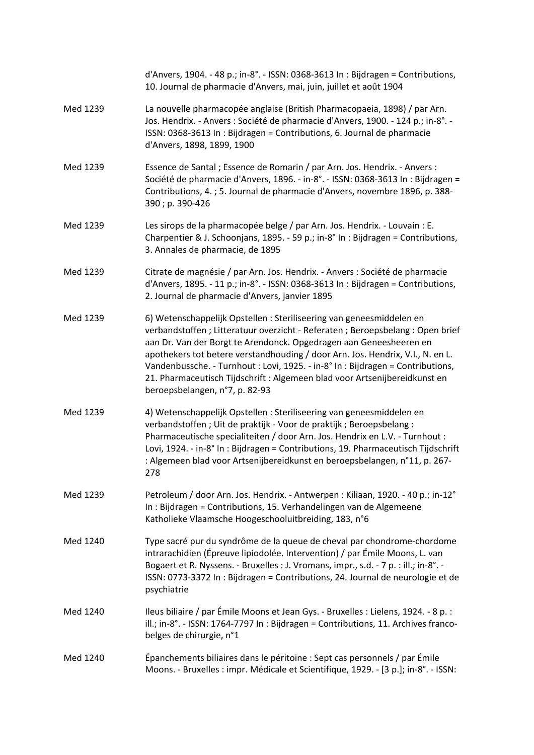d'Anvers, 1904. - 48 p.; in-8°. - ISSN: 0368-3613 In : Bijdragen = Contributions, 10. Journal de pharmacie d'Anvers, mai, juin, juillet et août 1904

| | |
|---|---|
| Med 1239 | La nouvelle pharmacopée anglaise (British Pharmacopaeia, 1898) / par Arn. Jos. Hendrix. - Anvers : Société de pharmacie d'Anvers, 1900. - 124 p.; in-8°. - ISSN: 0368-3613 In : Bijdragen = Contributions, 6. Journal de pharmacie d'Anvers, 1898, 1899, 1900 |
| Med 1239 | Essence de Santal ; Essence de Romarin / par Arn. Jos. Hendrix. - Anvers : Société de pharmacie d'Anvers, 1896. - in-8°. - ISSN: 0368-3613 In : Bijdragen = Contributions, 4. ; 5. Journal de pharmacie d'Anvers, novembre 1896, p. 388-390 ; p. 390-426 |
| Med 1239 | Les sirops de la pharmacopée belge / par Arn. Jos. Hendrix. - Louvain : E. Charpentier & J. Schoonjans, 1895. - 59 p.; in-8° In : Bijdragen = Contributions, 3. Annales de pharmacie, de 1895 |
| Med 1239 | Citrate de magnésie / par Arn. Jos. Hendrix. - Anvers : Société de pharmacie d'Anvers, 1895. - 11 p.; in-8°. - ISSN: 0368-3613 In : Bijdragen = Contributions, 2. Journal de pharmacie d'Anvers, janvier 1895 |
| Med 1239 | 6) Wetenschappelijk Opstellen : Steriliseering van geneesmiddelen en verbandstoffen ; Litteratuur overzicht - Referaten ; Beroepsbelang : Open brief aan Dr. Van der Borgt te Arendonck. Opgedragen aan Geneesheeren en apothekers tot betere verstandhouding / door Arn. Jos. Hendrix, V.I., N. en L. Vandenbussche. - Turnhout : Lovi, 1925. - in-8° In : Bijdragen = Contributions, 21. Pharmaceutisch Tijdschrift : Algemeen blad voor Artsenijbereidkunst en beroepsbelangen, n°7, p. 82-93 |
| Med 1239 | 4) Wetenschappelijk Opstellen : Steriliseering van geneesmiddelen en verbandstoffen ; Uit de praktijk - Voor de praktijk ; Beroepsbelang : Pharmaceutische specialiteiten / door Arn. Jos. Hendrix en L.V. - Turnhout : Lovi, 1924. - in-8° In : Bijdragen = Contributions, 19. Pharmaceutisch Tijdschrift : Algemeen blad voor Artsenijbereidkunst en beroepsbelangen, n°11, p. 267-278 |
| Med 1239 | Petroleum / door Arn. Jos. Hendrix. - Antwerpen : Kiliaan, 1920. - 40 p.; in-12° In : Bijdragen = Contributions, 15. Verhandelingen van de Algemeene Katholieke Vlaamsche Hoogeschooluitbreiding, 183, n°6 |
| Med 1240 | Type sacré pur du syndrôme de la queue de cheval par chondrome-chordome intrarachidien (Épreuve lipiodolée. Intervention) / par Émile Moons, L. van Bogaert et R. Nyssens. - Bruxelles : J. Vromans, impr., s.d. - 7 p. : ill.; in-8°. - ISSN: 0773-3372 In : Bijdragen = Contributions, 24. Journal de neurologie et de psychiatrie |
| Med 1240 | Ileus biliaire / par Émile Moons et Jean Gys. - Bruxelles : Lielens, 1924. - 8 p. : ill.; in-8°. - ISSN: 1764-7797 In : Bijdragen = Contributions, 11. Archives franco-belges de chirurgie, n°1 |
| Med 1240 | Épanchements biliaires dans le péritoine : Sept cas personnels / par Émile Moons. - Bruxelles : impr. Médicale et Scientifique, 1929. - [3 p.]; in-8°. - ISSN: |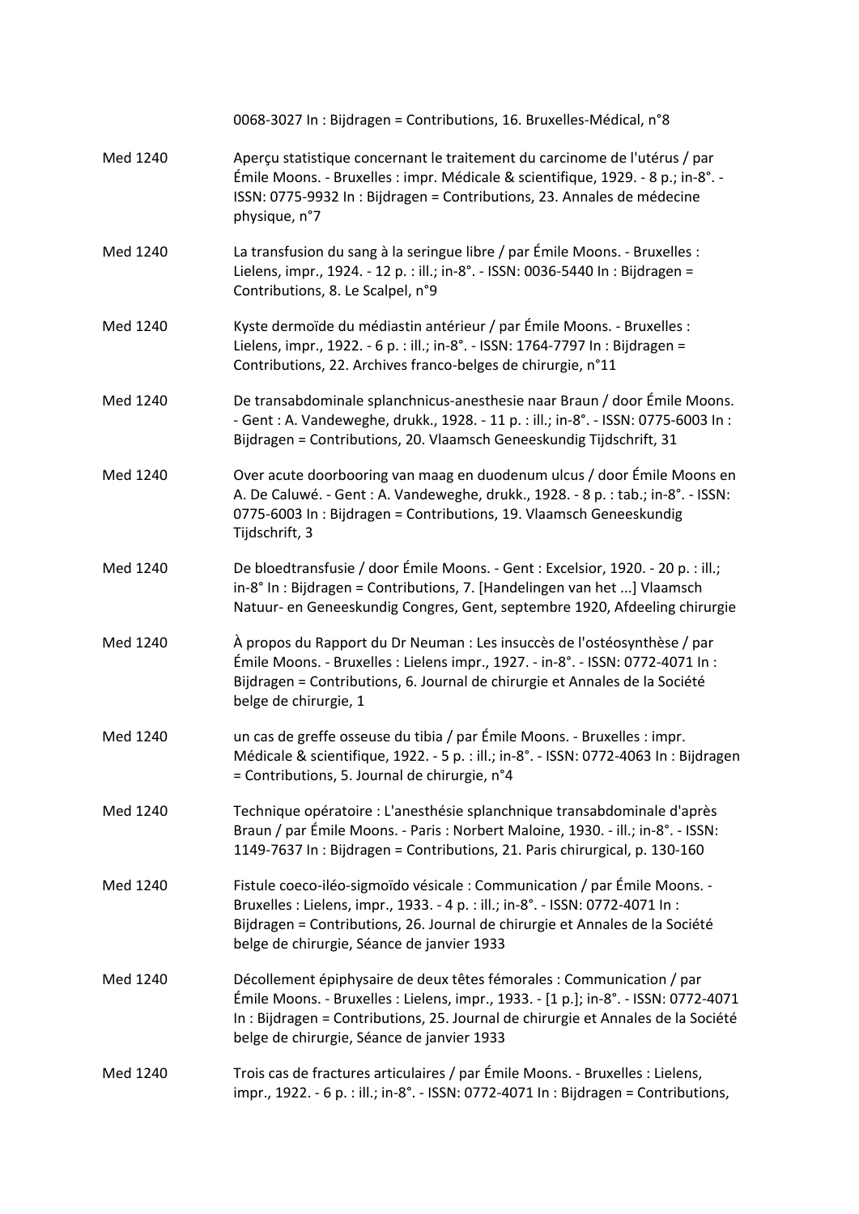0068-3027 In : Bijdragen = Contributions, 16. Bruxelles-Médical, n°8

Med 1240 Aperçu statistique concernant le traitement du carcinome de l'utérus / par Émile Moons. - Bruxelles : impr. Médicale & scientifique, 1929. - 8 p.; in-8°. - ISSN: 0775-9932 In : Bijdragen = Contributions, 23. Annales de médecine physique, n°7

Med 1240 La transfusion du sang à la seringue libre / par Émile Moons. - Bruxelles : Lielens, impr., 1924. - 12 p. : ill.; in-8°. - ISSN: 0036-5440 In : Bijdragen = Contributions, 8. Le Scalpel, n°9

Med 1240 Kyste dermoïde du médiastin antérieur / par Émile Moons. - Bruxelles : Lielens, impr., 1922. - 6 p. : ill.; in-8°. - ISSN: 1764-7797 In : Bijdragen = Contributions, 22. Archives franco-belges de chirurgie, n°11

Med 1240 De transabdominale splanchnicus-anesthesie naar Braun / door Émile Moons. - Gent : A. Vandeweghe, drukk., 1928. - 11 p. : ill.; in-8°. - ISSN: 0775-6003 In : Bijdragen = Contributions, 20. Vlaamsch Geneeskundig Tijdschrift, 31

Med 1240 Over acute doorbooring van maag en duodenum ulcus / door Émile Moons en A. De Caluwé. - Gent : A. Vandeweghe, drukk., 1928. - 8 p. : tab.; in-8°. - ISSN: 0775-6003 In : Bijdragen = Contributions, 19. Vlaamsch Geneeskundig Tijdschrift, 3

Med 1240 De bloedtransfusie / door Émile Moons. - Gent : Excelsior, 1920. - 20 p. : ill.; in-8° In : Bijdragen = Contributions, 7. [Handelingen van het ...] Vlaamsch Natuur- en Geneeskundig Congres, Gent, septembre 1920, Afdeeling chirurgie

Med 1240 À propos du Rapport du Dr Neuman : Les insuccès de l'ostéosynthèse / par Émile Moons. - Bruxelles : Lielens impr., 1927. - in-8°. - ISSN: 0772-4071 In : Bijdragen = Contributions, 6. Journal de chirurgie et Annales de la Société belge de chirurgie, 1

Med 1240 un cas de greffe osseuse du tibia / par Émile Moons. - Bruxelles : impr. Médicale & scientifique, 1922. - 5 p. : ill.; in-8°. - ISSN: 0772-4063 In : Bijdragen = Contributions, 5. Journal de chirurgie, n°4

Med 1240 Technique opératoire : L'anesthésie splanchnique transabdominale d'après Braun / par Émile Moons. - Paris : Norbert Maloine, 1930. - ill.; in-8°. - ISSN: 1149-7637 In : Bijdragen = Contributions, 21. Paris chirurgical, p. 130-160

Med 1240 Fistule coeco-iléo-sigmoïdo vésicale : Communication / par Émile Moons. - Bruxelles : Lielens, impr., 1933. - 4 p. : ill.; in-8°. - ISSN: 0772-4071 In : Bijdragen = Contributions, 26. Journal de chirurgie et Annales de la Société belge de chirurgie, Séance de janvier 1933

Med 1240 Décollement épiphysaire de deux têtes fémorales : Communication / par Émile Moons. - Bruxelles : Lielens, impr., 1933. - [1 p.]; in-8°. - ISSN: 0772-4071 In : Bijdragen = Contributions, 25. Journal de chirurgie et Annales de la Société belge de chirurgie, Séance de janvier 1933

Med 1240 Trois cas de fractures articulaires / par Émile Moons. - Bruxelles : Lielens, impr., 1922. - 6 p. : ill.; in-8°. - ISSN: 0772-4071 In : Bijdragen = Contributions,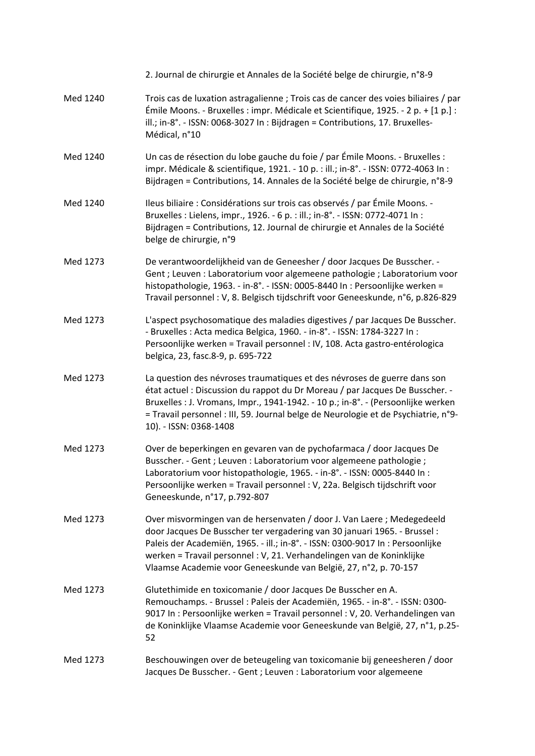| | |
|---|---|
| | 2. Journal de chirurgie et Annales de la Société belge de chirurgie, n°8-9 |
| Med 1240 | Trois cas de luxation astragalienne ; Trois cas de cancer des voies biliaires / par Émile Moons. - Bruxelles : impr. Médicale et Scientifique, 1925. - 2 p. + [1 p.] : ill.; in-8°. - ISSN: 0068-3027 In : Bijdragen = Contributions, 17. Bruxelles-Médical, n°10 |
| Med 1240 | Un cas de résection du lobe gauche du foie / par Émile Moons. - Bruxelles : impr. Médicale & scientifique, 1921. - 10 p. : ill.; in-8°. - ISSN: 0772-4063 In : Bijdragen = Contributions, 14. Annales de la Société belge de chirurgie, n°8-9 |
| Med 1240 | Ileus biliaire : Considérations sur trois cas observés / par Émile Moons. - Bruxelles : Lielens, impr., 1926. - 6 p. : ill.; in-8°. - ISSN: 0772-4071 In : Bijdragen = Contributions, 12. Journal de chirurgie et Annales de la Société belge de chirurgie, n°9 |
| Med 1273 | De verantwoordelijkheid van de Geneesher / door Jacques De Busscher. - Gent ; Leuven : Laboratorium voor algemeene pathologie ; Laboratorium voor histopathologie, 1963. - in-8°. - ISSN: 0005-8440 In : Persoonlijke werken = Travail personnel : V, 8. Belgisch tijdschrift voor Geneeskunde, n°6, p.826-829 |
| Med 1273 | L'aspect psychosomatique des maladies digestives / par Jacques De Busscher. - Bruxelles : Acta medica Belgica, 1960. - in-8°. - ISSN: 1784-3227 In : Persoonlijke werken = Travail personnel : IV, 108. Acta gastro-entérologica belgica, 23, fasc.8-9, p. 695-722 |
| Med 1273 | La question des névroses traumatiques et des névroses de guerre dans son état actuel : Discussion du rappot du Dr Moreau / par Jacques De Busscher. - Bruxelles : J. Vromans, Impr., 1941-1942. - 10 p.; in-8°. - (Persoonlijke werken = Travail personnel : III, 59. Journal belge de Neurologie et de Psychiatrie, n°9-10). - ISSN: 0368-1408 |
| Med 1273 | Over de beperkingen en gevaren van de pychofarmaca / door Jacques De Busscher. - Gent ; Leuven : Laboratorium voor algemeene pathologie ; Laboratorium voor histopathologie, 1965. - in-8°. - ISSN: 0005-8440 In : Persoonlijke werken = Travail personnel : V, 22a. Belgisch tijdschrift voor Geneeskunde, n°17, p.792-807 |
| Med 1273 | Over misvormingen van de hersenvaten / door J. Van Laere ; Medegedeeld door Jacques De Busscher ter vergadering van 30 januari 1965. - Brussel : Paleis der Academiën, 1965. - ill.; in-8°. - ISSN: 0300-9017 In : Persoonlijke werken = Travail personnel : V, 21. Verhandelingen van de Koninklijke Vlaamse Academie voor Geneeskunde van België, 27, n°2, p. 70-157 |
| Med 1273 | Glutethimide en toxicomanie / door Jacques De Busscher en A. Remouchamps. - Brussel : Paleis der Academiën, 1965. - in-8°. - ISSN: 0300-9017 In : Persoonlijke werken = Travail personnel : V, 20. Verhandelingen van de Koninklijke Vlaamse Academie voor Geneeskunde van België, 27, n°1, p.25-52 |
| Med 1273 | Beschouwingen over de beteugeling van toxicomanie bij geneesheren / door Jacques De Busscher. - Gent ; Leuven : Laboratorium voor algemeene |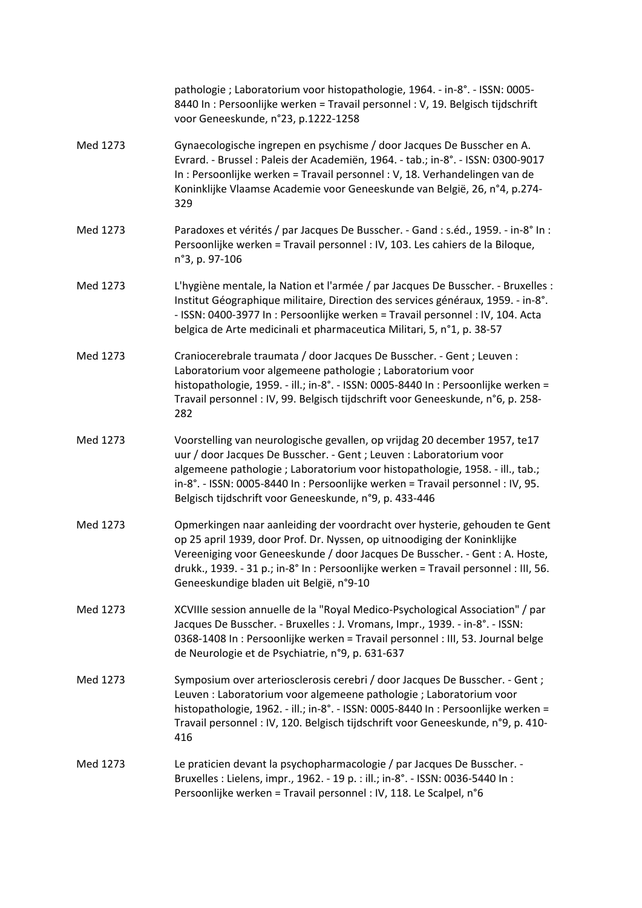|  |  |
| --- | --- |
|  | pathologie ; Laboratorium voor histopathologie, 1964. - in-8°. - ISSN: 0005-8440 In : Persoonlijke werken = Travail personnel : V, 19. Belgisch tijdschrift voor Geneeskunde, n°23, p.1222-1258 |
| Med 1273 | Gynaecologische ingrepen en psychisme / door Jacques De Busscher en A. Evrard. - Brussel : Paleis der Academiën, 1964. - tab.; in-8°. - ISSN: 0300-9017 In : Persoonlijke werken = Travail personnel : V, 18. Verhandelingen van de Koninklijke Vlaamse Academie voor Geneeskunde van België, 26, n°4, p.274-329 |
| Med 1273 | Paradoxes et vérités / par Jacques De Busscher. - Gand : s.éd., 1959. - in-8° In : Persoonlijke werken = Travail personnel : IV, 103. Les cahiers de la Biloque, n°3, p. 97-106 |
| Med 1273 | L'hygiène mentale, la Nation et l'armée / par Jacques De Busscher. - Bruxelles : Institut Géographique militaire, Direction des services généraux, 1959. - in-8°. - ISSN: 0400-3977 In : Persoonlijke werken = Travail personnel : IV, 104. Acta belgica de Arte medicinali et pharmaceutica Militari, 5, n°1, p. 38-57 |
| Med 1273 | Craniocerebrale traumata / door Jacques De Busscher. - Gent ; Leuven : Laboratorium voor algemeene pathologie ; Laboratorium voor histopathologie, 1959. - ill.; in-8°. - ISSN: 0005-8440 In : Persoonlijke werken = Travail personnel : IV, 99. Belgisch tijdschrift voor Geneeskunde, n°6, p. 258-282 |
| Med 1273 | Voorstelling van neurologische gevallen, op vrijdag 20 december 1957, te17 uur / door Jacques De Busscher. - Gent ; Leuven : Laboratorium voor algemeene pathologie ; Laboratorium voor histopathologie, 1958. - ill., tab.; in-8°. - ISSN: 0005-8440 In : Persoonlijke werken = Travail personnel : IV, 95. Belgisch tijdschrift voor Geneeskunde, n°9, p. 433-446 |
| Med 1273 | Opmerkingen naar aanleiding der voordracht over hysterie, gehouden te Gent op 25 april 1939, door Prof. Dr. Nyssen, op uitnoodiging der Koninklijke Vereeniging voor Geneeskunde / door Jacques De Busscher. - Gent : A. Hoste, drukk., 1939. - 31 p.; in-8° In : Persoonlijke werken = Travail personnel : III, 56. Geneeskundige bladen uit België, n°9-10 |
| Med 1273 | XCVIIIe session annuelle de la "Royal Medico-Psychological Association" / par Jacques De Busscher. - Bruxelles : J. Vromans, Impr., 1939. - in-8°. - ISSN: 0368-1408 In : Persoonlijke werken = Travail personnel : III, 53. Journal belge de Neurologie et de Psychiatrie, n°9, p. 631-637 |
| Med 1273 | Symposium over arteriosclerosis cerebri / door Jacques De Busscher. - Gent ; Leuven : Laboratorium voor algemeene pathologie ; Laboratorium voor histopathologie, 1962. - ill.; in-8°. - ISSN: 0005-8440 In : Persoonlijke werken = Travail personnel : IV, 120. Belgisch tijdschrift voor Geneeskunde, n°9, p. 410-416 |
| Med 1273 | Le praticien devant la psychopharmacologie / par Jacques De Busscher. - Bruxelles : Lielens, impr., 1962. - 19 p. : ill.; in-8°. - ISSN: 0036-5440 In : Persoonlijke werken = Travail personnel : IV, 118. Le Scalpel, n°6 |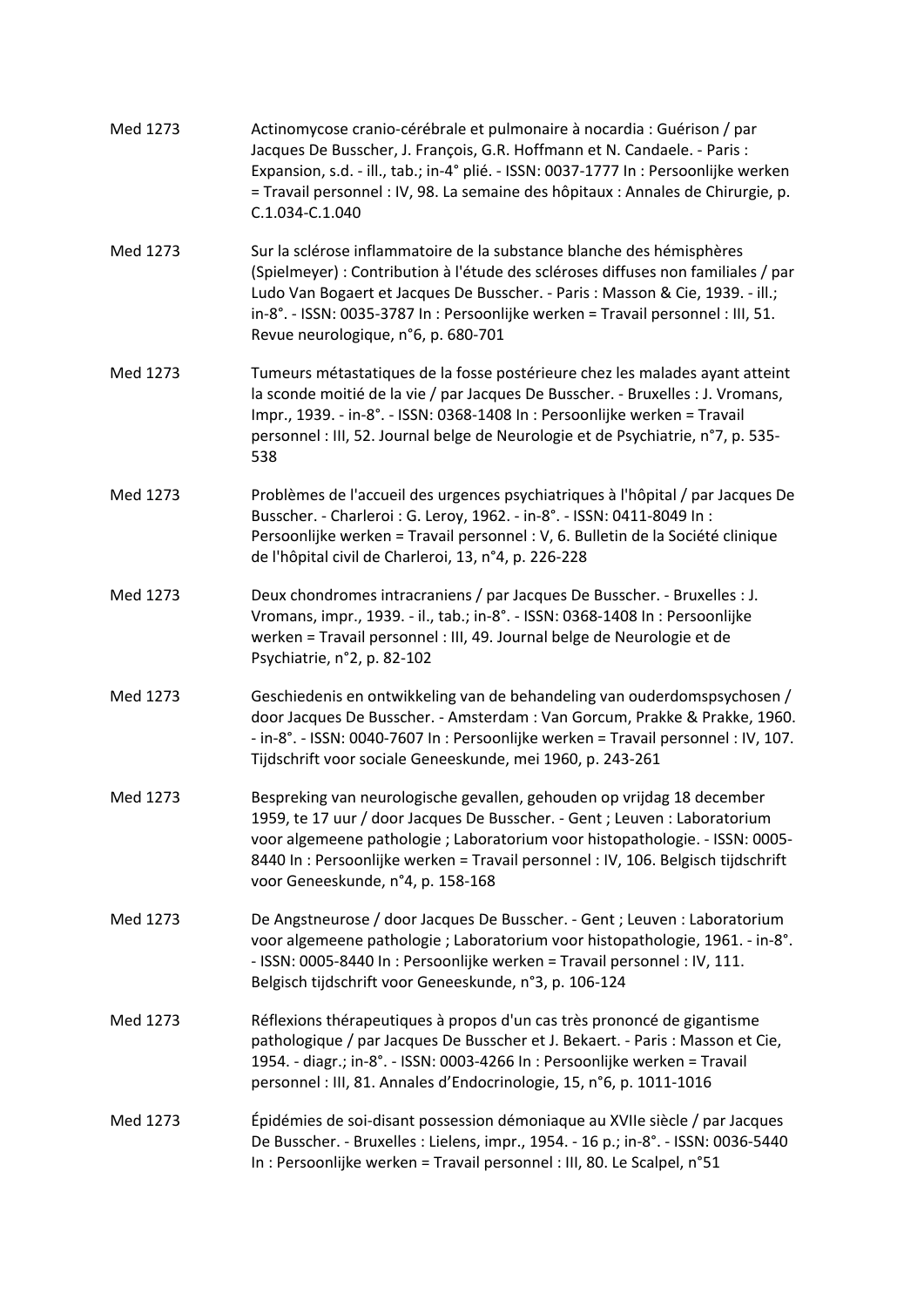| | |
|---|---|
| Med 1273 | Actinomycose cranio-cérébrale et pulmonaire à nocardia : Guérison / par Jacques De Busscher, J. François, G.R. Hoffmann et N. Candaele. - Paris : Expansion, s.d. - ill., tab.; in-4° plié. - ISSN: 0037-1777 In : Persoonlijke werken = Travail personnel : IV, 98. La semaine des hôpitaux : Annales de Chirurgie, p. C.1.034-C.1.040 |
| Med 1273 | Sur la sclérose inflammatoire de la substance blanche des hémisphères (Spielmeyer) : Contribution à l'étude des scléroses diffuses non familiales / par Ludo Van Bogaert et Jacques De Busscher. - Paris : Masson & Cie, 1939. - ill.; in-8°. - ISSN: 0035-3787 In : Persoonlijke werken = Travail personnel : III, 51. Revue neurologique, n°6, p. 680-701 |
| Med 1273 | Tumeurs métastatiques de la fosse postérieure chez les malades ayant atteint la sconde moitié de la vie / par Jacques De Busscher. - Bruxelles : J. Vromans, Impr., 1939. - in-8°. - ISSN: 0368-1408 In : Persoonlijke werken = Travail personnel : III, 52. Journal belge de Neurologie et de Psychiatrie, n°7, p. 535-538 |
| Med 1273 | Problèmes de l'accueil des urgences psychiatriques à l'hôpital / par Jacques De Busscher. - Charleroi : G. Leroy, 1962. - in-8°. - ISSN: 0411-8049 In : Persoonlijke werken = Travail personnel : V, 6. Bulletin de la Société clinique de l'hôpital civil de Charleroi, 13, n°4, p. 226-228 |
| Med 1273 | Deux chondromes intracraniens / par Jacques De Busscher. - Bruxelles : J. Vromans, impr., 1939. - il., tab.; in-8°. - ISSN: 0368-1408 In : Persoonlijke werken = Travail personnel : III, 49. Journal belge de Neurologie et de Psychiatrie, n°2, p. 82-102 |
| Med 1273 | Geschiedenis en ontwikkeling van de behandeling van ouderdomspsychosen / door Jacques De Busscher. - Amsterdam : Van Gorcum, Prakke & Prakke, 1960. - in-8°. - ISSN: 0040-7607 In : Persoonlijke werken = Travail personnel : IV, 107. Tijdschrift voor sociale Geneeskunde, mei 1960, p. 243-261 |
| Med 1273 | Bespreking van neurologische gevallen, gehouden op vrijdag 18 december 1959, te 17 uur / door Jacques De Busscher. - Gent ; Leuven : Laboratorium voor algemeene pathologie ; Laboratorium voor histopathologie. - ISSN: 0005-8440 In : Persoonlijke werken = Travail personnel : IV, 106. Belgisch tijdschrift voor Geneeskunde, n°4, p. 158-168 |
| Med 1273 | De Angstneurose / door Jacques De Busscher. - Gent ; Leuven : Laboratorium voor algemeene pathologie ; Laboratorium voor histopathologie, 1961. - in-8°. - ISSN: 0005-8440 In : Persoonlijke werken = Travail personnel : IV, 111. Belgisch tijdschrift voor Geneeskunde, n°3, p. 106-124 |
| Med 1273 | Réflexions thérapeutiques à propos d'un cas très prononcé de gigantisme pathologique / par Jacques De Busscher et J. Bekaert. - Paris : Masson et Cie, 1954. - diagr.; in-8°. - ISSN: 0003-4266 In : Persoonlijke werken = Travail personnel : III, 81. Annales d'Endocrinologie, 15, n°6, p. 1011-1016 |
| Med 1273 | Épidémies de soi-disant possession démoniaque au XVIIe siècle / par Jacques De Busscher. - Bruxelles : Lielens, impr., 1954. - 16 p.; in-8°. - ISSN: 0036-5440 In : Persoonlijke werken = Travail personnel : III, 80. Le Scalpel, n°51 |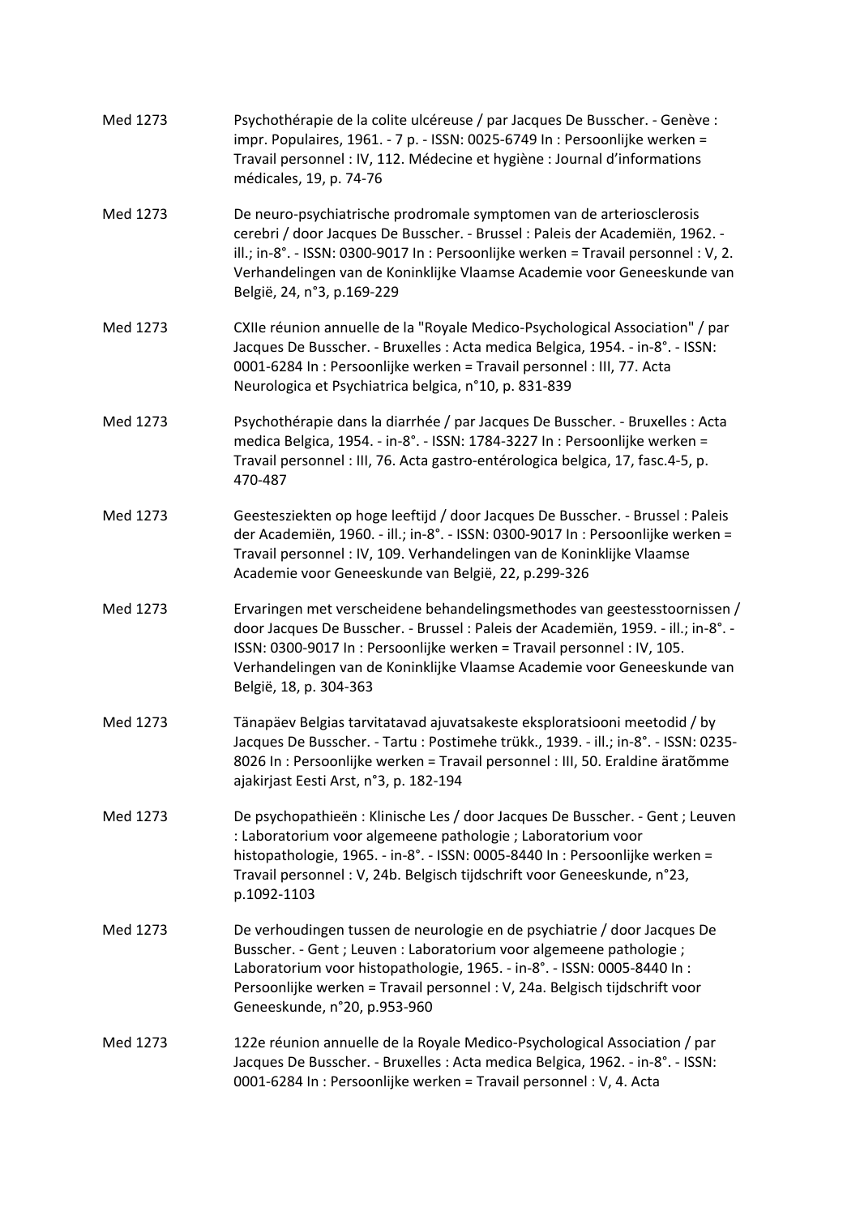| | |
|---|---|
| Med 1273 | Psychothérapie de la colite ulcéreuse / par Jacques De Busscher. - Genève : impr. Populaires, 1961. - 7 p. - ISSN: 0025-6749 In : Persoonlijke werken = Travail personnel : IV, 112. Médecine et hygiène : Journal d'informations médicales, 19, p. 74-76 |
| Med 1273 | De neuro-psychiatrische prodromale symptomen van de arteriosclerosis cerebri / door Jacques De Busscher. - Brussel : Paleis der Academiën, 1962. - ill.; in-8°. - ISSN: 0300-9017 In : Persoonlijke werken = Travail personnel : V, 2. Verhandelingen van de Koninklijke Vlaamse Academie voor Geneeskunde van België, 24, n°3, p.169-229 |
| Med 1273 | CXIIe réunion annuelle de la "Royale Medico-Psychological Association" / par Jacques De Busscher. - Bruxelles : Acta medica Belgica, 1954. - in-8°. - ISSN: 0001-6284 In : Persoonlijke werken = Travail personnel : III, 77. Acta Neurologica et Psychiatrica belgica, n°10, p. 831-839 |
| Med 1273 | Psychothérapie dans la diarrhée / par Jacques De Busscher. - Bruxelles : Acta medica Belgica, 1954. - in-8°. - ISSN: 1784-3227 In : Persoonlijke werken = Travail personnel : III, 76. Acta gastro-entérologica belgica, 17, fasc.4-5, p. 470-487 |
| Med 1273 | Geestesziekten op hoge leeftijd / door Jacques De Busscher. - Brussel : Paleis der Academiën, 1960. - ill.; in-8°. - ISSN: 0300-9017 In : Persoonlijke werken = Travail personnel : IV, 109. Verhandelingen van de Koninklijke Vlaamse Academie voor Geneeskunde van België, 22, p.299-326 |
| Med 1273 | Ervaringen met verscheidene behandelingsmethodes van geestesstoornissen / door Jacques De Busscher. - Brussel : Paleis der Academiën, 1959. - ill.; in-8°. - ISSN: 0300-9017 In : Persoonlijke werken = Travail personnel : IV, 105. Verhandelingen van de Koninklijke Vlaamse Academie voor Geneeskunde van België, 18, p. 304-363 |
| Med 1273 | Tänapäev Belgias tarvitatavad ajuvatsakeste eksploratsiooni meetodid / by Jacques De Busscher. - Tartu : Postimehe trükk., 1939. - ill.; in-8°. - ISSN: 0235-8026 In : Persoonlijke werken = Travail personnel : III, 50. Eraldine äratõmme ajakirjast Eesti Arst, n°3, p. 182-194 |
| Med 1273 | De psychopathieën : Klinische Les / door Jacques De Busscher. - Gent ; Leuven : Laboratorium voor algemeene pathologie ; Laboratorium voor histopathologie, 1965. - in-8°. - ISSN: 0005-8440 In : Persoonlijke werken = Travail personnel : V, 24b. Belgisch tijdschrift voor Geneeskunde, n°23, p.1092-1103 |
| Med 1273 | De verhoudingen tussen de neurologie en de psychiatrie / door Jacques De Busscher. - Gent ; Leuven : Laboratorium voor algemeene pathologie ; Laboratorium voor histopathologie, 1965. - in-8°. - ISSN: 0005-8440 In : Persoonlijke werken = Travail personnel : V, 24a. Belgisch tijdschrift voor Geneeskunde, n°20, p.953-960 |
| Med 1273 | 122e réunion annuelle de la Royale Medico-Psychological Association / par Jacques De Busscher. - Bruxelles : Acta medica Belgica, 1962. - in-8°. - ISSN: 0001-6284 In : Persoonlijke werken = Travail personnel : V, 4. Acta |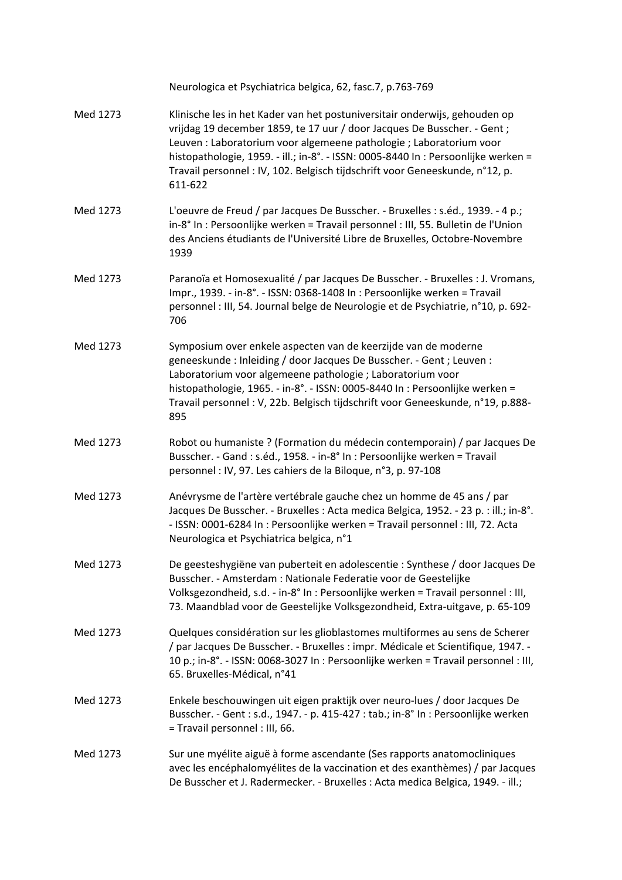Neurologica et Psychiatrica belgica, 62, fasc.7, p.763-769

Med 1273 | Klinische les in het Kader van het postuniversitair onderwijs, gehouden op vrijdag 19 december 1859, te 17 uur / door Jacques De Busscher. - Gent ; Leuven : Laboratorium voor algemeene pathologie ; Laboratorium voor histopathologie, 1959. - ill.; in-8°. - ISSN: 0005-8440 In : Persoonlijke werken = Travail personnel : IV, 102. Belgisch tijdschrift voor Geneeskunde, n°12, p. 611-622

Med 1273 | L'oeuvre de Freud / par Jacques De Busscher. - Bruxelles : s.éd., 1939. - 4 p.; in-8° In : Persoonlijke werken = Travail personnel : III, 55. Bulletin de l'Union des Anciens étudiants de l'Université Libre de Bruxelles, Octobre-Novembre 1939

Med 1273 | Paranoïa et Homosexualité / par Jacques De Busscher. - Bruxelles : J. Vromans, Impr., 1939. - in-8°. - ISSN: 0368-1408 In : Persoonlijke werken = Travail personnel : III, 54. Journal belge de Neurologie et de Psychiatrie, n°10, p. 692-706

Med 1273 | Symposium over enkele aspecten van de keerzijde van de moderne geneeskunde : Inleiding / door Jacques De Busscher. - Gent ; Leuven : Laboratorium voor algemeene pathologie ; Laboratorium voor histopathologie, 1965. - in-8°. - ISSN: 0005-8440 In : Persoonlijke werken = Travail personnel : V, 22b. Belgisch tijdschrift voor Geneeskunde, n°19, p.888-895

Med 1273 | Robot ou humaniste ? (Formation du médecin contemporain) / par Jacques De Busscher. - Gand : s.éd., 1958. - in-8° In : Persoonlijke werken = Travail personnel : IV, 97. Les cahiers de la Biloque, n°3, p. 97-108

Med 1273 | Anévrysme de l'artère vertébrale gauche chez un homme de 45 ans / par Jacques De Busscher. - Bruxelles : Acta medica Belgica, 1952. - 23 p. : ill.; in-8°. - ISSN: 0001-6284 In : Persoonlijke werken = Travail personnel : III, 72. Acta Neurologica et Psychiatrica belgica, n°1

Med 1273 | De geesteshygiëne van puberteit en adolescentie : Synthese / door Jacques De Busscher. - Amsterdam : Nationale Federatie voor de Geestelijke Volksgezondheid, s.d. - in-8° In : Persoonlijke werken = Travail personnel : III, 73. Maandblad voor de Geestelijke Volksgezondheid, Extra-uitgave, p. 65-109

Med 1273 | Quelques considération sur les glioblastomes multiformes au sens de Scherer / par Jacques De Busscher. - Bruxelles : impr. Médicale et Scientifique, 1947. - 10 p.; in-8°. - ISSN: 0068-3027 In : Persoonlijke werken = Travail personnel : III, 65. Bruxelles-Médical, n°41

Med 1273 | Enkele beschouwingen uit eigen praktijk over neuro-lues / door Jacques De Busscher. - Gent : s.d., 1947. - p. 415-427 : tab.; in-8° In : Persoonlijke werken = Travail personnel : III, 66.

Med 1273 | Sur une myélite aiguë à forme ascendante (Ses rapports anatomocliniques avec les encéphalomyélites de la vaccination et des exanthèmes) / par Jacques De Busscher et J. Radermecker. - Bruxelles : Acta medica Belgica, 1949. - ill.;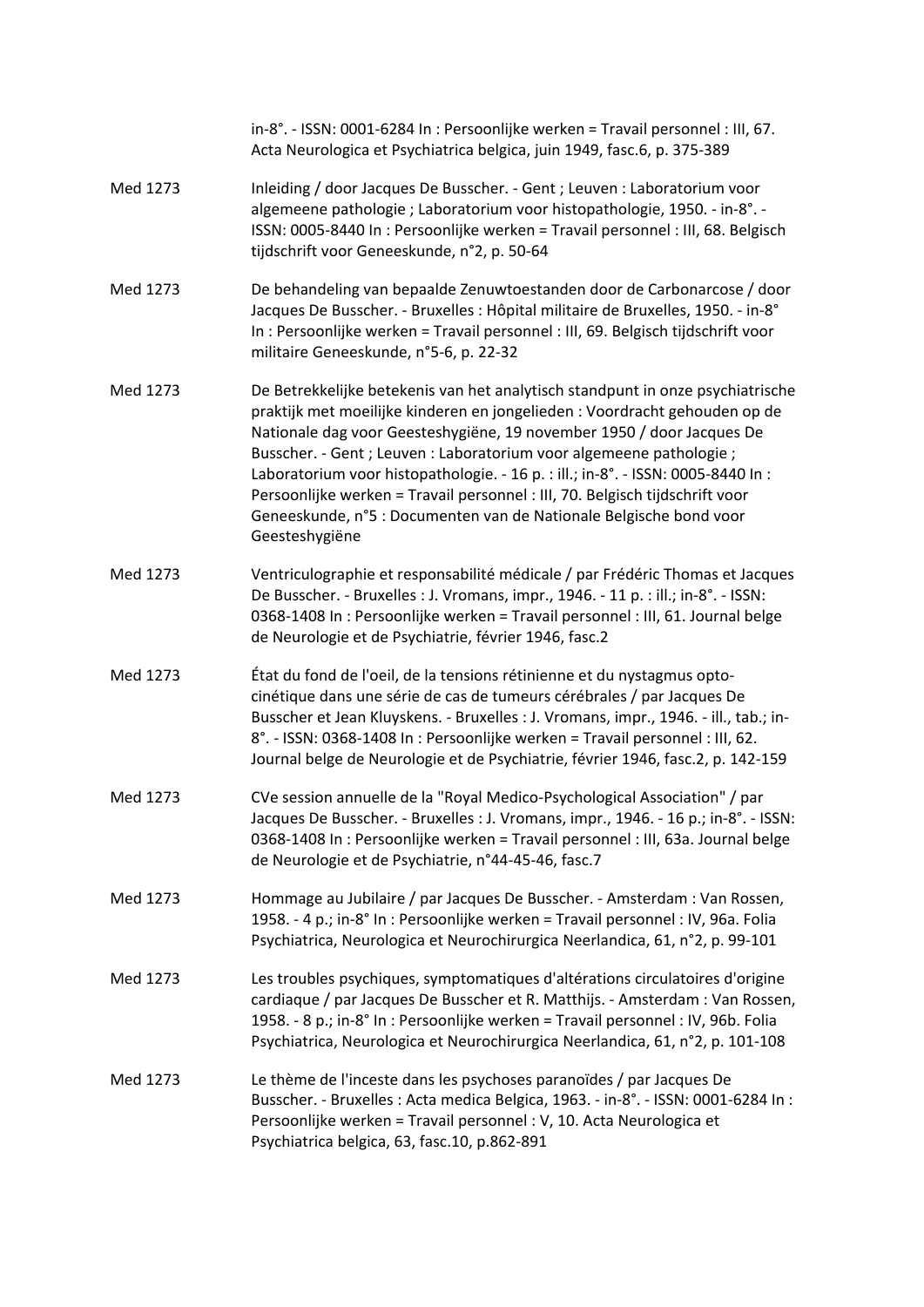in-8°. - ISSN: 0001-6284 In : Persoonlijke werken = Travail personnel : III, 67. Acta Neurologica et Psychiatrica belgica, juin 1949, fasc.6, p. 375-389

| | |
|---|---|
| Med 1273 | Inleiding / door Jacques De Busscher. - Gent ; Leuven : Laboratorium voor algemeene pathologie ; Laboratorium voor histopathologie, 1950. - in-8°. - ISSN: 0005-8440 In : Persoonlijke werken = Travail personnel : III, 68. Belgisch tijdschrift voor Geneeskunde, n°2, p. 50-64 |
| Med 1273 | De behandeling van bepaalde Zenuwtoestanden door de Carbonarcose / door Jacques De Busscher. - Bruxelles : Hôpital militaire de Bruxelles, 1950. - in-8° In : Persoonlijke werken = Travail personnel : III, 69. Belgisch tijdschrift voor militaire Geneeskunde, n°5-6, p. 22-32 |
| Med 1273 | De Betrekkelijke betekenis van het analytisch standpunt in onze psychiatrische praktijk met moeilijke kinderen en jongelieden : Voordracht gehouden op de Nationale dag voor Geesteshygiëne, 19 november 1950 / door Jacques De Busscher. - Gent ; Leuven : Laboratorium voor algemeene pathologie ; Laboratorium voor histopathologie. - 16 p. : ill.; in-8°. - ISSN: 0005-8440 In : Persoonlijke werken = Travail personnel : III, 70. Belgisch tijdschrift voor Geneeskunde, n°5 : Documenten van de Nationale Belgische bond voor Geesteshygiëne |
| Med 1273 | Ventriculographie et responsabilité médicale / par Frédéric Thomas et Jacques De Busscher. - Bruxelles : J. Vromans, impr., 1946. - 11 p. : ill.; in-8°. - ISSN: 0368-1408 In : Persoonlijke werken = Travail personnel : III, 61. Journal belge de Neurologie et de Psychiatrie, février 1946, fasc.2 |
| Med 1273 | État du fond de l'oeil, de la tensions rétinienne et du nystagmus opto-cinétique dans une série de cas de tumeurs cérébrales / par Jacques De Busscher et Jean Kluyskens. - Bruxelles : J. Vromans, impr., 1946. - ill., tab.; in-8°. - ISSN: 0368-1408 In : Persoonlijke werken = Travail personnel : III, 62. Journal belge de Neurologie et de Psychiatrie, février 1946, fasc.2, p. 142-159 |
| Med 1273 | CVe session annuelle de la "Royal Medico-Psychological Association" / par Jacques De Busscher. - Bruxelles : J. Vromans, impr., 1946. - 16 p.; in-8°. - ISSN: 0368-1408 In : Persoonlijke werken = Travail personnel : III, 63a. Journal belge de Neurologie et de Psychiatrie, n°44-45-46, fasc.7 |
| Med 1273 | Hommage au Jubilaire / par Jacques De Busscher. - Amsterdam : Van Rossen, 1958. - 4 p.; in-8° In : Persoonlijke werken = Travail personnel : IV, 96a. Folia Psychiatrica, Neurologica et Neurochirurgica Neerlandica, 61, n°2, p. 99-101 |
| Med 1273 | Les troubles psychiques, symptomatiques d'altérations circulatoires d'origine cardiaque / par Jacques De Busscher et R. Matthijs. - Amsterdam : Van Rossen, 1958. - 8 p.; in-8° In : Persoonlijke werken = Travail personnel : IV, 96b. Folia Psychiatrica, Neurologica et Neurochirurgica Neerlandica, 61, n°2, p. 101-108 |
| Med 1273 | Le thème de l'inceste dans les psychoses paranoïdes / par Jacques De Busscher. - Bruxelles : Acta medica Belgica, 1963. - in-8°. - ISSN: 0001-6284 In : Persoonlijke werken = Travail personnel : V, 10. Acta Neurologica et Psychiatrica belgica, 63, fasc.10, p.862-891 |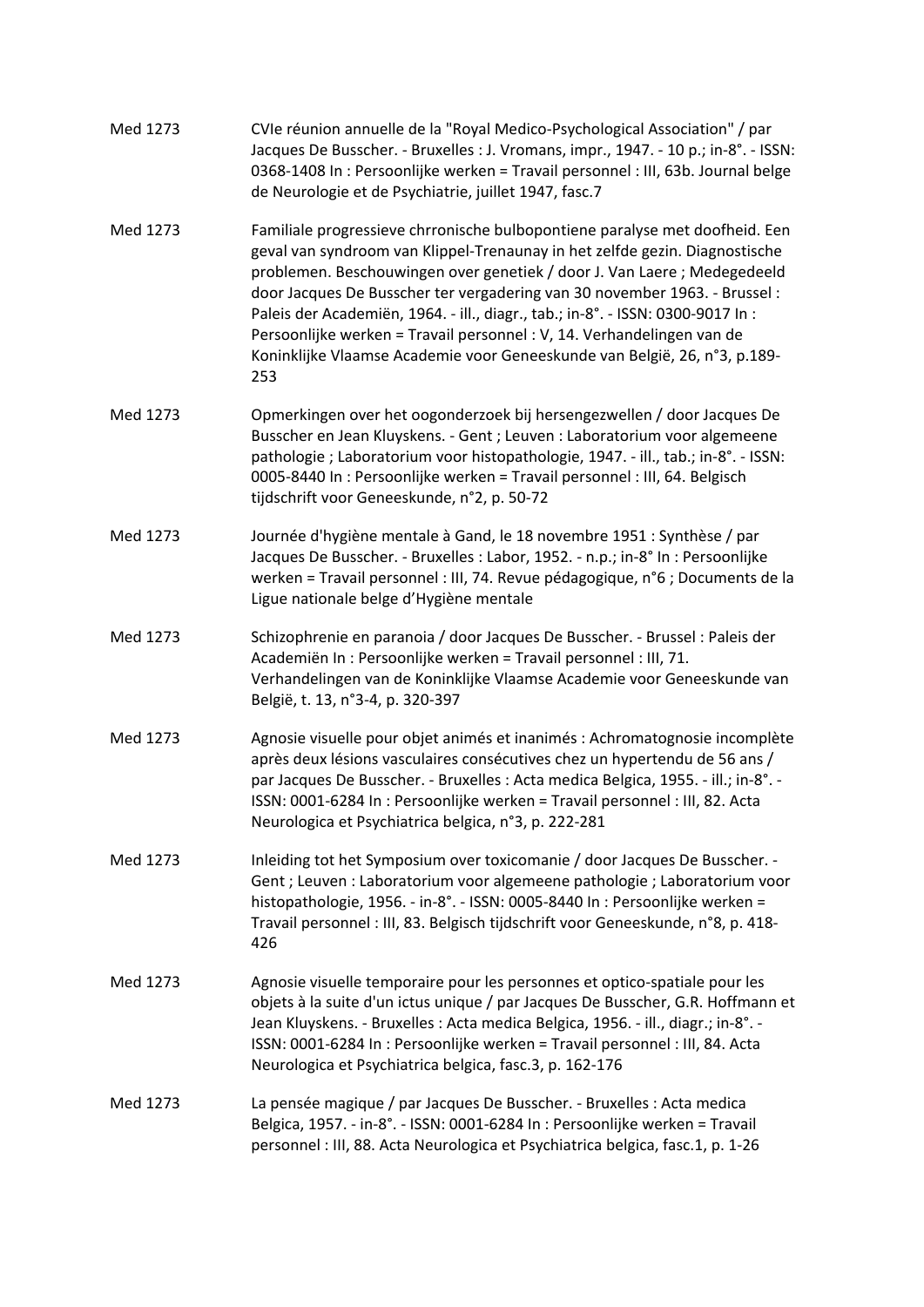| | |
|---|---|
| Med 1273 | CVIe réunion annuelle de la "Royal Medico-Psychological Association" / par Jacques De Busscher. - Bruxelles : J. Vromans, impr., 1947. - 10 p.; in-8°. - ISSN: 0368-1408 In : Persoonlijke werken = Travail personnel : III, 63b. Journal belge de Neurologie et de Psychiatrie, juillet 1947, fasc.7 |
| Med 1273 | Familiale progressieve chrronische bulbopontiene paralyse met doofheid. Een geval van syndroom van Klippel-Trenaunay in het zelfde gezin. Diagnostische problemen. Beschouwingen over genetiek / door J. Van Laere ; Medegedeeld door Jacques De Busscher ter vergadering van 30 november 1963. - Brussel : Paleis der Academiën, 1964. - ill., diagr., tab.; in-8°. - ISSN: 0300-9017 In : Persoonlijke werken = Travail personnel : V, 14. Verhandelingen van de Koninklijke Vlaamse Academie voor Geneeskunde van België, 26, n°3, p.189-253 |
| Med 1273 | Opmerkingen over het oogonderzoek bij hersengezwellen / door Jacques De Busscher en Jean Kluyskens. - Gent ; Leuven : Laboratorium voor algemeene pathologie ; Laboratorium voor histopathologie, 1947. - ill., tab.; in-8°. - ISSN: 0005-8440 In : Persoonlijke werken = Travail personnel : III, 64. Belgisch tijdschrift voor Geneeskunde, n°2, p. 50-72 |
| Med 1273 | Journée d'hygiène mentale à Gand, le 18 novembre 1951 : Synthèse / par Jacques De Busscher. - Bruxelles : Labor, 1952. - n.p.; in-8° In : Persoonlijke werken = Travail personnel : III, 74. Revue pédagogique, n°6 ; Documents de la Ligue nationale belge d'Hygiène mentale |
| Med 1273 | Schizophrenie en paranoia / door Jacques De Busscher. - Brussel : Paleis der Academiën In : Persoonlijke werken = Travail personnel : III, 71. Verhandelingen van de Koninklijke Vlaamse Academie voor Geneeskunde van België, t. 13, n°3-4, p. 320-397 |
| Med 1273 | Agnosie visuelle pour objet animés et inanimés : Achromatognosie incomplète après deux lésions vasculaires consécutives chez un hypertendu de 56 ans / par Jacques De Busscher. - Bruxelles : Acta medica Belgica, 1955. - ill.; in-8°. - ISSN: 0001-6284 In : Persoonlijke werken = Travail personnel : III, 82. Acta Neurologica et Psychiatrica belgica, n°3, p. 222-281 |
| Med 1273 | Inleiding tot het Symposium over toxicomanie / door Jacques De Busscher. - Gent ; Leuven : Laboratorium voor algemeene pathologie ; Laboratorium voor histopathologie, 1956. - in-8°. - ISSN: 0005-8440 In : Persoonlijke werken = Travail personnel : III, 83. Belgisch tijdschrift voor Geneeskunde, n°8, p. 418-426 |
| Med 1273 | Agnosie visuelle temporaire pour les personnes et optico-spatiale pour les objets à la suite d'un ictus unique / par Jacques De Busscher, G.R. Hoffmann et Jean Kluyskens. - Bruxelles : Acta medica Belgica, 1956. - ill., diagr.; in-8°. - ISSN: 0001-6284 In : Persoonlijke werken = Travail personnel : III, 84. Acta Neurologica et Psychiatrica belgica, fasc.3, p. 162-176 |
| Med 1273 | La pensée magique / par Jacques De Busscher. - Bruxelles : Acta medica Belgica, 1957. - in-8°. - ISSN: 0001-6284 In : Persoonlijke werken = Travail personnel : III, 88. Acta Neurologica et Psychiatrica belgica, fasc.1, p. 1-26 |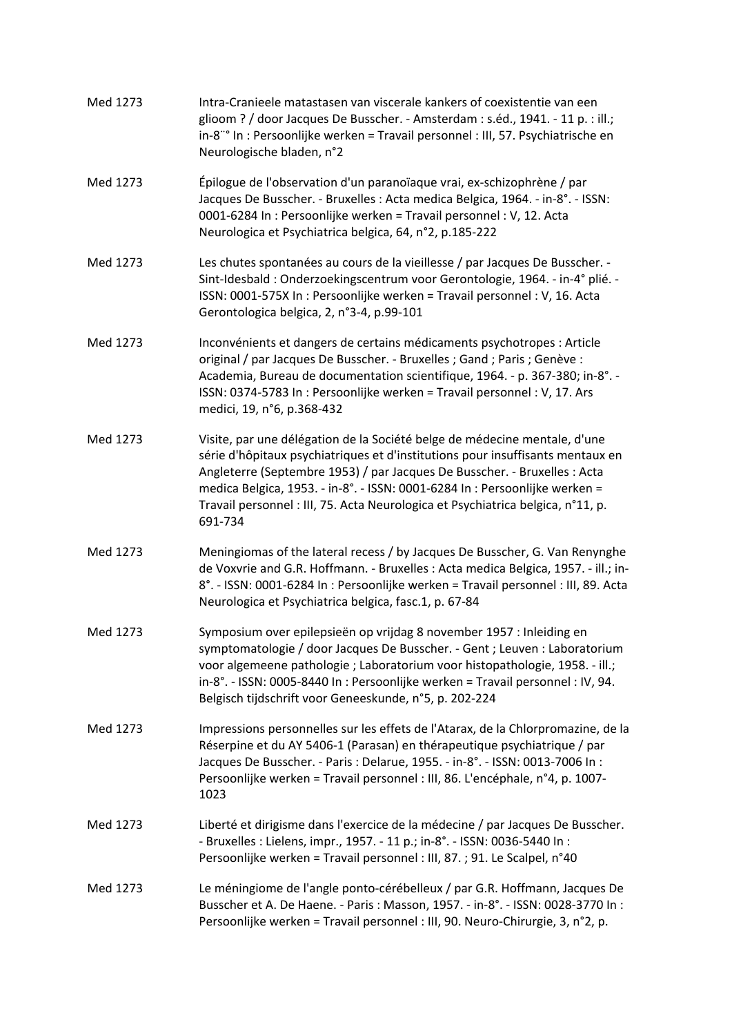| | |
|---|---|
| Med 1273 | Intra-Cranieele matastasen van viscerale kankers of coexistentie van een glioom ? / door Jacques De Busscher. - Amsterdam : s.éd., 1941. - 11 p. : ill.; in-8¨° In : Persoonlijke werken = Travail personnel : III, 57. Psychiatrische en Neurologische bladen, n°2 |
| Med 1273 | Épilogue de l'observation d'un paranoïaque vrai, ex-schizophrène / par Jacques De Busscher. - Bruxelles : Acta medica Belgica, 1964. - in-8°. - ISSN: 0001-6284 In : Persoonlijke werken = Travail personnel : V, 12. Acta Neurologica et Psychiatrica belgica, 64, n°2, p.185-222 |
| Med 1273 | Les chutes spontanées au cours de la vieillesse / par Jacques De Busscher. - Sint-Idesbald : Onderzoekingscentrum voor Gerontologie, 1964. - in-4° plié. - ISSN: 0001-575X In : Persoonlijke werken = Travail personnel : V, 16. Acta Gerontologica belgica, 2, n°3-4, p.99-101 |
| Med 1273 | Inconvénients et dangers de certains médicaments psychotropes : Article original / par Jacques De Busscher. - Bruxelles ; Gand ; Paris ; Genève : Academia, Bureau de documentation scientifique, 1964. - p. 367-380; in-8°. - ISSN: 0374-5783 In : Persoonlijke werken = Travail personnel : V, 17. Ars medici, 19, n°6, p.368-432 |
| Med 1273 | Visite, par une délégation de la Société belge de médecine mentale, d'une série d'hôpitaux psychiatriques et d'institutions pour insuffisants mentaux en Angleterre (Septembre 1953) / par Jacques De Busscher. - Bruxelles : Acta medica Belgica, 1953. - in-8°. - ISSN: 0001-6284 In : Persoonlijke werken = Travail personnel : III, 75. Acta Neurologica et Psychiatrica belgica, n°11, p. 691-734 |
| Med 1273 | Meningiomas of the lateral recess / by Jacques De Busscher, G. Van Renynghe de Voxvrie and G.R. Hoffmann. - Bruxelles : Acta medica Belgica, 1957. - ill.; in-8°. - ISSN: 0001-6284 In : Persoonlijke werken = Travail personnel : III, 89. Acta Neurologica et Psychiatrica belgica, fasc.1, p. 67-84 |
| Med 1273 | Symposium over epilepsieën op vrijdag 8 november 1957 : Inleiding en symptomatologie / door Jacques De Busscher. - Gent ; Leuven : Laboratorium voor algemeene pathologie ; Laboratorium voor histopathologie, 1958. - ill.; in-8°. - ISSN: 0005-8440 In : Persoonlijke werken = Travail personnel : IV, 94. Belgisch tijdschrift voor Geneeskunde, n°5, p. 202-224 |
| Med 1273 | Impressions personnelles sur les effets de l'Atarax, de la Chlorpromazine, de la Réserpine et du AY 5406-1 (Parasan) en thérapeutique psychiatrique / par Jacques De Busscher. - Paris : Delarue, 1955. - in-8°. - ISSN: 0013-7006 In : Persoonlijke werken = Travail personnel : III, 86. L'encéphale, n°4, p. 1007-1023 |
| Med 1273 | Liberté et dirigisme dans l'exercice de la médecine / par Jacques De Busscher. - Bruxelles : Lielens, impr., 1957. - 11 p.; in-8°. - ISSN: 0036-5440 In : Persoonlijke werken = Travail personnel : III, 87. ; 91. Le Scalpel, n°40 |
| Med 1273 | Le méningiome de l'angle ponto-cérébelleux / par G.R. Hoffmann, Jacques De Busscher et A. De Haene. - Paris : Masson, 1957. - in-8°. - ISSN: 0028-3770 In : Persoonlijke werken = Travail personnel : III, 90. Neuro-Chirurgie, 3, n°2, p. |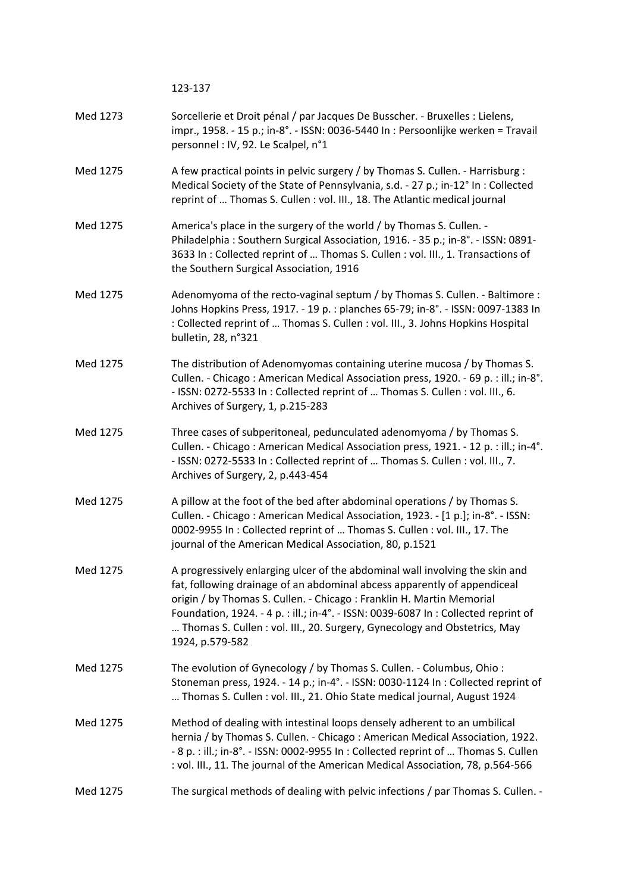123-137

| | |
|---|---|
| Med 1273 | Sorcellerie et Droit pénal / par Jacques De Busscher. - Bruxelles : Lielens, impr., 1958. - 15 p.; in-8°. - ISSN: 0036-5440 In : Persoonlijke werken = Travail personnel : IV, 92. Le Scalpel, n°1 |
| Med 1275 | A few practical points in pelvic surgery / by Thomas S. Cullen. - Harrisburg : Medical Society of the State of Pennsylvania, s.d. - 27 p.; in-12° In : Collected reprint of … Thomas S. Cullen : vol. III., 18. The Atlantic medical journal |
| Med 1275 | America's place in the surgery of the world / by Thomas S. Cullen. - Philadelphia : Southern Surgical Association, 1916. - 35 p.; in-8°. - ISSN: 0891-3633 In : Collected reprint of … Thomas S. Cullen : vol. III., 1. Transactions of the Southern Surgical Association, 1916 |
| Med 1275 | Adenomyoma of the recto-vaginal septum / by Thomas S. Cullen. - Baltimore : Johns Hopkins Press, 1917. - 19 p. : planches 65-79; in-8°. - ISSN: 0097-1383 In : Collected reprint of … Thomas S. Cullen : vol. III., 3. Johns Hopkins Hospital bulletin, 28, n°321 |
| Med 1275 | The distribution of Adenomyomas containing uterine mucosa / by Thomas S. Cullen. - Chicago : American Medical Association press, 1920. - 69 p. : ill.; in-8°. - ISSN: 0272-5533 In : Collected reprint of … Thomas S. Cullen : vol. III., 6. Archives of Surgery, 1, p.215-283 |
| Med 1275 | Three cases of subperitoneal, pedunculated adenomyoma / by Thomas S. Cullen. - Chicago : American Medical Association press, 1921. - 12 p. : ill.; in-4°. - ISSN: 0272-5533 In : Collected reprint of … Thomas S. Cullen : vol. III., 7. Archives of Surgery, 2, p.443-454 |
| Med 1275 | A pillow at the foot of the bed after abdominal operations / by Thomas S. Cullen. - Chicago : American Medical Association, 1923. - [1 p.]; in-8°. - ISSN: 0002-9955 In : Collected reprint of … Thomas S. Cullen : vol. III., 17. The journal of the American Medical Association, 80, p.1521 |
| Med 1275 | A progressively enlarging ulcer of the abdominal wall involving the skin and fat, following drainage of an abdominal abcess apparently of appendiceal origin / by Thomas S. Cullen. - Chicago : Franklin H. Martin Memorial Foundation, 1924. - 4 p. : ill.; in-4°. - ISSN: 0039-6087 In : Collected reprint of … Thomas S. Cullen : vol. III., 20. Surgery, Gynecology and Obstetrics, May 1924, p.579-582 |
| Med 1275 | The evolution of Gynecology / by Thomas S. Cullen. - Columbus, Ohio : Stoneman press, 1924. - 14 p.; in-4°. - ISSN: 0030-1124 In : Collected reprint of … Thomas S. Cullen : vol. III., 21. Ohio State medical journal, August 1924 |
| Med 1275 | Method of dealing with intestinal loops densely adherent to an umbilical hernia / by Thomas S. Cullen. - Chicago : American Medical Association, 1922. - 8 p. : ill.; in-8°. - ISSN: 0002-9955 In : Collected reprint of … Thomas S. Cullen : vol. III., 11. The journal of the American Medical Association, 78, p.564-566 |
| Med 1275 | The surgical methods of dealing with pelvic infections / par Thomas S. Cullen. - |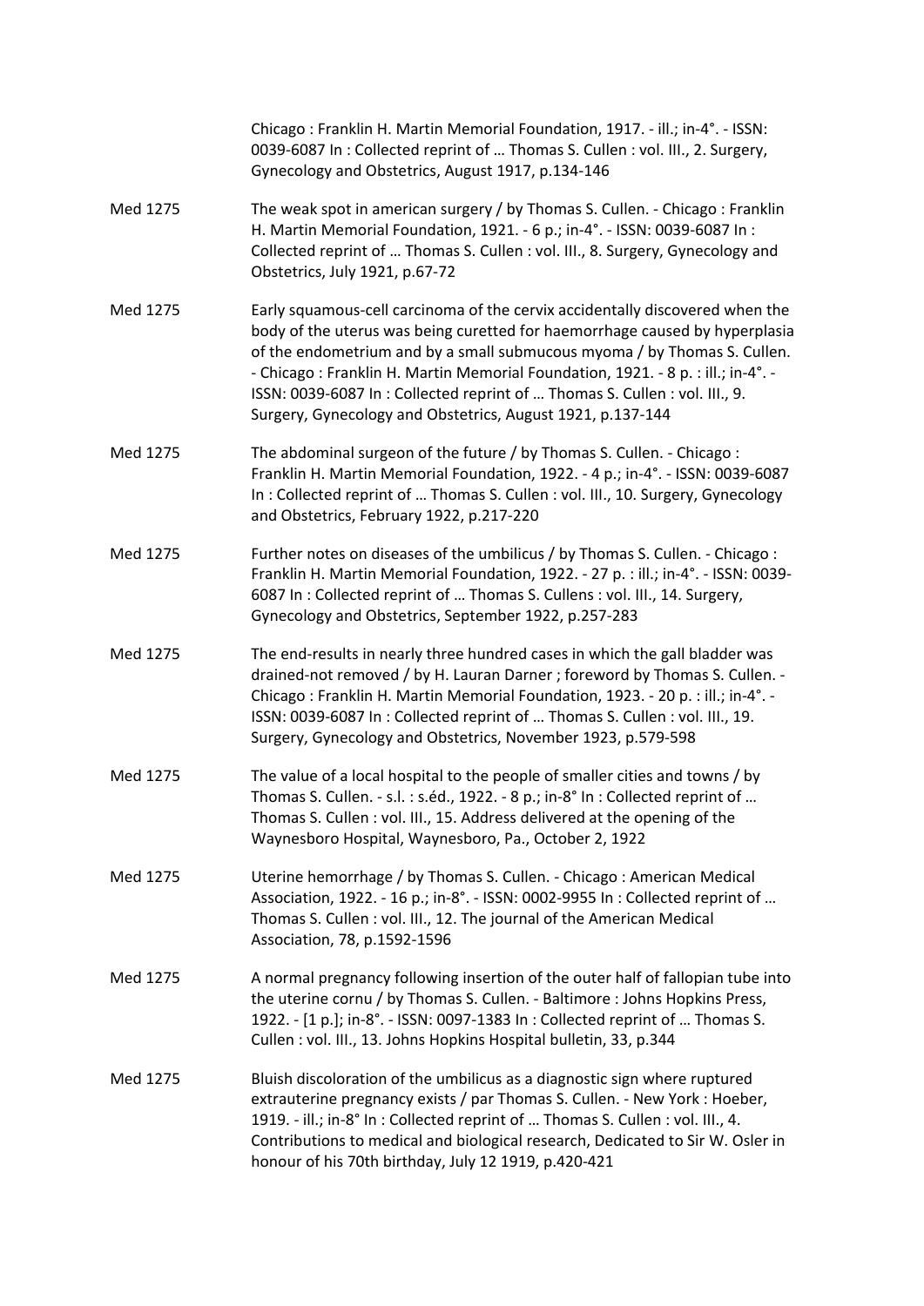Chicago : Franklin H. Martin Memorial Foundation, 1917. - ill.; in-4°. - ISSN: 0039-6087 In : Collected reprint of … Thomas S. Cullen : vol. III., 2. Surgery, Gynecology and Obstetrics, August 1917, p.134-146

| | |
|---|---|
| Med 1275 | The weak spot in american surgery / by Thomas S. Cullen. - Chicago : Franklin H. Martin Memorial Foundation, 1921. - 6 p.; in-4°. - ISSN: 0039-6087 In : Collected reprint of … Thomas S. Cullen : vol. III., 8. Surgery, Gynecology and Obstetrics, July 1921, p.67-72 |
| Med 1275 | Early squamous-cell carcinoma of the cervix accidentally discovered when the body of the uterus was being curetted for haemorrhage caused by hyperplasia of the endometrium and by a small submucous myoma / by Thomas S. Cullen. - Chicago : Franklin H. Martin Memorial Foundation, 1921. - 8 p. : ill.; in-4°. - ISSN: 0039-6087 In : Collected reprint of … Thomas S. Cullen : vol. III., 9. Surgery, Gynecology and Obstetrics, August 1921, p.137-144 |
| Med 1275 | The abdominal surgeon of the future / by Thomas S. Cullen. - Chicago : Franklin H. Martin Memorial Foundation, 1922. - 4 p.; in-4°. - ISSN: 0039-6087 In : Collected reprint of … Thomas S. Cullen : vol. III., 10. Surgery, Gynecology and Obstetrics, February 1922, p.217-220 |
| Med 1275 | Further notes on diseases of the umbilicus / by Thomas S. Cullen. - Chicago : Franklin H. Martin Memorial Foundation, 1922. - 27 p. : ill.; in-4°. - ISSN: 0039-6087 In : Collected reprint of … Thomas S. Cullens : vol. III., 14. Surgery, Gynecology and Obstetrics, September 1922, p.257-283 |
| Med 1275 | The end-results in nearly three hundred cases in which the gall bladder was drained-not removed / by H. Lauran Darner ; foreword by Thomas S. Cullen. - Chicago : Franklin H. Martin Memorial Foundation, 1923. - 20 p. : ill.; in-4°. - ISSN: 0039-6087 In : Collected reprint of … Thomas S. Cullen : vol. III., 19. Surgery, Gynecology and Obstetrics, November 1923, p.579-598 |
| Med 1275 | The value of a local hospital to the people of smaller cities and towns / by Thomas S. Cullen. - s.l. : s.éd., 1922. - 8 p.; in-8° In : Collected reprint of … Thomas S. Cullen : vol. III., 15. Address delivered at the opening of the Waynesboro Hospital, Waynesboro, Pa., October 2, 1922 |
| Med 1275 | Uterine hemorrhage / by Thomas S. Cullen. - Chicago : American Medical Association, 1922. - 16 p.; in-8°. - ISSN: 0002-9955 In : Collected reprint of … Thomas S. Cullen : vol. III., 12. The journal of the American Medical Association, 78, p.1592-1596 |
| Med 1275 | A normal pregnancy following insertion of the outer half of fallopian tube into the uterine cornu / by Thomas S. Cullen. - Baltimore : Johns Hopkins Press, 1922. - [1 p.]; in-8°. - ISSN: 0097-1383 In : Collected reprint of … Thomas S. Cullen : vol. III., 13. Johns Hopkins Hospital bulletin, 33, p.344 |
| Med 1275 | Bluish discoloration of the umbilicus as a diagnostic sign where ruptured extrauterine pregnancy exists / par Thomas S. Cullen. - New York : Hoeber, 1919. - ill.; in-8° In : Collected reprint of … Thomas S. Cullen : vol. III., 4. Contributions to medical and biological research, Dedicated to Sir W. Osler in honour of his 70th birthday, July 12 1919, p.420-421 |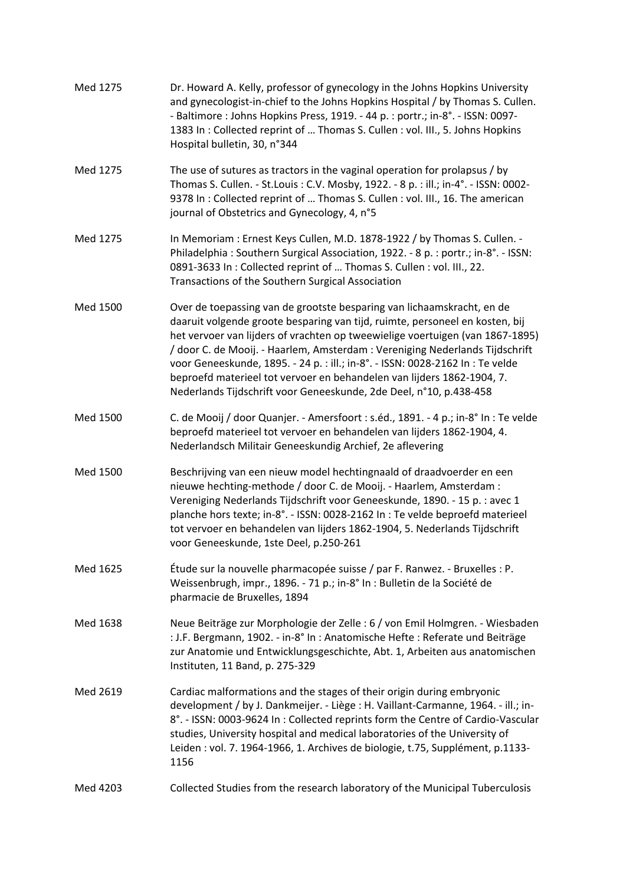| | |
|---|---|
| Med 1275 | Dr. Howard A. Kelly, professor of gynecology in the Johns Hopkins University and gynecologist-in-chief to the Johns Hopkins Hospital / by Thomas S. Cullen. - Baltimore : Johns Hopkins Press, 1919. - 44 p. : portr.; in-8°. - ISSN: 0097-1383 In : Collected reprint of … Thomas S. Cullen : vol. III., 5. Johns Hopkins Hospital bulletin, 30, n°344 |
| Med 1275 | The use of sutures as tractors in the vaginal operation for prolapsus / by Thomas S. Cullen. - St.Louis : C.V. Mosby, 1922. - 8 p. : ill.; in-4°. - ISSN: 0002-9378 In : Collected reprint of … Thomas S. Cullen : vol. III., 16. The american journal of Obstetrics and Gynecology, 4, n°5 |
| Med 1275 | In Memoriam : Ernest Keys Cullen, M.D. 1878-1922 / by Thomas S. Cullen. - Philadelphia : Southern Surgical Association, 1922. - 8 p. : portr.; in-8°. - ISSN: 0891-3633 In : Collected reprint of … Thomas S. Cullen : vol. III., 22. Transactions of the Southern Surgical Association |
| Med 1500 | Over de toepassing van de grootste besparing van lichaamskracht, en de daaruit volgende groote besparing van tijd, ruimte, personeel en kosten, bij het vervoer van lijders of vrachten op tweewielige voertuigen (van 1867-1895) / door C. de Mooij. - Haarlem, Amsterdam : Vereniging Nederlands Tijdschrift voor Geneeskunde, 1895. - 24 p. : ill.; in-8°. - ISSN: 0028-2162 In : Te velde beproefd materieel tot vervoer en behandelen van lijders 1862-1904, 7. Nederlands Tijdschrift voor Geneeskunde, 2de Deel, n°10, p.438-458 |
| Med 1500 | C. de Mooij / door Quanjer. - Amersfoort : s.éd., 1891. - 4 p.; in-8° In : Te velde beproefd materieel tot vervoer en behandelen van lijders 1862-1904, 4. Nederlandsch Militair Geneeskundig Archief, 2e aflevering |
| Med 1500 | Beschrijving van een nieuw model hechtingnaald of draadvoerder en een nieuwe hechting-methode / door C. de Mooij. - Haarlem, Amsterdam : Vereniging Nederlands Tijdschrift voor Geneeskunde, 1890. - 15 p. : avec 1 planche hors texte; in-8°. - ISSN: 0028-2162 In : Te velde beproefd materieel tot vervoer en behandelen van lijders 1862-1904, 5. Nederlands Tijdschrift voor Geneeskunde, 1ste Deel, p.250-261 |
| Med 1625 | Étude sur la nouvelle pharmacopée suisse / par F. Ranwez. - Bruxelles : P. Weissenbrugh, impr., 1896. - 71 p.; in-8° In : Bulletin de la Société de pharmacie de Bruxelles, 1894 |
| Med 1638 | Neue Beiträge zur Morphologie der Zelle : 6 / von Emil Holmgren. - Wiesbaden : J.F. Bergmann, 1902. - in-8° In : Anatomische Hefte : Referate und Beiträge zur Anatomie und Entwicklungsgeschichte, Abt. 1, Arbeiten aus anatomischen Instituten, 11 Band, p. 275-329 |
| Med 2619 | Cardiac malformations and the stages of their origin during embryonic development / by J. Dankmeijer. - Liège : H. Vaillant-Carmanne, 1964. - ill.; in-8°. - ISSN: 0003-9624 In : Collected reprints form the Centre of Cardio-Vascular studies, University hospital and medical laboratories of the University of Leiden : vol. 7. 1964-1966, 1. Archives de biologie, t.75, Supplément, p.1133-1156 |
| Med 4203 | Collected Studies from the research laboratory of the Municipal Tuberculosis |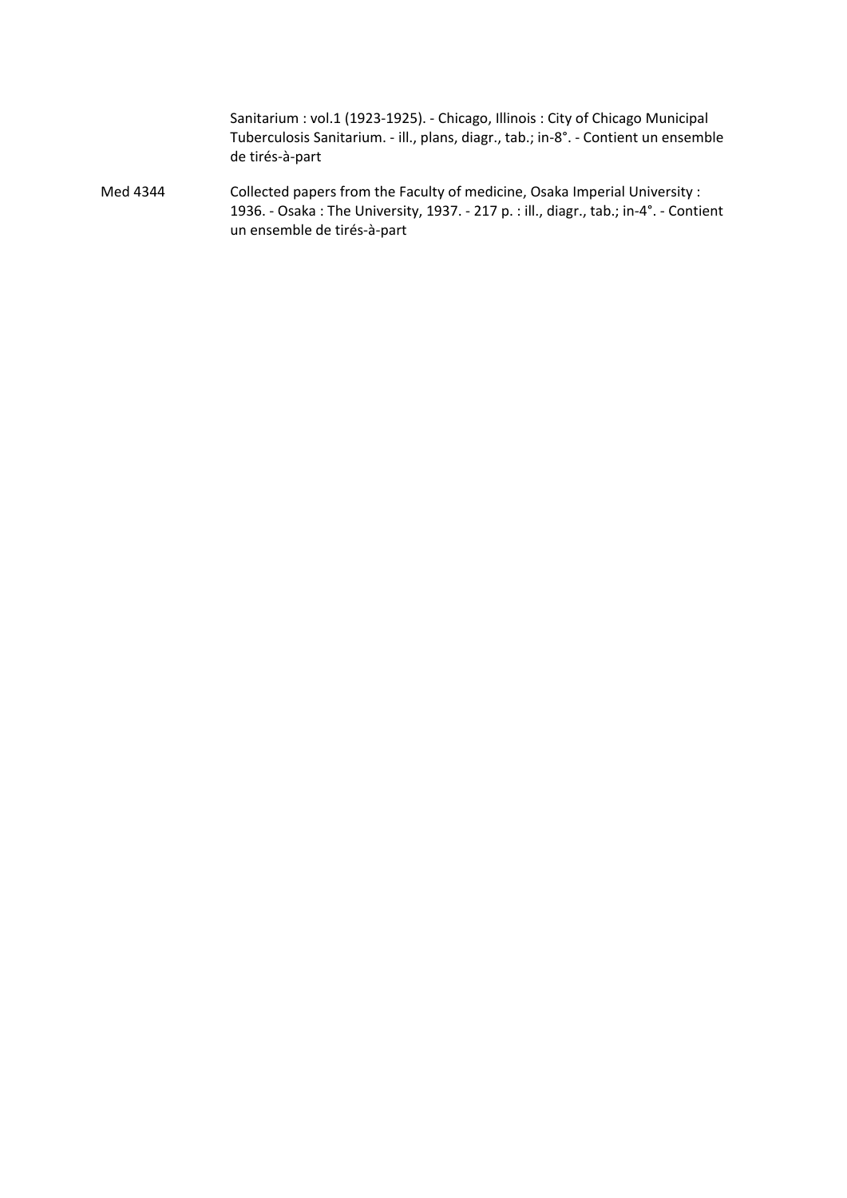Sanitarium : vol.1 (1923-1925). - Chicago, Illinois : City of Chicago Municipal Tuberculosis Sanitarium. - ill., plans, diagr., tab.; in-8°. - Contient un ensemble de tirés-à-part

Med 4344 Collected papers from the Faculty of medicine, Osaka Imperial University : 1936. - Osaka : The University, 1937. - 217 p. : ill., diagr., tab.; in-4°. - Contient un ensemble de tirés-à-part